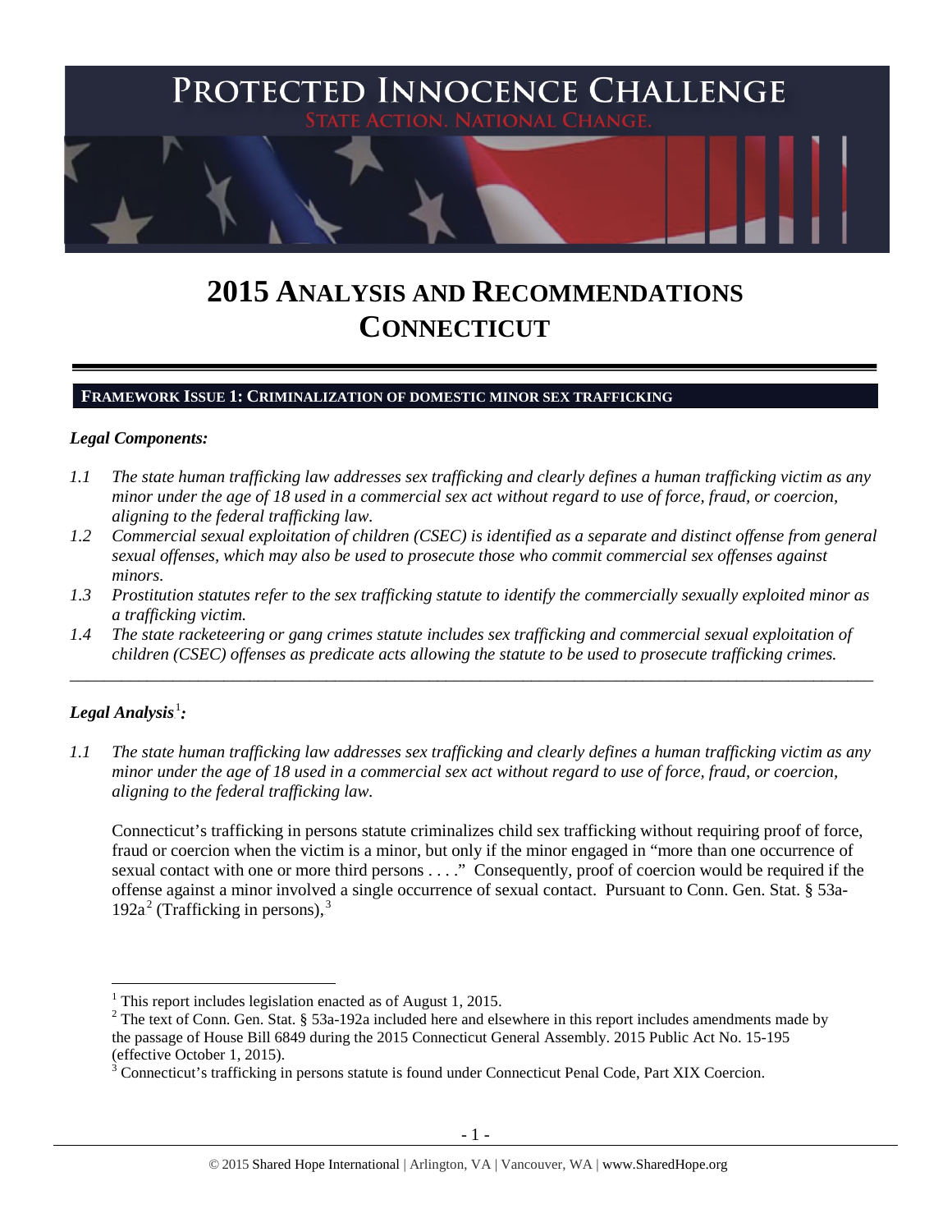# PROTECTED INNOCENCE CHALLENGE

STATE ACTION. NATIONAL CHANGE.

# 2015 ANALYSIS AND RECOMMENDATIONS CONNECTICUT

## FRAMEWORK ISSUE 1: CRIMINALIZATION OF DOMESTIC MINOR SEX TRAFFICKING

### *Legal Components:*

*1.1 The state human trafficking law addresses sex trafficking and clearly defines a human trafficking victim as any minor under the age of 18 used in a commercial sex act without regard to use of force, fraud, or coercion, aligning to the federal trafficking law.*

*1.2 Commercial sexual exploitation of children (CSEC) is identified as a separate and distinct offense from general sexual offenses, which may also be used to prosecute those who commit commercial sex offenses against minors.*

*1.3 Prostitution statutes refer to the sex trafficking statute to identify the commercially sexually exploited minor as a trafficking victim.*

*1.4 The state racketeering or gang crimes statute includes sex trafficking and commercial sexual exploitation of children (CSEC) offenses as predicate acts allowing the statute to be used to prosecute trafficking crimes.*

---

### *Legal Analysis*[1]*:*

*1.1 The state human trafficking law addresses sex trafficking and clearly defines a human trafficking victim as any minor under the age of 18 used in a commercial sex act without regard to use of force, fraud, or coercion, aligning to the federal trafficking law.*

Connecticut's trafficking in persons statute criminalizes child sex trafficking without requiring proof of force, fraud or coercion when the victim is a minor, but only if the minor engaged in "more than one occurrence of sexual contact with one or more third persons . . . ." Consequently, proof of coercion would be required if the offense against a minor involved a single occurrence of sexual contact. Pursuant to Conn. Gen. Stat. § 53a-192a[2] (Trafficking in persons),[3]

---

[1] This report includes legislation enacted as of August 1, 2015.

[2] The text of Conn. Gen. Stat. § 53a-192a included here and elsewhere in this report includes amendments made by the passage of House Bill 6849 during the 2015 Connecticut General Assembly. 2015 Public Act No. 15-195 (effective October 1, 2015).

[3] Connecticut's trafficking in persons statute is found under Connecticut Penal Code, Part XIX Coercion.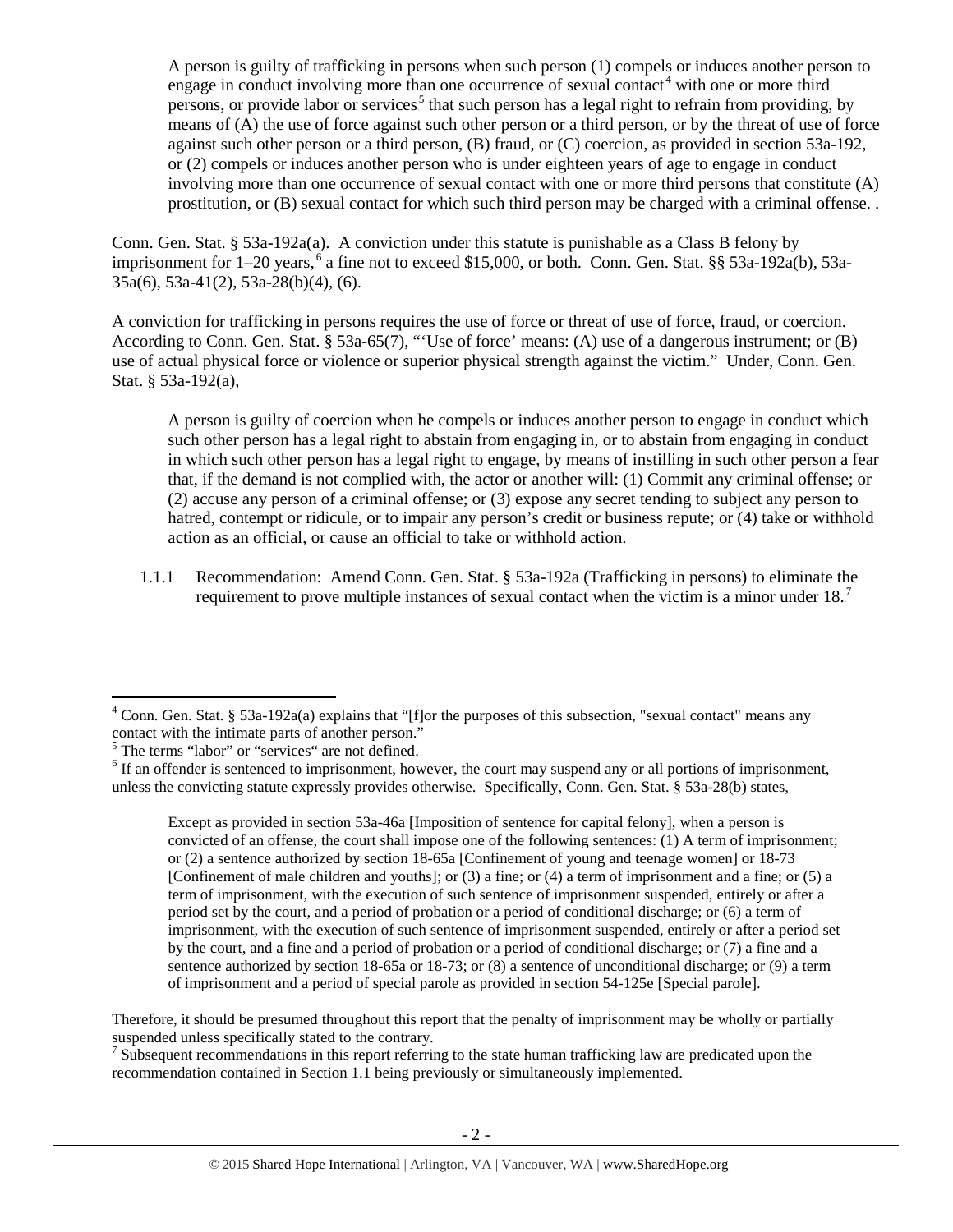> A person is guilty of trafficking in persons when such person (1) compels or induces another person to engage in conduct involving more than one occurrence of sexual contact[4] with one or more third persons, or provide labor or services[5] that such person has a legal right to refrain from providing, by means of (A) the use of force against such other person or a third person, or by the threat of use of force against such other person or a third person, (B) fraud, or (C) coercion, as provided in section 53a-192, or (2) compels or induces another person who is under eighteen years of age to engage in conduct involving more than one occurrence of sexual contact with one or more third persons that constitute (A) prostitution, or (B) sexual contact for which such third person may be charged with a criminal offense. .

Conn. Gen. Stat. § 53a-192a(a). A conviction under this statute is punishable as a Class B felony by imprisonment for 1–20 years,[6] a fine not to exceed $15,000, or both. Conn. Gen. Stat. §§ 53a-192a(b), 53a-35a(6), 53a-41(2), 53a-28(b)(4), (6).

A conviction for trafficking in persons requires the use of force or threat of use of force, fraud, or coercion. According to Conn. Gen. Stat. § 53a-65(7), "'Use of force' means: (A) use of a dangerous instrument; or (B) use of actual physical force or violence or superior physical strength against the victim." Under, Conn. Gen. Stat. § 53a-192(a),

> A person is guilty of coercion when he compels or induces another person to engage in conduct which such other person has a legal right to abstain from engaging in, or to abstain from engaging in conduct in which such other person has a legal right to engage, by means of instilling in such other person a fear that, if the demand is not complied with, the actor or another will: (1) Commit any criminal offense; or (2) accuse any person of a criminal offense; or (3) expose any secret tending to subject any person to hatred, contempt or ridicule, or to impair any person's credit or business repute; or (4) take or withhold action as an official, or cause an official to take or withhold action.

1.1.1 Recommendation: Amend Conn. Gen. Stat. § 53a-192a (Trafficking in persons) to eliminate the requirement to prove multiple instances of sexual contact when the victim is a minor under 18.[7]

---

[4] Conn. Gen. Stat. § 53a-192a(a) explains that "[f]or the purposes of this subsection, "sexual contact" means any contact with the intimate parts of another person."

[5] The terms "labor" or "services" are not defined.

[6] If an offender is sentenced to imprisonment, however, the court may suspend any or all portions of imprisonment, unless the convicting statute expressly provides otherwise. Specifically, Conn. Gen. Stat. § 53a-28(b) states,

> Except as provided in section 53a-46a [Imposition of sentence for capital felony], when a person is convicted of an offense, the court shall impose one of the following sentences: (1) A term of imprisonment; or (2) a sentence authorized by section 18-65a [Confinement of young and teenage women] or 18-73 [Confinement of male children and youths]; or (3) a fine; or (4) a term of imprisonment and a fine; or (5) a term of imprisonment, with the execution of such sentence of imprisonment suspended, entirely or after a period set by the court, and a period of probation or a period of conditional discharge; or (6) a term of imprisonment, with the execution of such sentence of imprisonment suspended, entirely or after a period set by the court, and a fine and a period of probation or a period of conditional discharge; or (7) a fine and a sentence authorized by section 18-65a or 18-73; or (8) a sentence of unconditional discharge; or (9) a term of imprisonment and a period of special parole as provided in section 54-125e [Special parole].

Therefore, it should be presumed throughout this report that the penalty of imprisonment may be wholly or partially suspended unless specifically stated to the contrary.

[7] Subsequent recommendations in this report referring to the state human trafficking law are predicated upon the recommendation contained in Section 1.1 being previously or simultaneously implemented.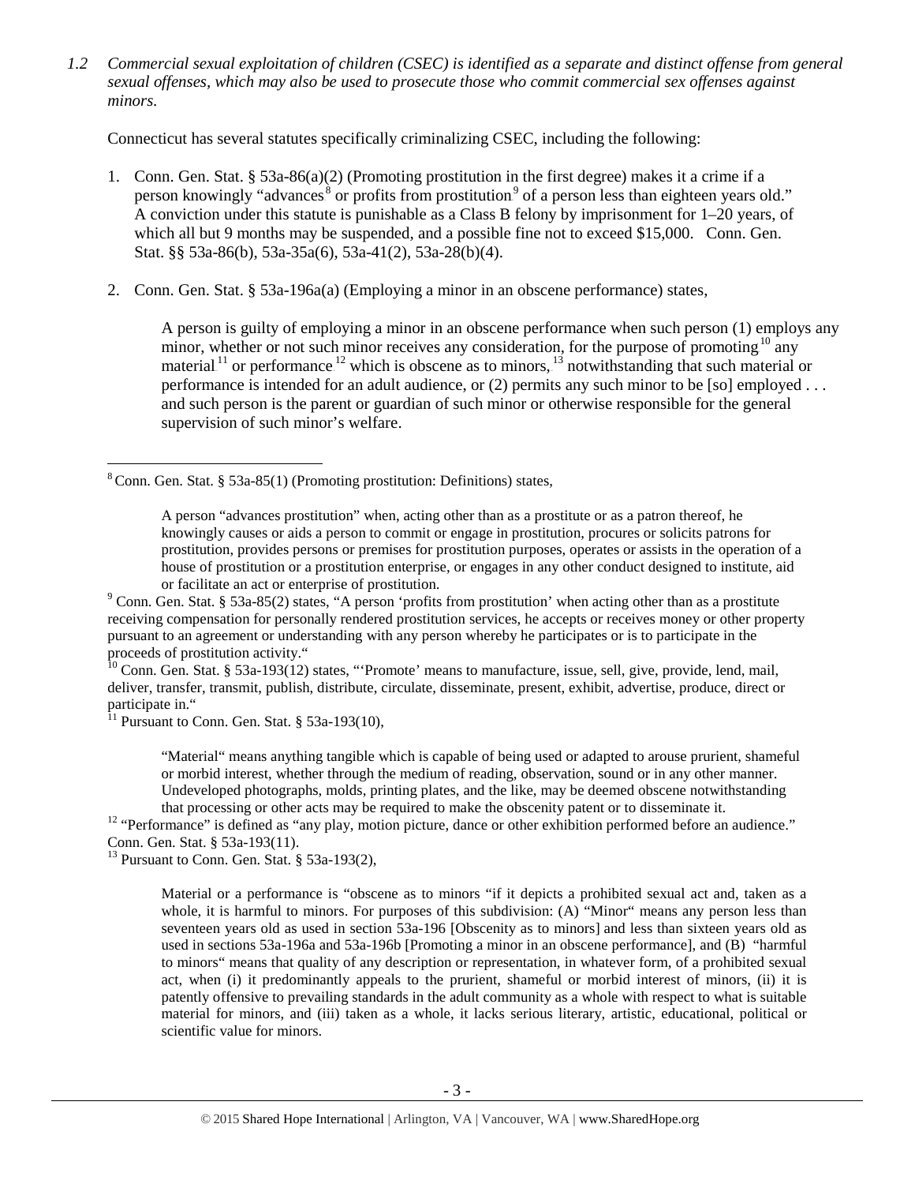*1.2 Commercial sexual exploitation of children (CSEC) is identified as a separate and distinct offense from general sexual offenses, which may also be used to prosecute those who commit commercial sex offenses against minors.*

Connecticut has several statutes specifically criminalizing CSEC, including the following:

1. Conn. Gen. Stat. § 53a-86(a)(2) (Promoting prostitution in the first degree) makes it a crime if a person knowingly "advances[8] or profits from prostitution[9] of a person less than eighteen years old." A conviction under this statute is punishable as a Class B felony by imprisonment for 1–20 years, of which all but 9 months may be suspended, and a possible fine not to exceed $15,000. Conn. Gen. Stat. §§ 53a-86(b), 53a-35a(6), 53a-41(2), 53a-28(b)(4).

2. Conn. Gen. Stat. § 53a-196a(a) (Employing a minor in an obscene performance) states,

   > A person is guilty of employing a minor in an obscene performance when such person (1) employs any minor, whether or not such minor receives any consideration, for the purpose of promoting[10] any material[11] or performance[12] which is obscene as to minors,[13] notwithstanding that such material or performance is intended for an adult audience, or (2) permits any such minor to be [so] employed . . . and such person is the parent or guardian of such minor or otherwise responsible for the general supervision of such minor's welfare.

---

[8] Conn. Gen. Stat. § 53a-85(1) (Promoting prostitution: Definitions) states,

> A person "advances prostitution" when, acting other than as a prostitute or as a patron thereof, he knowingly causes or aids a person to commit or engage in prostitution, procures or solicits patrons for prostitution, provides persons or premises for prostitution purposes, operates or assists in the operation of a house of prostitution or a prostitution enterprise, or engages in any other conduct designed to institute, aid or facilitate an act or enterprise of prostitution.

[9] Conn. Gen. Stat. § 53a-85(2) states, "A person 'profits from prostitution' when acting other than as a prostitute receiving compensation for personally rendered prostitution services, he accepts or receives money or other property pursuant to an agreement or understanding with any person whereby he participates or is to participate in the proceeds of prostitution activity."

[10] Conn. Gen. Stat. § 53a-193(12) states, "'Promote' means to manufacture, issue, sell, give, provide, lend, mail, deliver, transfer, transmit, publish, distribute, circulate, disseminate, present, exhibit, advertise, produce, direct or participate in."

[11] Pursuant to Conn. Gen. Stat. § 53a-193(10),

> "Material" means anything tangible which is capable of being used or adapted to arouse prurient, shameful or morbid interest, whether through the medium of reading, observation, sound or in any other manner. Undeveloped photographs, molds, printing plates, and the like, may be deemed obscene notwithstanding that processing or other acts may be required to make the obscenity patent or to disseminate it.

[12] "Performance" is defined as "any play, motion picture, dance or other exhibition performed before an audience." Conn. Gen. Stat. § 53a-193(11).

[13] Pursuant to Conn. Gen. Stat. § 53a-193(2),

> Material or a performance is "obscene as to minors "if it depicts a prohibited sexual act and, taken as a whole, it is harmful to minors. For purposes of this subdivision: (A) "Minor" means any person less than seventeen years old as used in section 53a-196 [Obscenity as to minors] and less than sixteen years old as used in sections 53a-196a and 53a-196b [Promoting a minor in an obscene performance], and (B) "harmful to minors" means that quality of any description or representation, in whatever form, of a prohibited sexual act, when (i) it predominantly appeals to the prurient, shameful or morbid interest of minors, (ii) it is patently offensive to prevailing standards in the adult community as a whole with respect to what is suitable material for minors, and (iii) taken as a whole, it lacks serious literary, artistic, educational, political or scientific value for minors.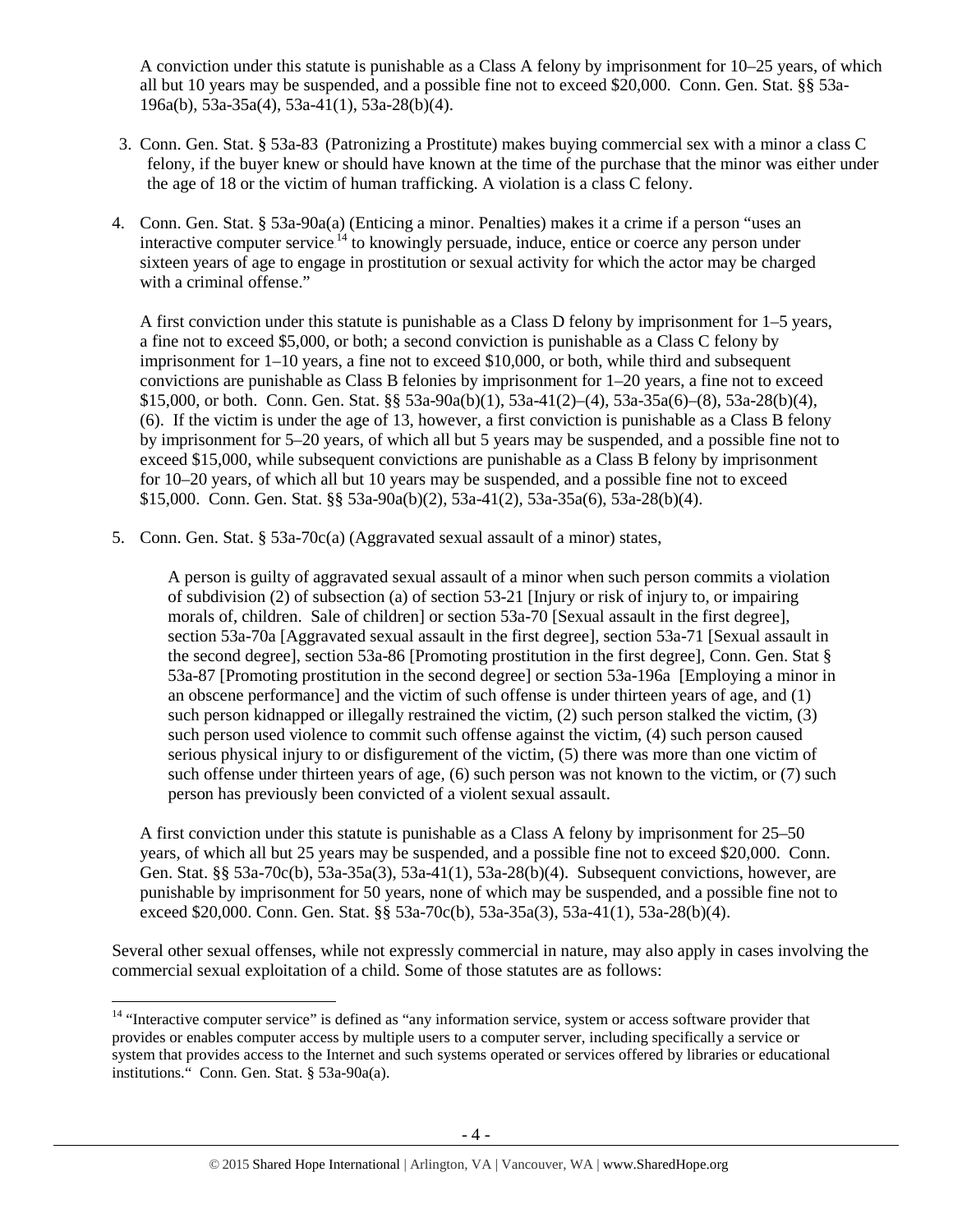A conviction under this statute is punishable as a Class A felony by imprisonment for 10–25 years, of which all but 10 years may be suspended, and a possible fine not to exceed $20,000. Conn. Gen. Stat. §§ 53a-196a(b), 53a-35a(4), 53a-41(1), 53a-28(b)(4).

3. Conn. Gen. Stat. § 53a-83 (Patronizing a Prostitute) makes buying commercial sex with a minor a class C felony, if the buyer knew or should have known at the time of the purchase that the minor was either under the age of 18 or the victim of human trafficking. A violation is a class C felony.

4. Conn. Gen. Stat. § 53a-90a(a) (Enticing a minor. Penalties) makes it a crime if a person "uses an interactive computer service[14] to knowingly persuade, induce, entice or coerce any person under sixteen years of age to engage in prostitution or sexual activity for which the actor may be charged with a criminal offense."

   A first conviction under this statute is punishable as a Class D felony by imprisonment for 1–5 years, a fine not to exceed $5,000, or both; a second conviction is punishable as a Class C felony by imprisonment for 1–10 years, a fine not to exceed $10,000, or both, while third and subsequent convictions are punishable as Class B felonies by imprisonment for 1–20 years, a fine not to exceed $15,000, or both. Conn. Gen. Stat. §§ 53a-90a(b)(1), 53a-41(2)–(4), 53a-35a(6)–(8), 53a-28(b)(4), (6). If the victim is under the age of 13, however, a first conviction is punishable as a Class B felony by imprisonment for 5–20 years, of which all but 5 years may be suspended, and a possible fine not to exceed $15,000, while subsequent convictions are punishable as a Class B felony by imprisonment for 10–20 years, of which all but 10 years may be suspended, and a possible fine not to exceed $15,000. Conn. Gen. Stat. §§ 53a-90a(b)(2), 53a-41(2), 53a-35a(6), 53a-28(b)(4).

5. Conn. Gen. Stat. § 53a-70c(a) (Aggravated sexual assault of a minor) states,

   > A person is guilty of aggravated sexual assault of a minor when such person commits a violation of subdivision (2) of subsection (a) of section 53-21 [Injury or risk of injury to, or impairing morals of, children. Sale of children] or section 53a-70 [Sexual assault in the first degree], section 53a-70a [Aggravated sexual assault in the first degree], section 53a-71 [Sexual assault in the second degree], section 53a-86 [Promoting prostitution in the first degree], Conn. Gen. Stat § 53a-87 [Promoting prostitution in the second degree] or section 53a-196a [Employing a minor in an obscene performance] and the victim of such offense is under thirteen years of age, and (1) such person kidnapped or illegally restrained the victim, (2) such person stalked the victim, (3) such person used violence to commit such offense against the victim, (4) such person caused serious physical injury to or disfigurement of the victim, (5) there was more than one victim of such offense under thirteen years of age, (6) such person was not known to the victim, or (7) such person has previously been convicted of a violent sexual assault.

   A first conviction under this statute is punishable as a Class A felony by imprisonment for 25–50 years, of which all but 25 years may be suspended, and a possible fine not to exceed $20,000. Conn. Gen. Stat. §§ 53a-70c(b), 53a-35a(3), 53a-41(1), 53a-28(b)(4). Subsequent convictions, however, are punishable by imprisonment for 50 years, none of which may be suspended, and a possible fine not to exceed $20,000. Conn. Gen. Stat. §§ 53a-70c(b), 53a-35a(3), 53a-41(1), 53a-28(b)(4).

Several other sexual offenses, while not expressly commercial in nature, may also apply in cases involving the commercial sexual exploitation of a child. Some of those statutes are as follows:

---

[14] "Interactive computer service" is defined as "any information service, system or access software provider that provides or enables computer access by multiple users to a computer server, including specifically a service or system that provides access to the Internet and such systems operated or services offered by libraries or educational institutions." Conn. Gen. Stat. § 53a-90a(a).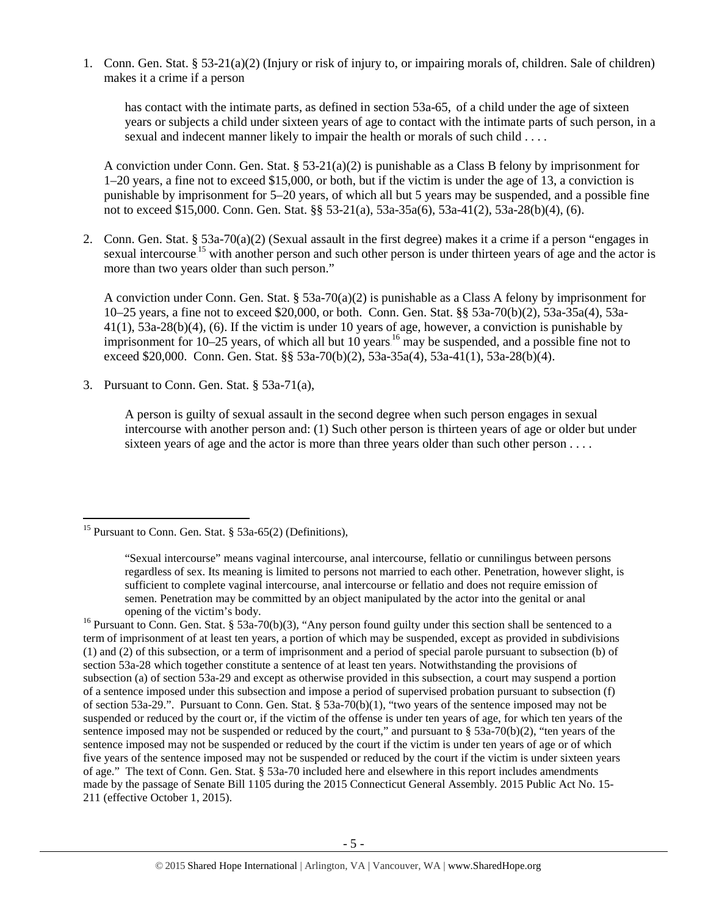1. Conn. Gen. Stat. § 53-21(a)(2) (Injury or risk of injury to, or impairing morals of, children. Sale of children) makes it a crime if a person

   > has contact with the intimate parts, as defined in section 53a-65, of a child under the age of sixteen years or subjects a child under sixteen years of age to contact with the intimate parts of such person, in a sexual and indecent manner likely to impair the health or morals of such child . . . .

   A conviction under Conn. Gen. Stat. § 53-21(a)(2) is punishable as a Class B felony by imprisonment for 1–20 years, a fine not to exceed $15,000, or both, but if the victim is under the age of 13, a conviction is punishable by imprisonment for 5–20 years, of which all but 5 years may be suspended, and a possible fine not to exceed $15,000. Conn. Gen. Stat. §§ 53-21(a), 53a-35a(6), 53a-41(2), 53a-28(b)(4), (6).

2. Conn. Gen. Stat. § 53a-70(a)(2) (Sexual assault in the first degree) makes it a crime if a person "engages in sexual intercourse[15] with another person and such other person is under thirteen years of age and the actor is more than two years older than such person."

   A conviction under Conn. Gen. Stat. § 53a-70(a)(2) is punishable as a Class A felony by imprisonment for 10–25 years, a fine not to exceed $20,000, or both. Conn. Gen. Stat. §§ 53a-70(b)(2), 53a-35a(4), 53a-41(1), 53a-28(b)(4), (6). If the victim is under 10 years of age, however, a conviction is punishable by imprisonment for 10–25 years, of which all but 10 years[16] may be suspended, and a possible fine not to exceed $20,000. Conn. Gen. Stat. §§ 53a-70(b)(2), 53a-35a(4), 53a-41(1), 53a-28(b)(4).

3. Pursuant to Conn. Gen. Stat. § 53a-71(a),

   > A person is guilty of sexual assault in the second degree when such person engages in sexual intercourse with another person and: (1) Such other person is thirteen years of age or older but under sixteen years of age and the actor is more than three years older than such other person . . . .

---

[15] Pursuant to Conn. Gen. Stat. § 53a-65(2) (Definitions),

> "Sexual intercourse" means vaginal intercourse, anal intercourse, fellatio or cunnilingus between persons regardless of sex. Its meaning is limited to persons not married to each other. Penetration, however slight, is sufficient to complete vaginal intercourse, anal intercourse or fellatio and does not require emission of semen. Penetration may be committed by an object manipulated by the actor into the genital or anal opening of the victim's body.

[16] Pursuant to Conn. Gen. Stat. § 53a-70(b)(3), "Any person found guilty under this section shall be sentenced to a term of imprisonment of at least ten years, a portion of which may be suspended, except as provided in subdivisions (1) and (2) of this subsection, or a term of imprisonment and a period of special parole pursuant to subsection (b) of section 53a-28 which together constitute a sentence of at least ten years. Notwithstanding the provisions of subsection (a) of section 53a-29 and except as otherwise provided in this subsection, a court may suspend a portion of a sentence imposed under this subsection and impose a period of supervised probation pursuant to subsection (f) of section 53a-29.". Pursuant to Conn. Gen. Stat. § 53a-70(b)(1), "two years of the sentence imposed may not be suspended or reduced by the court or, if the victim of the offense is under ten years of age, for which ten years of the sentence imposed may not be suspended or reduced by the court," and pursuant to § 53a-70(b)(2), "ten years of the sentence imposed may not be suspended or reduced by the court if the victim is under ten years of age or of which five years of the sentence imposed may not be suspended or reduced by the court if the victim is under sixteen years of age." The text of Conn. Gen. Stat. § 53a-70 included here and elsewhere in this report includes amendments made by the passage of Senate Bill 1105 during the 2015 Connecticut General Assembly. 2015 Public Act No. 15-211 (effective October 1, 2015).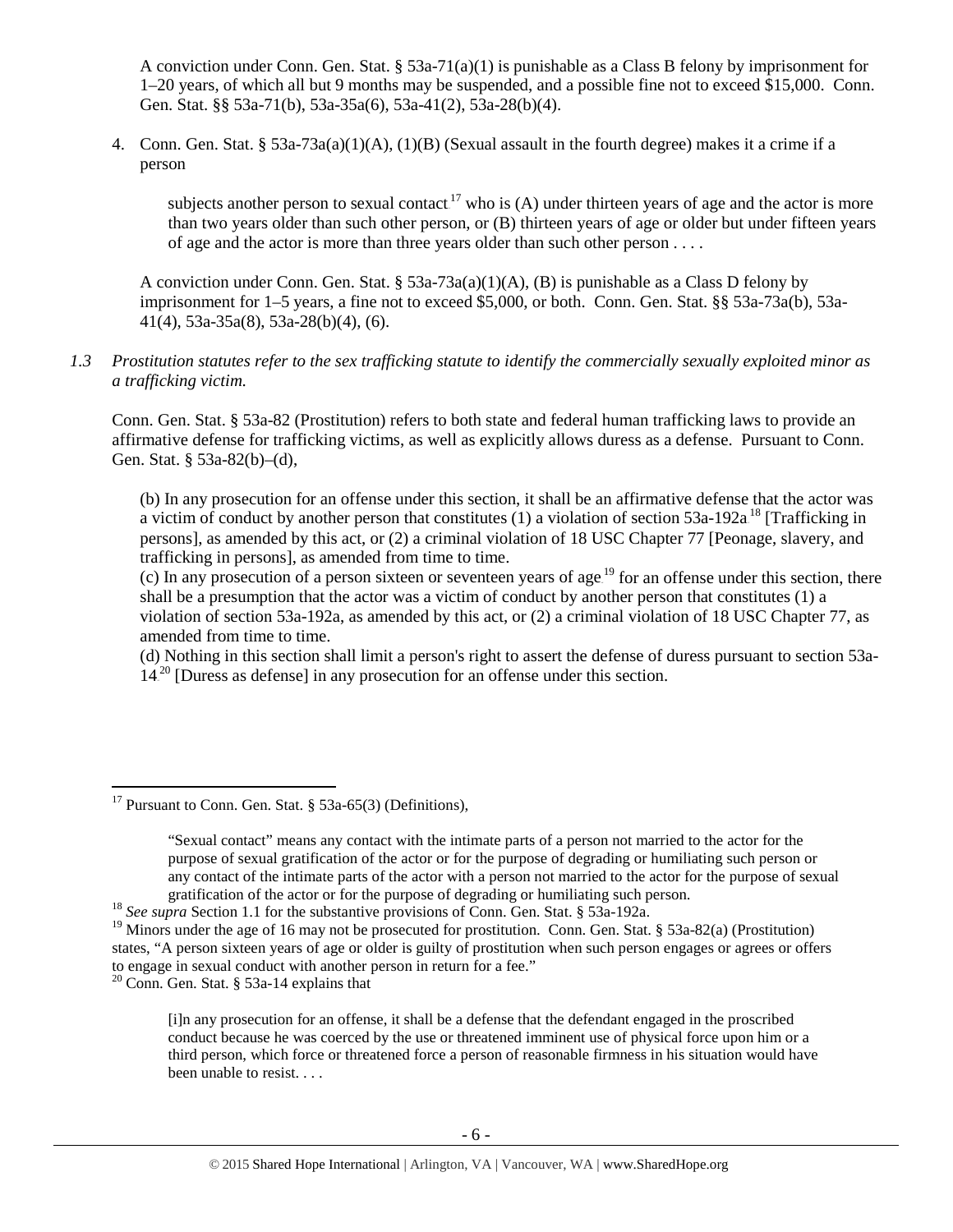A conviction under Conn. Gen. Stat. § 53a-71(a)(1) is punishable as a Class B felony by imprisonment for 1–20 years, of which all but 9 months may be suspended, and a possible fine not to exceed $15,000. Conn. Gen. Stat. §§ 53a-71(b), 53a-35a(6), 53a-41(2), 53a-28(b)(4).

4. Conn. Gen. Stat. § 53a-73a(a)(1)(A), (1)(B) (Sexual assault in the fourth degree) makes it a crime if a person

> subjects another person to sexual contact[17] who is (A) under thirteen years of age and the actor is more than two years older than such other person, or (B) thirteen years of age or older but under fifteen years of age and the actor is more than three years older than such other person . . . .

A conviction under Conn. Gen. Stat. § 53a-73a(a)(1)(A), (B) is punishable as a Class D felony by imprisonment for 1–5 years, a fine not to exceed $5,000, or both. Conn. Gen. Stat. §§ 53a-73a(b), 53a-41(4), 53a-35a(8), 53a-28(b)(4), (6).

*1.3 Prostitution statutes refer to the sex trafficking statute to identify the commercially sexually exploited minor as a trafficking victim.*

Conn. Gen. Stat. § 53a-82 (Prostitution) refers to both state and federal human trafficking laws to provide an affirmative defense for trafficking victims, as well as explicitly allows duress as a defense. Pursuant to Conn. Gen. Stat. § 53a-82(b)–(d),

> (b) In any prosecution for an offense under this section, it shall be an affirmative defense that the actor was a victim of conduct by another person that constitutes (1) a violation of section 53a-192a[18] [Trafficking in persons], as amended by this act, or (2) a criminal violation of 18 USC Chapter 77 [Peonage, slavery, and trafficking in persons], as amended from time to time.
> (c) In any prosecution of a person sixteen or seventeen years of age[19] for an offense under this section, there shall be a presumption that the actor was a victim of conduct by another person that constitutes (1) a violation of section 53a-192a, as amended by this act, or (2) a criminal violation of 18 USC Chapter 77, as amended from time to time.
> (d) Nothing in this section shall limit a person's right to assert the defense of duress pursuant to section 53a-14[20] [Duress as defense] in any prosecution for an offense under this section.

---

[17] Pursuant to Conn. Gen. Stat. § 53a-65(3) (Definitions),

> "Sexual contact" means any contact with the intimate parts of a person not married to the actor for the purpose of sexual gratification of the actor or for the purpose of degrading or humiliating such person or any contact of the intimate parts of the actor with a person not married to the actor for the purpose of sexual gratification of the actor or for the purpose of degrading or humiliating such person.

[18] *See supra* Section 1.1 for the substantive provisions of Conn. Gen. Stat. § 53a-192a.

[19] Minors under the age of 16 may not be prosecuted for prostitution. Conn. Gen. Stat. § 53a-82(a) (Prostitution) states, "A person sixteen years of age or older is guilty of prostitution when such person engages or agrees or offers to engage in sexual conduct with another person in return for a fee."

[20] Conn. Gen. Stat. § 53a-14 explains that

> [i]n any prosecution for an offense, it shall be a defense that the defendant engaged in the proscribed conduct because he was coerced by the use or threatened imminent use of physical force upon him or a third person, which force or threatened force a person of reasonable firmness in his situation would have been unable to resist. . . .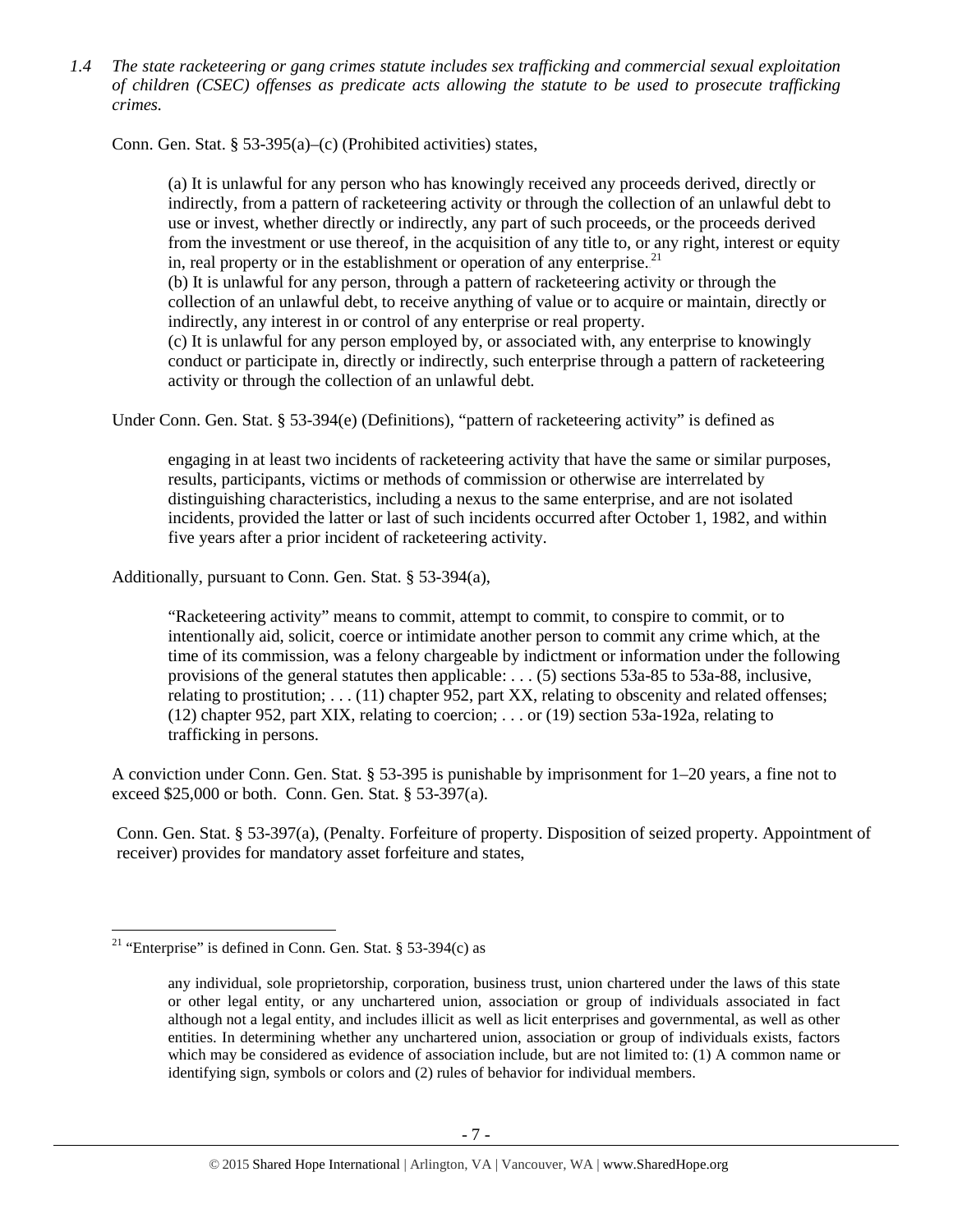*1.4 The state racketeering or gang crimes statute includes sex trafficking and commercial sexual exploitation of children (CSEC) offenses as predicate acts allowing the statute to be used to prosecute trafficking crimes.*

Conn. Gen. Stat. § 53-395(a)–(c) (Prohibited activities) states,

> (a) It is unlawful for any person who has knowingly received any proceeds derived, directly or indirectly, from a pattern of racketeering activity or through the collection of an unlawful debt to use or invest, whether directly or indirectly, any part of such proceeds, or the proceeds derived from the investment or use thereof, in the acquisition of any title to, or any right, interest or equity in, real property or in the establishment or operation of any enterprise.[21]
> (b) It is unlawful for any person, through a pattern of racketeering activity or through the collection of an unlawful debt, to receive anything of value or to acquire or maintain, directly or indirectly, any interest in or control of any enterprise or real property.
> (c) It is unlawful for any person employed by, or associated with, any enterprise to knowingly conduct or participate in, directly or indirectly, such enterprise through a pattern of racketeering activity or through the collection of an unlawful debt.

Under Conn. Gen. Stat. § 53-394(e) (Definitions), "pattern of racketeering activity" is defined as

> engaging in at least two incidents of racketeering activity that have the same or similar purposes, results, participants, victims or methods of commission or otherwise are interrelated by distinguishing characteristics, including a nexus to the same enterprise, and are not isolated incidents, provided the latter or last of such incidents occurred after October 1, 1982, and within five years after a prior incident of racketeering activity.

Additionally, pursuant to Conn. Gen. Stat. § 53-394(a),

> "Racketeering activity" means to commit, attempt to commit, to conspire to commit, or to intentionally aid, solicit, coerce or intimidate another person to commit any crime which, at the time of its commission, was a felony chargeable by indictment or information under the following provisions of the general statutes then applicable: . . . (5) sections 53a-85 to 53a-88, inclusive, relating to prostitution; . . . (11) chapter 952, part XX, relating to obscenity and related offenses; (12) chapter 952, part XIX, relating to coercion; . . . or (19) section 53a-192a, relating to trafficking in persons.

A conviction under Conn. Gen. Stat. § 53-395 is punishable by imprisonment for 1–20 years, a fine not to exceed $25,000 or both. Conn. Gen. Stat. § 53-397(a).

Conn. Gen. Stat. § 53-397(a), (Penalty. Forfeiture of property. Disposition of seized property. Appointment of receiver) provides for mandatory asset forfeiture and states,

---

[21] "Enterprise" is defined in Conn. Gen. Stat. § 53-394(c) as

> any individual, sole proprietorship, corporation, business trust, union chartered under the laws of this state or other legal entity, or any unchartered union, association or group of individuals associated in fact although not a legal entity, and includes illicit as well as licit enterprises and governmental, as well as other entities. In determining whether any unchartered union, association or group of individuals exists, factors which may be considered as evidence of association include, but are not limited to: (1) A common name or identifying sign, symbols or colors and (2) rules of behavior for individual members.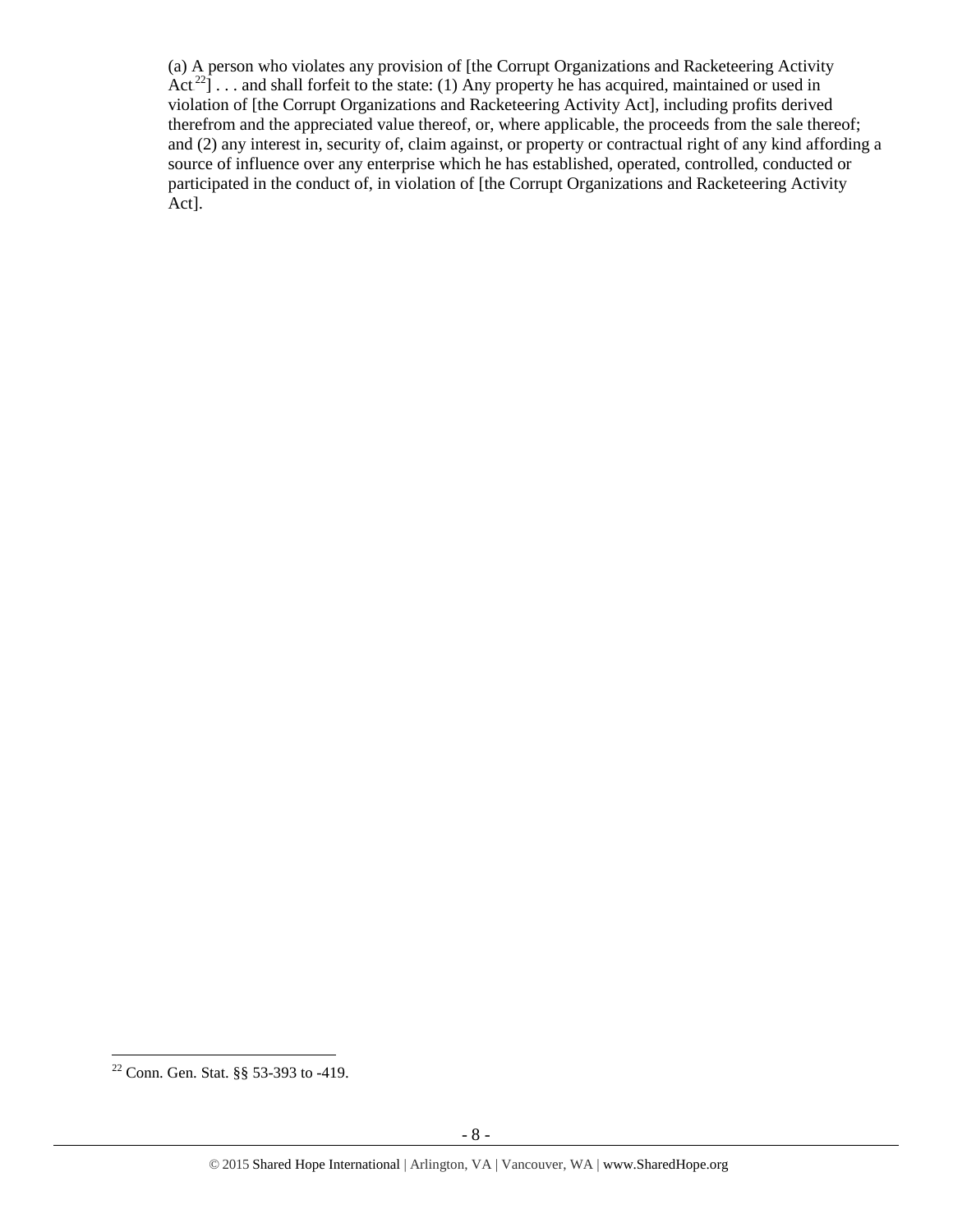(a) A person who violates any provision of [the Corrupt Organizations and Racketeering Activity Act[22]] . . . and shall forfeit to the state: (1) Any property he has acquired, maintained or used in violation of [the Corrupt Organizations and Racketeering Activity Act], including profits derived therefrom and the appreciated value thereof, or, where applicable, the proceeds from the sale thereof; and (2) any interest in, security of, claim against, or property or contractual right of any kind affording a source of influence over any enterprise which he has established, operated, controlled, conducted or participated in the conduct of, in violation of [the Corrupt Organizations and Racketeering Activity Act].

---

[22] Conn. Gen. Stat. §§ 53-393 to -419.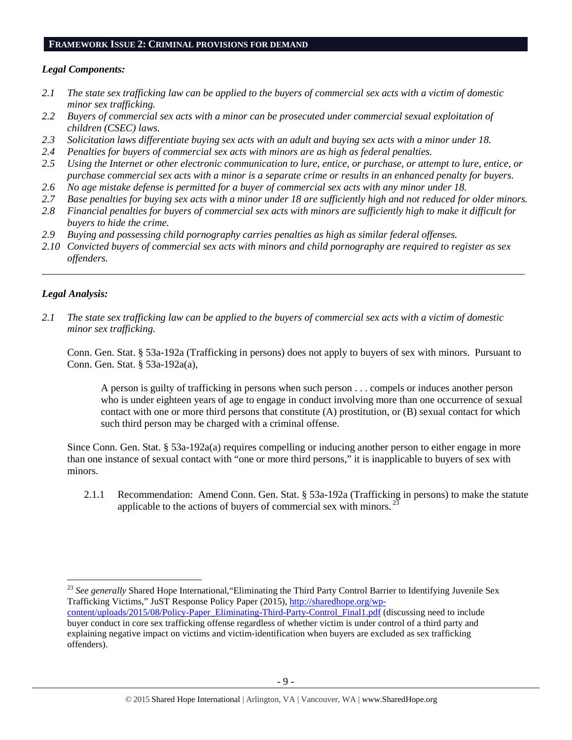## FRAMEWORK ISSUE 2: CRIMINAL PROVISIONS FOR DEMAND

### *Legal Components:*

*2.1 The state sex trafficking law can be applied to the buyers of commercial sex acts with a victim of domestic minor sex trafficking.*

*2.2 Buyers of commercial sex acts with a minor can be prosecuted under commercial sexual exploitation of children (CSEC) laws.*

*2.3 Solicitation laws differentiate buying sex acts with an adult and buying sex acts with a minor under 18.*

*2.4 Penalties for buyers of commercial sex acts with minors are as high as federal penalties.*

*2.5 Using the Internet or other electronic communication to lure, entice, or purchase, or attempt to lure, entice, or purchase commercial sex acts with a minor is a separate crime or results in an enhanced penalty for buyers.*

*2.6 No age mistake defense is permitted for a buyer of commercial sex acts with any minor under 18.*

*2.7 Base penalties for buying sex acts with a minor under 18 are sufficiently high and not reduced for older minors.*

*2.8 Financial penalties for buyers of commercial sex acts with minors are sufficiently high to make it difficult for buyers to hide the crime.*

*2.9 Buying and possessing child pornography carries penalties as high as similar federal offenses.*

*2.10 Convicted buyers of commercial sex acts with minors and child pornography are required to register as sex offenders.*

---

### *Legal Analysis:*

*2.1 The state sex trafficking law can be applied to the buyers of commercial sex acts with a victim of domestic minor sex trafficking.*

Conn. Gen. Stat. § 53a-192a (Trafficking in persons) does not apply to buyers of sex with minors. Pursuant to Conn. Gen. Stat. § 53a-192a(a),

> A person is guilty of trafficking in persons when such person . . . compels or induces another person who is under eighteen years of age to engage in conduct involving more than one occurrence of sexual contact with one or more third persons that constitute (A) prostitution, or (B) sexual contact for which such third person may be charged with a criminal offense.

Since Conn. Gen. Stat. § 53a-192a(a) requires compelling or inducing another person to either engage in more than one instance of sexual contact with "one or more third persons," it is inapplicable to buyers of sex with minors.

2.1.1 Recommendation: Amend Conn. Gen. Stat. § 53a-192a (Trafficking in persons) to make the statute applicable to the actions of buyers of commercial sex with minors.[23]

---

[23] *See generally* Shared Hope International, "Eliminating the Third Party Control Barrier to Identifying Juvenile Sex Trafficking Victims," JuST Response Policy Paper (2015), http://sharedhope.org/wp-content/uploads/2015/08/Policy-Paper_Eliminating-Third-Party-Control_Final1.pdf (discussing need to include buyer conduct in core sex trafficking offense regardless of whether victim is under control of a third party and explaining negative impact on victims and victim-identification when buyers are excluded as sex trafficking offenders).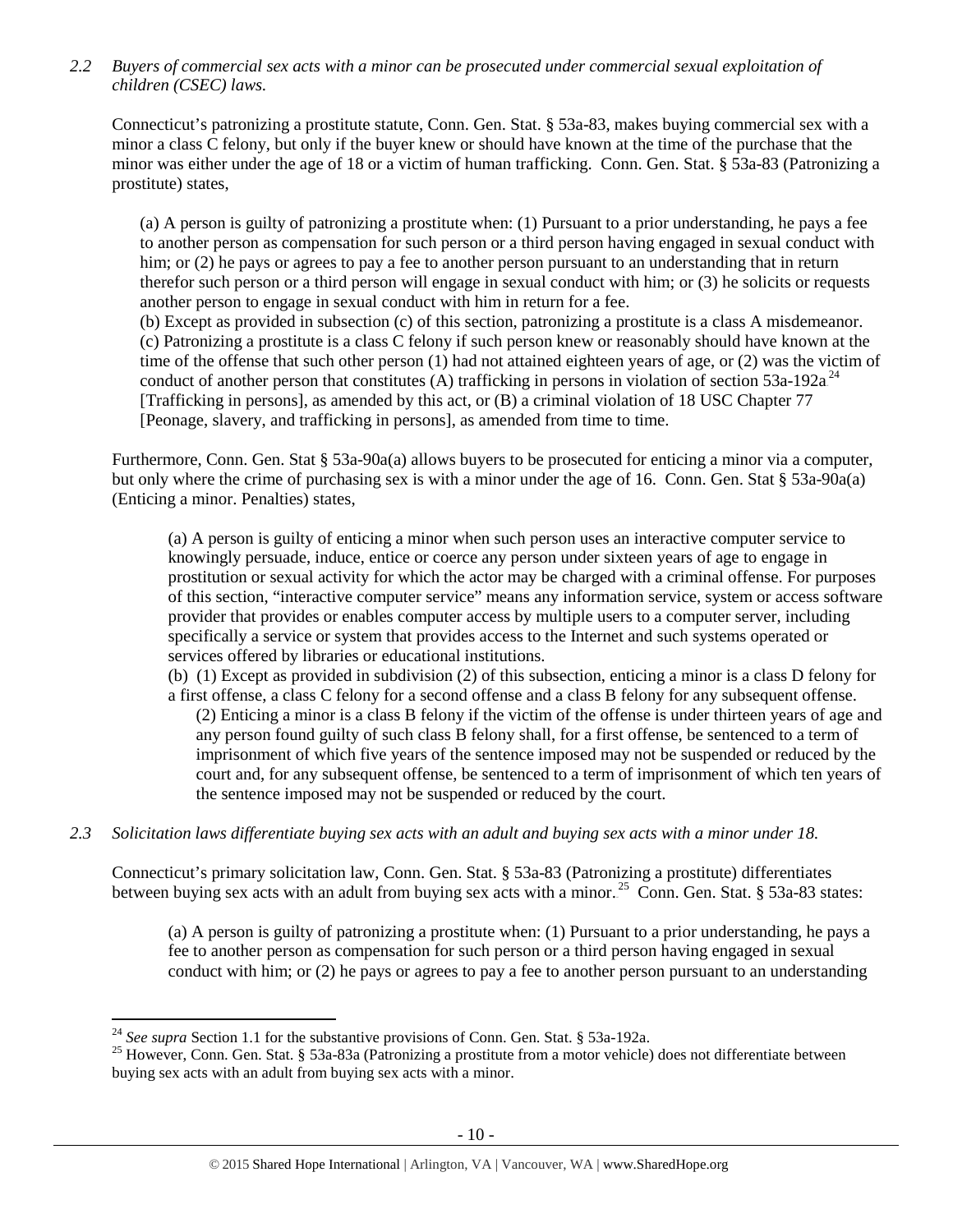*2.2 Buyers of commercial sex acts with a minor can be prosecuted under commercial sexual exploitation of children (CSEC) laws.*

Connecticut's patronizing a prostitute statute, Conn. Gen. Stat. § 53a-83, makes buying commercial sex with a minor a class C felony, but only if the buyer knew or should have known at the time of the purchase that the minor was either under the age of 18 or a victim of human trafficking. Conn. Gen. Stat. § 53a-83 (Patronizing a prostitute) states,

> (a) A person is guilty of patronizing a prostitute when: (1) Pursuant to a prior understanding, he pays a fee to another person as compensation for such person or a third person having engaged in sexual conduct with him; or (2) he pays or agrees to pay a fee to another person pursuant to an understanding that in return therefor such person or a third person will engage in sexual conduct with him; or (3) he solicits or requests another person to engage in sexual conduct with him in return for a fee.
> (b) Except as provided in subsection (c) of this section, patronizing a prostitute is a class A misdemeanor.
> (c) Patronizing a prostitute is a class C felony if such person knew or reasonably should have known at the time of the offense that such other person (1) had not attained eighteen years of age, or (2) was the victim of conduct of another person that constitutes (A) trafficking in persons in violation of section 53a-192a [24] [Trafficking in persons], as amended by this act, or (B) a criminal violation of 18 USC Chapter 77 [Peonage, slavery, and trafficking in persons], as amended from time to time.

Furthermore, Conn. Gen. Stat § 53a-90a(a) allows buyers to be prosecuted for enticing a minor via a computer, but only where the crime of purchasing sex is with a minor under the age of 16. Conn. Gen. Stat § 53a-90a(a) (Enticing a minor. Penalties) states,

> (a) A person is guilty of enticing a minor when such person uses an interactive computer service to knowingly persuade, induce, entice or coerce any person under sixteen years of age to engage in prostitution or sexual activity for which the actor may be charged with a criminal offense. For purposes of this section, "interactive computer service" means any information service, system or access software provider that provides or enables computer access by multiple users to a computer server, including specifically a service or system that provides access to the Internet and such systems operated or services offered by libraries or educational institutions.
> (b) (1) Except as provided in subdivision (2) of this subsection, enticing a minor is a class D felony for a first offense, a class C felony for a second offense and a class B felony for any subsequent offense.
>
> > (2) Enticing a minor is a class B felony if the victim of the offense is under thirteen years of age and any person found guilty of such class B felony shall, for a first offense, be sentenced to a term of imprisonment of which five years of the sentence imposed may not be suspended or reduced by the court and, for any subsequent offense, be sentenced to a term of imprisonment of which ten years of the sentence imposed may not be suspended or reduced by the court.

*2.3 Solicitation laws differentiate buying sex acts with an adult and buying sex acts with a minor under 18.*

Connecticut's primary solicitation law, Conn. Gen. Stat. § 53a-83 (Patronizing a prostitute) differentiates between buying sex acts with an adult from buying sex acts with a minor.[25] Conn. Gen. Stat. § 53a-83 states:

> (a) A person is guilty of patronizing a prostitute when: (1) Pursuant to a prior understanding, he pays a fee to another person as compensation for such person or a third person having engaged in sexual conduct with him; or (2) he pays or agrees to pay a fee to another person pursuant to an understanding

---

[24] *See supra* Section 1.1 for the substantive provisions of Conn. Gen. Stat. § 53a-192a.

[25] However, Conn. Gen. Stat. § 53a-83a (Patronizing a prostitute from a motor vehicle) does not differentiate between buying sex acts with an adult from buying sex acts with a minor.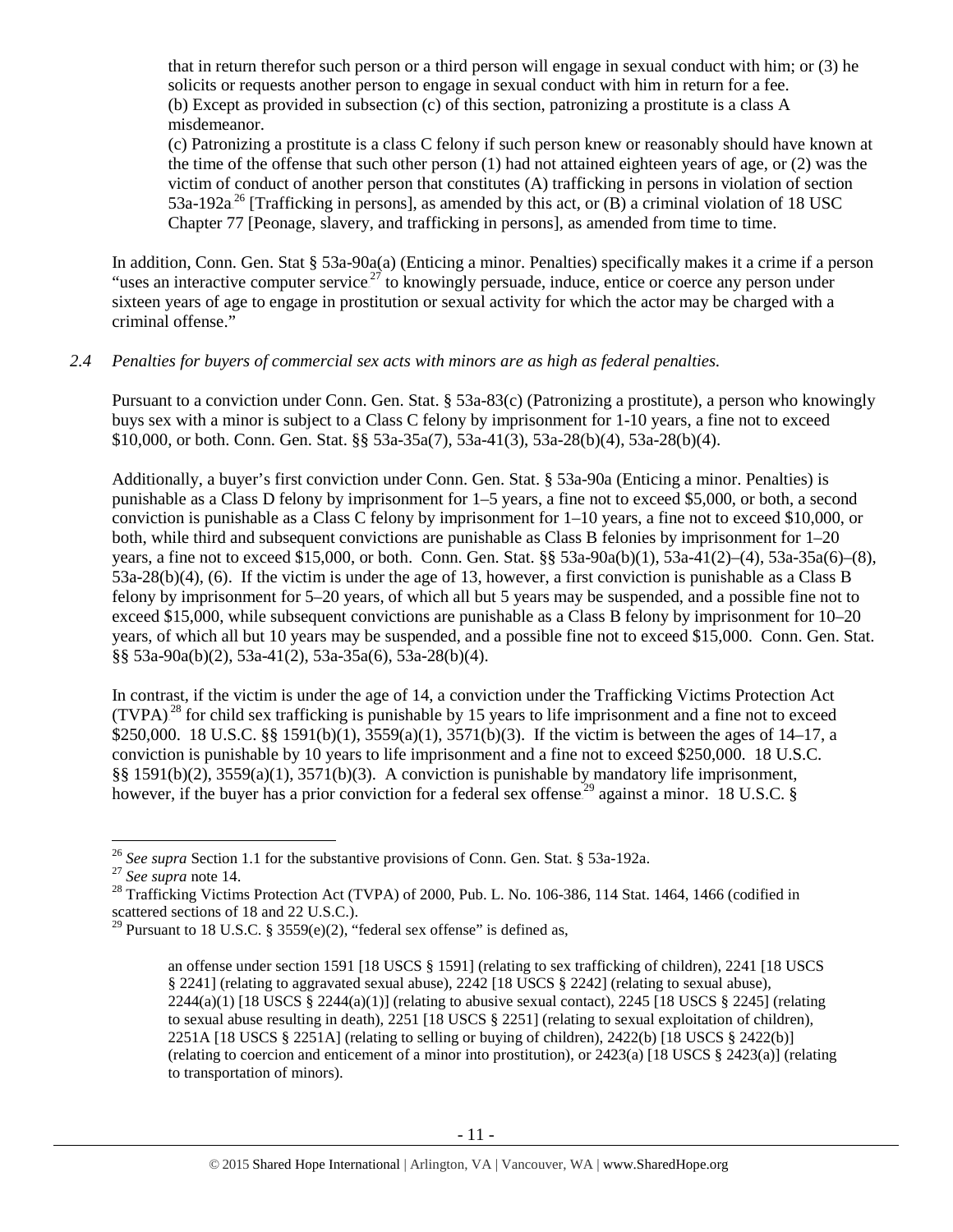that in return therefor such person or a third person will engage in sexual conduct with him; or (3) he solicits or requests another person to engage in sexual conduct with him in return for a fee.
(b) Except as provided in subsection (c) of this section, patronizing a prostitute is a class A misdemeanor.
(c) Patronizing a prostitute is a class C felony if such person knew or reasonably should have known at the time of the offense that such other person (1) had not attained eighteen years of age, or (2) was the victim of conduct of another person that constitutes (A) trafficking in persons in violation of section 53a-192a[26] [Trafficking in persons], as amended by this act, or (B) a criminal violation of 18 USC Chapter 77 [Peonage, slavery, and trafficking in persons], as amended from time to time.

In addition, Conn. Gen. Stat § 53a-90a(a) (Enticing a minor. Penalties) specifically makes it a crime if a person "uses an interactive computer service[27] to knowingly persuade, induce, entice or coerce any person under sixteen years of age to engage in prostitution or sexual activity for which the actor may be charged with a criminal offense."

*2.4 Penalties for buyers of commercial sex acts with minors are as high as federal penalties.*

Pursuant to a conviction under Conn. Gen. Stat. § 53a-83(c) (Patronizing a prostitute), a person who knowingly buys sex with a minor is subject to a Class C felony by imprisonment for 1-10 years, a fine not to exceed $10,000, or both. Conn. Gen. Stat. §§ 53a-35a(7), 53a-41(3), 53a-28(b)(4), 53a-28(b)(4).

Additionally, a buyer's first conviction under Conn. Gen. Stat. § 53a-90a (Enticing a minor. Penalties) is punishable as a Class D felony by imprisonment for 1–5 years, a fine not to exceed $5,000, or both, a second conviction is punishable as a Class C felony by imprisonment for 1–10 years, a fine not to exceed $10,000, or both, while third and subsequent convictions are punishable as Class B felonies by imprisonment for 1–20 years, a fine not to exceed $15,000, or both. Conn. Gen. Stat. §§ 53a-90a(b)(1), 53a-41(2)–(4), 53a-35a(6)–(8), 53a-28(b)(4), (6). If the victim is under the age of 13, however, a first conviction is punishable as a Class B felony by imprisonment for 5–20 years, of which all but 5 years may be suspended, and a possible fine not to exceed $15,000, while subsequent convictions are punishable as a Class B felony by imprisonment for 10–20 years, of which all but 10 years may be suspended, and a possible fine not to exceed $15,000. Conn. Gen. Stat. §§ 53a-90a(b)(2), 53a-41(2), 53a-35a(6), 53a-28(b)(4).

In contrast, if the victim is under the age of 14, a conviction under the Trafficking Victims Protection Act (TVPA)[28] for child sex trafficking is punishable by 15 years to life imprisonment and a fine not to exceed $250,000. 18 U.S.C. §§ 1591(b)(1), 3559(a)(1), 3571(b)(3). If the victim is between the ages of 14–17, a conviction is punishable by 10 years to life imprisonment and a fine not to exceed $250,000. 18 U.S.C. §§ 1591(b)(2), 3559(a)(1), 3571(b)(3). A conviction is punishable by mandatory life imprisonment, however, if the buyer has a prior conviction for a federal sex offense[29] against a minor. 18 U.S.C. §

---

[26] *See supra* Section 1.1 for the substantive provisions of Conn. Gen. Stat. § 53a-192a.

[27] *See supra* note 14.

[28] Trafficking Victims Protection Act (TVPA) of 2000, Pub. L. No. 106-386, 114 Stat. 1464, 1466 (codified in scattered sections of 18 and 22 U.S.C.).

[29] Pursuant to 18 U.S.C. § 3559(e)(2), "federal sex offense" is defined as,

> an offense under section 1591 [18 USCS § 1591] (relating to sex trafficking of children), 2241 [18 USCS § 2241] (relating to aggravated sexual abuse), 2242 [18 USCS § 2242] (relating to sexual abuse), 2244(a)(1) [18 USCS § 2244(a)(1)] (relating to abusive sexual contact), 2245 [18 USCS § 2245] (relating to sexual abuse resulting in death), 2251 [18 USCS § 2251] (relating to sexual exploitation of children), 2251A [18 USCS § 2251A] (relating to selling or buying of children), 2422(b) [18 USCS § 2422(b)] (relating to coercion and enticement of a minor into prostitution), or 2423(a) [18 USCS § 2423(a)] (relating to transportation of minors).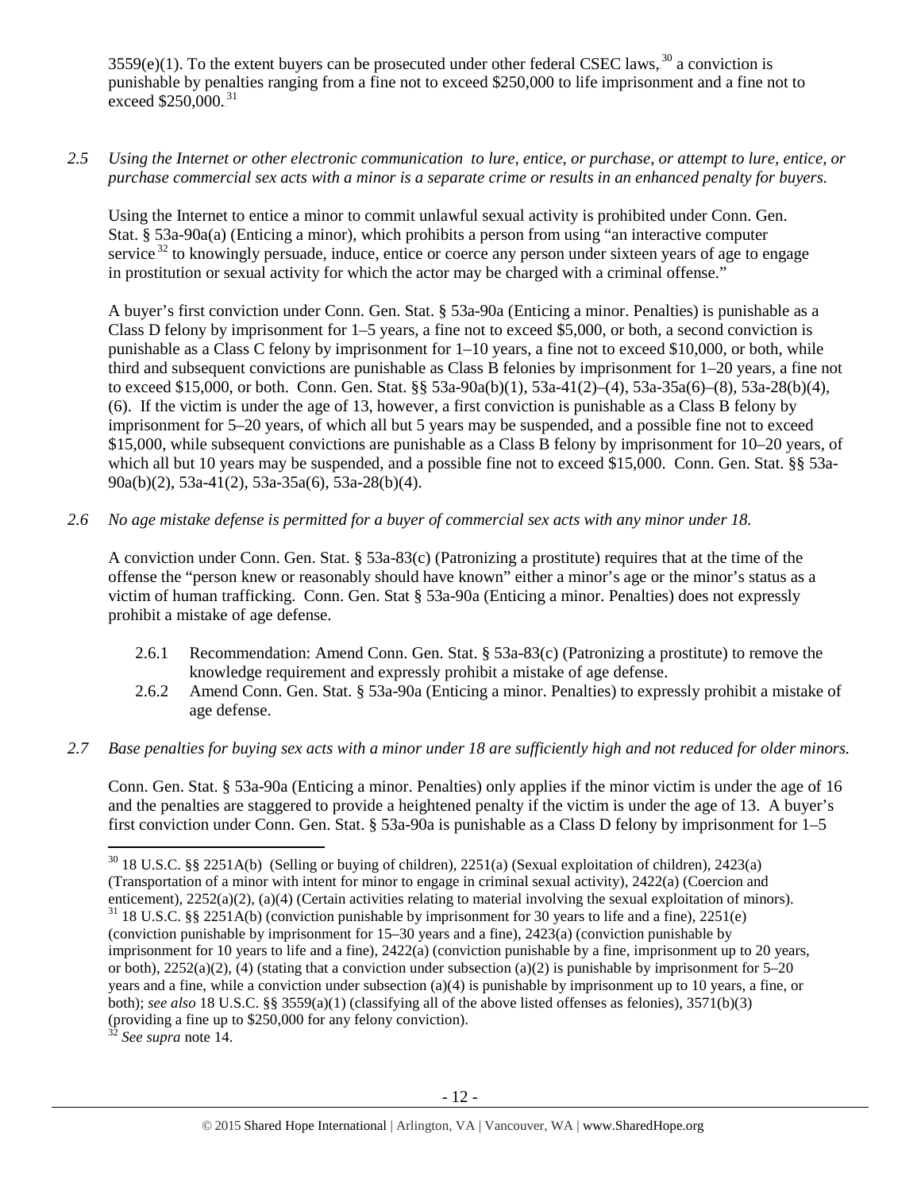3559(e)(1). To the extent buyers can be prosecuted under other federal CSEC laws,[30] a conviction is punishable by penalties ranging from a fine not to exceed $250,000 to life imprisonment and a fine not to exceed $250,000.[31]

*2.5 Using the Internet or other electronic communication to lure, entice, or purchase, or attempt to lure, entice, or purchase commercial sex acts with a minor is a separate crime or results in an enhanced penalty for buyers.*

Using the Internet to entice a minor to commit unlawful sexual activity is prohibited under Conn. Gen. Stat. § 53a-90a(a) (Enticing a minor), which prohibits a person from using "an interactive computer service[32] to knowingly persuade, induce, entice or coerce any person under sixteen years of age to engage in prostitution or sexual activity for which the actor may be charged with a criminal offense."

A buyer's first conviction under Conn. Gen. Stat. § 53a-90a (Enticing a minor. Penalties) is punishable as a Class D felony by imprisonment for 1–5 years, a fine not to exceed $5,000, or both, a second conviction is punishable as a Class C felony by imprisonment for 1–10 years, a fine not to exceed $10,000, or both, while third and subsequent convictions are punishable as Class B felonies by imprisonment for 1–20 years, a fine not to exceed $15,000, or both. Conn. Gen. Stat. §§ 53a-90a(b)(1), 53a-41(2)–(4), 53a-35a(6)–(8), 53a-28(b)(4), (6). If the victim is under the age of 13, however, a first conviction is punishable as a Class B felony by imprisonment for 5–20 years, of which all but 5 years may be suspended, and a possible fine not to exceed $15,000, while subsequent convictions are punishable as a Class B felony by imprisonment for 10–20 years, of which all but 10 years may be suspended, and a possible fine not to exceed $15,000. Conn. Gen. Stat. §§ 53a-90a(b)(2), 53a-41(2), 53a-35a(6), 53a-28(b)(4).

*2.6 No age mistake defense is permitted for a buyer of commercial sex acts with any minor under 18.*

A conviction under Conn. Gen. Stat. § 53a-83(c) (Patronizing a prostitute) requires that at the time of the offense the "person knew or reasonably should have known" either a minor's age or the minor's status as a victim of human trafficking. Conn. Gen. Stat § 53a-90a (Enticing a minor. Penalties) does not expressly prohibit a mistake of age defense.

- 2.6.1 Recommendation: Amend Conn. Gen. Stat. § 53a-83(c) (Patronizing a prostitute) to remove the knowledge requirement and expressly prohibit a mistake of age defense.
- 2.6.2 Amend Conn. Gen. Stat. § 53a-90a (Enticing a minor. Penalties) to expressly prohibit a mistake of age defense.

*2.7 Base penalties for buying sex acts with a minor under 18 are sufficiently high and not reduced for older minors.*

Conn. Gen. Stat. § 53a-90a (Enticing a minor. Penalties) only applies if the minor victim is under the age of 16 and the penalties are staggered to provide a heightened penalty if the victim is under the age of 13. A buyer's first conviction under Conn. Gen. Stat. § 53a-90a is punishable as a Class D felony by imprisonment for 1–5

---

[30] 18 U.S.C. §§ 2251A(b) (Selling or buying of children), 2251(a) (Sexual exploitation of children), 2423(a) (Transportation of a minor with intent for minor to engage in criminal sexual activity), 2422(a) (Coercion and enticement), 2252(a)(2), (a)(4) (Certain activities relating to material involving the sexual exploitation of minors).

[31] 18 U.S.C. §§ 2251A(b) (conviction punishable by imprisonment for 30 years to life and a fine), 2251(e) (conviction punishable by imprisonment for 15–30 years and a fine), 2423(a) (conviction punishable by imprisonment for 10 years to life and a fine), 2422(a) (conviction punishable by a fine, imprisonment up to 20 years, or both), 2252(a)(2), (4) (stating that a conviction under subsection (a)(2) is punishable by imprisonment for 5–20 years and a fine, while a conviction under subsection (a)(4) is punishable by imprisonment up to 10 years, a fine, or both); *see also* 18 U.S.C. §§ 3559(a)(1) (classifying all of the above listed offenses as felonies), 3571(b)(3) (providing a fine up to $250,000 for any felony conviction).

[32] *See supra* note 14.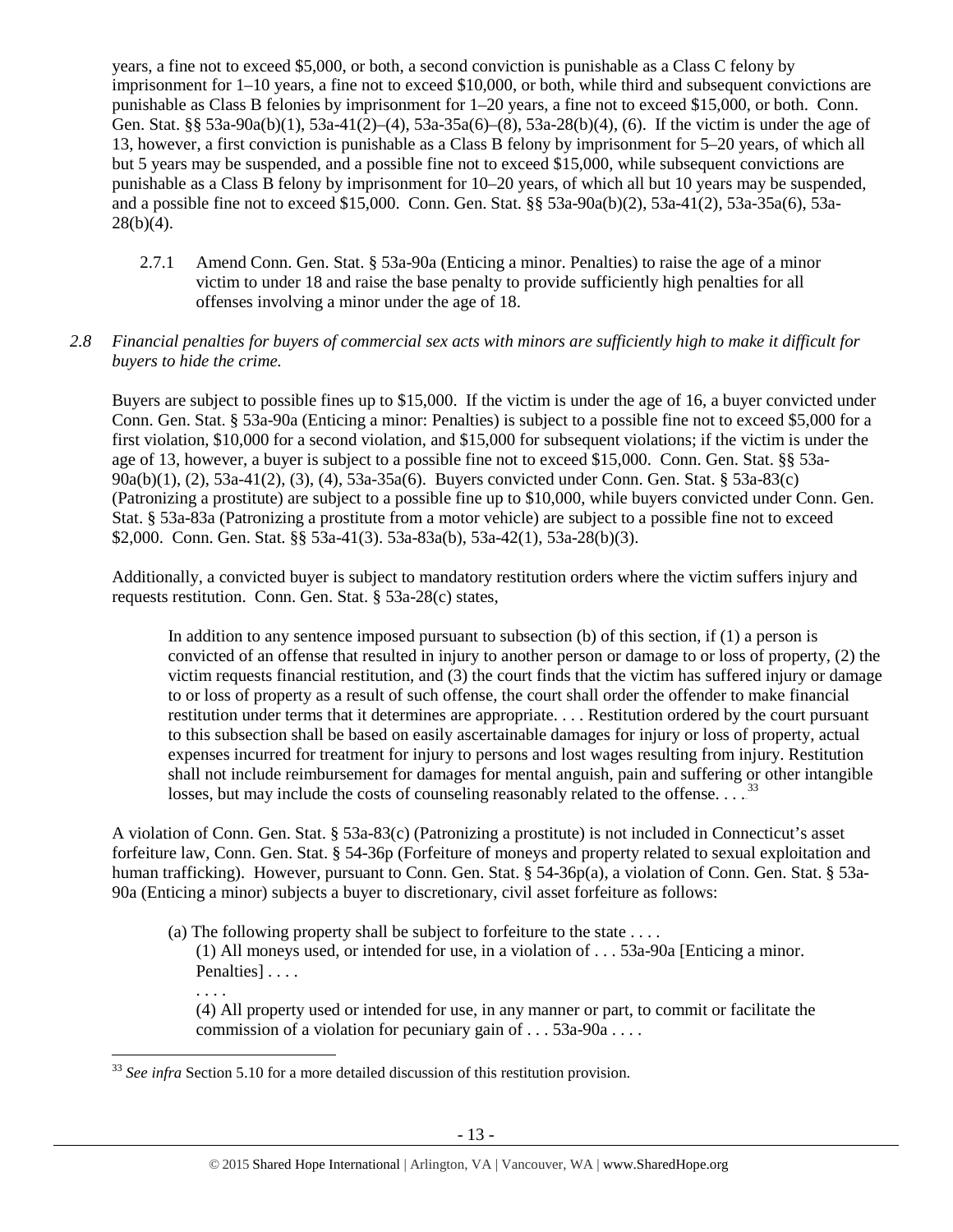years, a fine not to exceed $5,000, or both, a second conviction is punishable as a Class C felony by imprisonment for 1–10 years, a fine not to exceed $10,000, or both, while third and subsequent convictions are punishable as Class B felonies by imprisonment for 1–20 years, a fine not to exceed $15,000, or both. Conn. Gen. Stat. §§ 53a-90a(b)(1), 53a-41(2)–(4), 53a-35a(6)–(8), 53a-28(b)(4), (6). If the victim is under the age of 13, however, a first conviction is punishable as a Class B felony by imprisonment for 5–20 years, of which all but 5 years may be suspended, and a possible fine not to exceed $15,000, while subsequent convictions are punishable as a Class B felony by imprisonment for 10–20 years, of which all but 10 years may be suspended, and a possible fine not to exceed $15,000. Conn. Gen. Stat. §§ 53a-90a(b)(2), 53a-41(2), 53a-35a(6), 53a-28(b)(4).

2.7.1 Amend Conn. Gen. Stat. § 53a-90a (Enticing a minor. Penalties) to raise the age of a minor victim to under 18 and raise the base penalty to provide sufficiently high penalties for all offenses involving a minor under the age of 18.

*2.8 Financial penalties for buyers of commercial sex acts with minors are sufficiently high to make it difficult for buyers to hide the crime.*

Buyers are subject to possible fines up to $15,000. If the victim is under the age of 16, a buyer convicted under Conn. Gen. Stat. § 53a-90a (Enticing a minor: Penalties) is subject to a possible fine not to exceed $5,000 for a first violation, $10,000 for a second violation, and $15,000 for subsequent violations; if the victim is under the age of 13, however, a buyer is subject to a possible fine not to exceed $15,000. Conn. Gen. Stat. §§ 53a-90a(b)(1), (2), 53a-41(2), (3), (4), 53a-35a(6). Buyers convicted under Conn. Gen. Stat. § 53a-83(c) (Patronizing a prostitute) are subject to a possible fine up to $10,000, while buyers convicted under Conn. Gen. Stat. § 53a-83a (Patronizing a prostitute from a motor vehicle) are subject to a possible fine not to exceed $2,000. Conn. Gen. Stat. §§ 53a-41(3). 53a-83a(b), 53a-42(1), 53a-28(b)(3).

Additionally, a convicted buyer is subject to mandatory restitution orders where the victim suffers injury and requests restitution. Conn. Gen. Stat. § 53a-28(c) states,

> In addition to any sentence imposed pursuant to subsection (b) of this section, if (1) a person is convicted of an offense that resulted in injury to another person or damage to or loss of property, (2) the victim requests financial restitution, and (3) the court finds that the victim has suffered injury or damage to or loss of property as a result of such offense, the court shall order the offender to make financial restitution under terms that it determines are appropriate. . . . Restitution ordered by the court pursuant to this subsection shall be based on easily ascertainable damages for injury or loss of property, actual expenses incurred for treatment for injury to persons and lost wages resulting from injury. Restitution shall not include reimbursement for damages for mental anguish, pain and suffering or other intangible losses, but may include the costs of counseling reasonably related to the offense. . . .[33]

A violation of Conn. Gen. Stat. § 53a-83(c) (Patronizing a prostitute) is not included in Connecticut's asset forfeiture law, Conn. Gen. Stat. § 54-36p (Forfeiture of moneys and property related to sexual exploitation and human trafficking). However, pursuant to Conn. Gen. Stat. § 54-36p(a), a violation of Conn. Gen. Stat. § 53a-90a (Enticing a minor) subjects a buyer to discretionary, civil asset forfeiture as follows:

> (a) The following property shall be subject to forfeiture to the state . . . .
>
> (1) All moneys used, or intended for use, in a violation of . . . 53a-90a [Enticing a minor. Penalties] . . . .
>
> . . . .
>
> (4) All property used or intended for use, in any manner or part, to commit or facilitate the commission of a violation for pecuniary gain of . . . 53a-90a . . . .

[33] *See infra* Section 5.10 for a more detailed discussion of this restitution provision.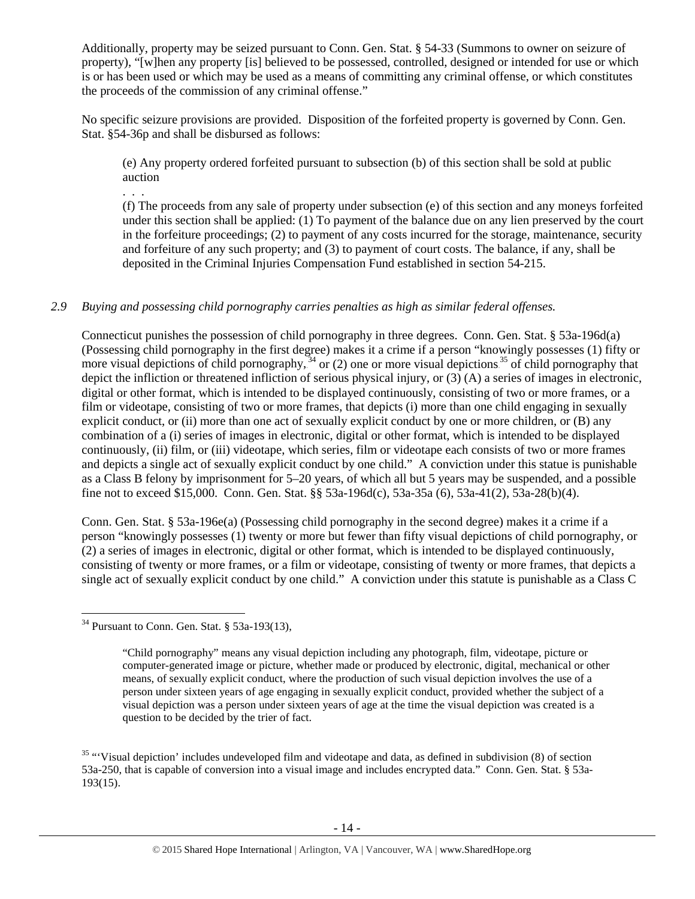Additionally, property may be seized pursuant to Conn. Gen. Stat. § 54-33 (Summons to owner on seizure of property), "[w]hen any property [is] believed to be possessed, controlled, designed or intended for use or which is or has been used or which may be used as a means of committing any criminal offense, or which constitutes the proceeds of the commission of any criminal offense."

No specific seizure provisions are provided. Disposition of the forfeited property is governed by Conn. Gen. Stat. §54-36p and shall be disbursed as follows:

> (e) Any property ordered forfeited pursuant to subsection (b) of this section shall be sold at public auction
>
> . . .
>
> (f) The proceeds from any sale of property under subsection (e) of this section and any moneys forfeited under this section shall be applied: (1) To payment of the balance due on any lien preserved by the court in the forfeiture proceedings; (2) to payment of any costs incurred for the storage, maintenance, security and forfeiture of any such property; and (3) to payment of court costs. The balance, if any, shall be deposited in the Criminal Injuries Compensation Fund established in section 54-215.

*2.9 Buying and possessing child pornography carries penalties as high as similar federal offenses.*

Connecticut punishes the possession of child pornography in three degrees. Conn. Gen. Stat. § 53a-196d(a) (Possessing child pornography in the first degree) makes it a crime if a person "knowingly possesses (1) fifty or more visual depictions of child pornography,[34] or (2) one or more visual depictions[35] of child pornography that depict the infliction or threatened infliction of serious physical injury, or (3) (A) a series of images in electronic, digital or other format, which is intended to be displayed continuously, consisting of two or more frames, or a film or videotape, consisting of two or more frames, that depicts (i) more than one child engaging in sexually explicit conduct, or (ii) more than one act of sexually explicit conduct by one or more children, or (B) any combination of a (i) series of images in electronic, digital or other format, which is intended to be displayed continuously, (ii) film, or (iii) videotape, which series, film or videotape each consists of two or more frames and depicts a single act of sexually explicit conduct by one child." A conviction under this statue is punishable as a Class B felony by imprisonment for 5–20 years, of which all but 5 years may be suspended, and a possible fine not to exceed $15,000. Conn. Gen. Stat. §§ 53a-196d(c), 53a-35a (6), 53a-41(2), 53a-28(b)(4).

Conn. Gen. Stat. § 53a-196e(a) (Possessing child pornography in the second degree) makes it a crime if a person "knowingly possesses (1) twenty or more but fewer than fifty visual depictions of child pornography, or (2) a series of images in electronic, digital or other format, which is intended to be displayed continuously, consisting of twenty or more frames, or a film or videotape, consisting of twenty or more frames, that depicts a single act of sexually explicit conduct by one child." A conviction under this statute is punishable as a Class C

---

[34] Pursuant to Conn. Gen. Stat. § 53a-193(13),

> "Child pornography" means any visual depiction including any photograph, film, videotape, picture or computer-generated image or picture, whether made or produced by electronic, digital, mechanical or other means, of sexually explicit conduct, where the production of such visual depiction involves the use of a person under sixteen years of age engaging in sexually explicit conduct, provided whether the subject of a visual depiction was a person under sixteen years of age at the time the visual depiction was created is a question to be decided by the trier of fact.

[35] "'Visual depiction' includes undeveloped film and videotape and data, as defined in subdivision (8) of section 53a-250, that is capable of conversion into a visual image and includes encrypted data." Conn. Gen. Stat. § 53a-193(15).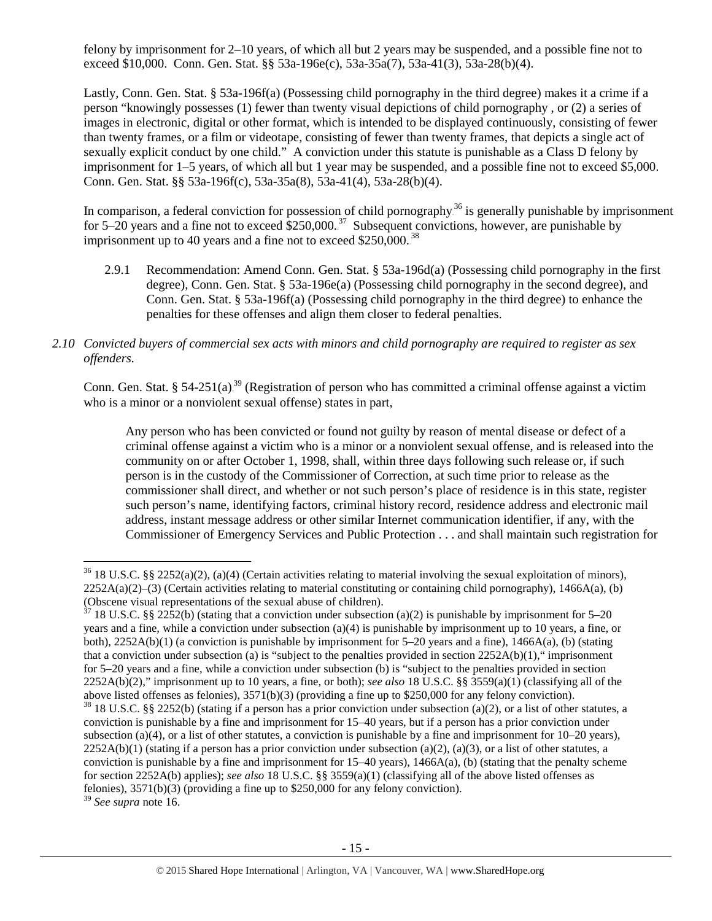felony by imprisonment for 2–10 years, of which all but 2 years may be suspended, and a possible fine not to exceed $10,000. Conn. Gen. Stat. §§ 53a-196e(c), 53a-35a(7), 53a-41(3), 53a-28(b)(4).

Lastly, Conn. Gen. Stat. § 53a-196f(a) (Possessing child pornography in the third degree) makes it a crime if a person "knowingly possesses (1) fewer than twenty visual depictions of child pornography , or (2) a series of images in electronic, digital or other format, which is intended to be displayed continuously, consisting of fewer than twenty frames, or a film or videotape, consisting of fewer than twenty frames, that depicts a single act of sexually explicit conduct by one child." A conviction under this statute is punishable as a Class D felony by imprisonment for 1–5 years, of which all but 1 year may be suspended, and a possible fine not to exceed $5,000. Conn. Gen. Stat. §§ 53a-196f(c), 53a-35a(8), 53a-41(4), 53a-28(b)(4).

In comparison, a federal conviction for possession of child pornography[36] is generally punishable by imprisonment for 5–20 years and a fine not to exceed $250,000.[37] Subsequent convictions, however, are punishable by imprisonment up to 40 years and a fine not to exceed $250,000.[38]

2.9.1 Recommendation: Amend Conn. Gen. Stat. § 53a-196d(a) (Possessing child pornography in the first degree), Conn. Gen. Stat. § 53a-196e(a) (Possessing child pornography in the second degree), and Conn. Gen. Stat. § 53a-196f(a) (Possessing child pornography in the third degree) to enhance the penalties for these offenses and align them closer to federal penalties.

*2.10 Convicted buyers of commercial sex acts with minors and child pornography are required to register as sex offenders.*

Conn. Gen. Stat. § 54-251(a)[39] (Registration of person who has committed a criminal offense against a victim who is a minor or a nonviolent sexual offense) states in part,

> Any person who has been convicted or found not guilty by reason of mental disease or defect of a criminal offense against a victim who is a minor or a nonviolent sexual offense, and is released into the community on or after October 1, 1998, shall, within three days following such release or, if such person is in the custody of the Commissioner of Correction, at such time prior to release as the commissioner shall direct, and whether or not such person's place of residence is in this state, register such person's name, identifying factors, criminal history record, residence address and electronic mail address, instant message address or other similar Internet communication identifier, if any, with the Commissioner of Emergency Services and Public Protection . . . and shall maintain such registration for

---

[36] 18 U.S.C. §§ 2252(a)(2), (a)(4) (Certain activities relating to material involving the sexual exploitation of minors), 2252A(a)(2)–(3) (Certain activities relating to material constituting or containing child pornography), 1466A(a), (b) (Obscene visual representations of the sexual abuse of children).

[37] 18 U.S.C. §§ 2252(b) (stating that a conviction under subsection (a)(2) is punishable by imprisonment for 5–20 years and a fine, while a conviction under subsection (a)(4) is punishable by imprisonment up to 10 years, a fine, or both), 2252A(b)(1) (a conviction is punishable by imprisonment for 5–20 years and a fine), 1466A(a), (b) (stating that a conviction under subsection (a) is "subject to the penalties provided in section 2252A(b)(1)," imprisonment for 5–20 years and a fine, while a conviction under subsection (b) is "subject to the penalties provided in section 2252A(b)(2)," imprisonment up to 10 years, a fine, or both); *see also* 18 U.S.C. §§ 3559(a)(1) (classifying all of the above listed offenses as felonies), 3571(b)(3) (providing a fine up to $250,000 for any felony conviction).

[38] 18 U.S.C. §§ 2252(b) (stating if a person has a prior conviction under subsection (a)(2), or a list of other statutes, a conviction is punishable by a fine and imprisonment for 15–40 years, but if a person has a prior conviction under subsection (a)(4), or a list of other statutes, a conviction is punishable by a fine and imprisonment for 10–20 years), 2252A(b)(1) (stating if a person has a prior conviction under subsection (a)(2), (a)(3), or a list of other statutes, a conviction is punishable by a fine and imprisonment for 15–40 years), 1466A(a), (b) (stating that the penalty scheme for section 2252A(b) applies); *see also* 18 U.S.C. §§ 3559(a)(1) (classifying all of the above listed offenses as felonies), 3571(b)(3) (providing a fine up to $250,000 for any felony conviction).

[39] *See supra* note 16.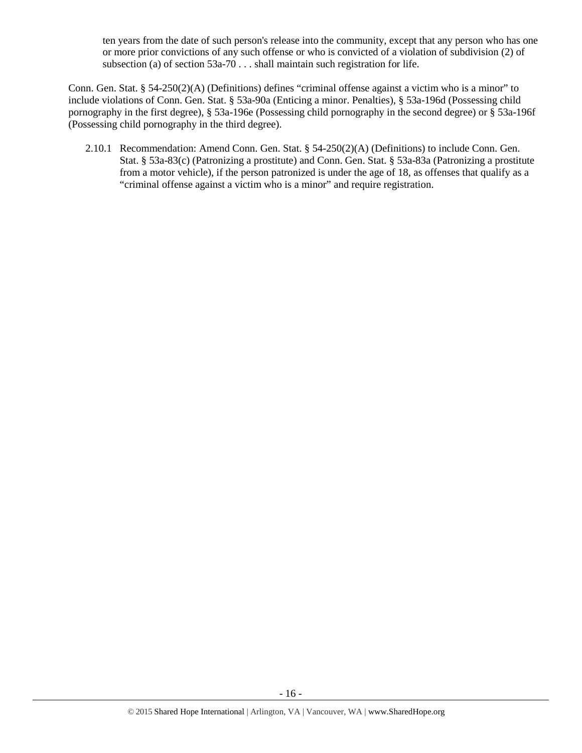> ten years from the date of such person's release into the community, except that any person who has one or more prior convictions of any such offense or who is convicted of a violation of subdivision (2) of subsection (a) of section 53a-70 . . . shall maintain such registration for life.

Conn. Gen. Stat. § 54-250(2)(A) (Definitions) defines "criminal offense against a victim who is a minor" to include violations of Conn. Gen. Stat. § 53a-90a (Enticing a minor. Penalties), § 53a-196d (Possessing child pornography in the first degree), § 53a-196e (Possessing child pornography in the second degree) or § 53a-196f (Possessing child pornography in the third degree).

2.10.1 Recommendation: Amend Conn. Gen. Stat. § 54-250(2)(A) (Definitions) to include Conn. Gen. Stat. § 53a-83(c) (Patronizing a prostitute) and Conn. Gen. Stat. § 53a-83a (Patronizing a prostitute from a motor vehicle), if the person patronized is under the age of 18, as offenses that qualify as a "criminal offense against a victim who is a minor" and require registration.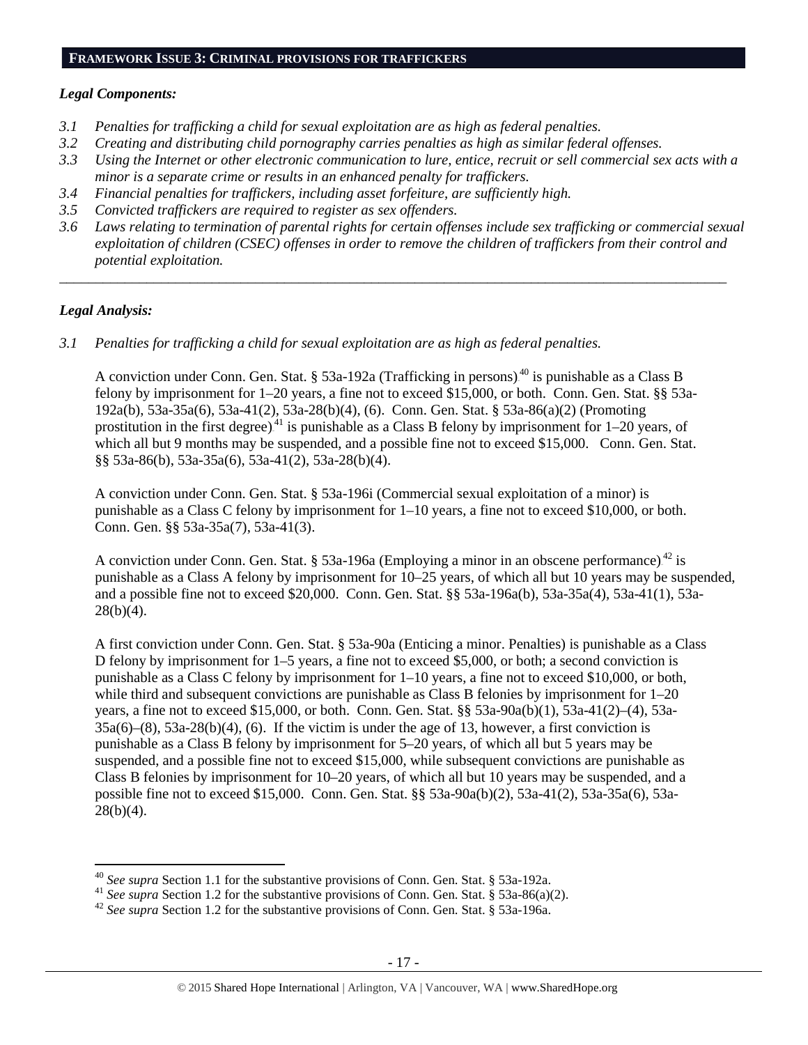## FRAMEWORK ISSUE 3: CRIMINAL PROVISIONS FOR TRAFFICKERS

### *Legal Components:*

*3.1 Penalties for trafficking a child for sexual exploitation are as high as federal penalties.*

*3.2 Creating and distributing child pornography carries penalties as high as similar federal offenses.*

*3.3 Using the Internet or other electronic communication to lure, entice, recruit or sell commercial sex acts with a minor is a separate crime or results in an enhanced penalty for traffickers.*

*3.4 Financial penalties for traffickers, including asset forfeiture, are sufficiently high.*

*3.5 Convicted traffickers are required to register as sex offenders.*

*3.6 Laws relating to termination of parental rights for certain offenses include sex trafficking or commercial sexual exploitation of children (CSEC) offenses in order to remove the children of traffickers from their control and potential exploitation.*

---

### *Legal Analysis:*

*3.1 Penalties for trafficking a child for sexual exploitation are as high as federal penalties.*

A conviction under Conn. Gen. Stat. § 53a-192a (Trafficking in persons)[40] is punishable as a Class B felony by imprisonment for 1–20 years, a fine not to exceed $15,000, or both. Conn. Gen. Stat. §§ 53a-192a(b), 53a-35a(6), 53a-41(2), 53a-28(b)(4), (6). Conn. Gen. Stat. § 53a-86(a)(2) (Promoting prostitution in the first degree)[41] is punishable as a Class B felony by imprisonment for 1–20 years, of which all but 9 months may be suspended, and a possible fine not to exceed $15,000. Conn. Gen. Stat. §§ 53a-86(b), 53a-35a(6), 53a-41(2), 53a-28(b)(4).

A conviction under Conn. Gen. Stat. § 53a-196i (Commercial sexual exploitation of a minor) is punishable as a Class C felony by imprisonment for 1–10 years, a fine not to exceed $10,000, or both. Conn. Gen. §§ 53a-35a(7), 53a-41(3).

A conviction under Conn. Gen. Stat. § 53a-196a (Employing a minor in an obscene performance)[42] is punishable as a Class A felony by imprisonment for 10–25 years, of which all but 10 years may be suspended, and a possible fine not to exceed $20,000. Conn. Gen. Stat. §§ 53a-196a(b), 53a-35a(4), 53a-41(1), 53a-28(b)(4).

A first conviction under Conn. Gen. Stat. § 53a-90a (Enticing a minor. Penalties) is punishable as a Class D felony by imprisonment for 1–5 years, a fine not to exceed $5,000, or both; a second conviction is punishable as a Class C felony by imprisonment for 1–10 years, a fine not to exceed $10,000, or both, while third and subsequent convictions are punishable as Class B felonies by imprisonment for 1–20 years, a fine not to exceed $15,000, or both. Conn. Gen. Stat. §§ 53a-90a(b)(1), 53a-41(2)–(4), 53a-35a(6)–(8), 53a-28(b)(4), (6). If the victim is under the age of 13, however, a first conviction is punishable as a Class B felony by imprisonment for 5–20 years, of which all but 5 years may be suspended, and a possible fine not to exceed $15,000, while subsequent convictions are punishable as Class B felonies by imprisonment for 10–20 years, of which all but 10 years may be suspended, and a possible fine not to exceed $15,000. Conn. Gen. Stat. §§ 53a-90a(b)(2), 53a-41(2), 53a-35a(6), 53a-28(b)(4).

---

[40] *See supra* Section 1.1 for the substantive provisions of Conn. Gen. Stat. § 53a-192a.

[41] *See supra* Section 1.2 for the substantive provisions of Conn. Gen. Stat. § 53a-86(a)(2).

[42] *See supra* Section 1.2 for the substantive provisions of Conn. Gen. Stat. § 53a-196a.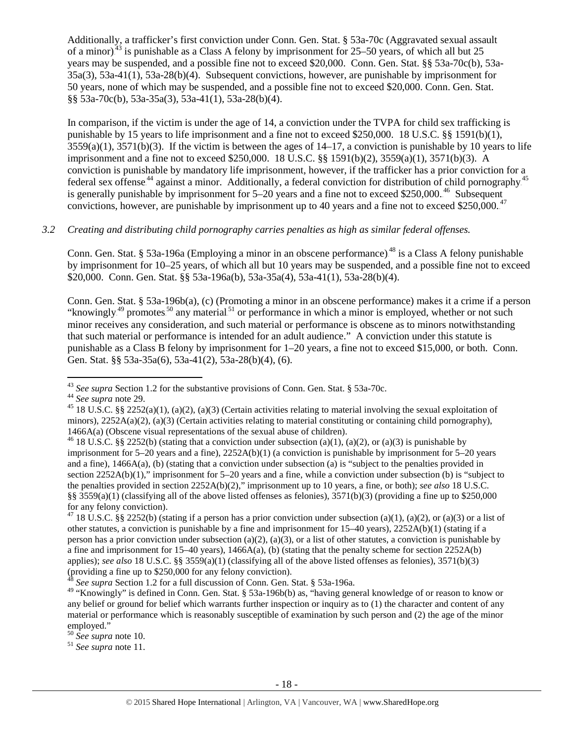Additionally, a trafficker's first conviction under Conn. Gen. Stat. § 53a-70c (Aggravated sexual assault of a minor)[43] is punishable as a Class A felony by imprisonment for 25–50 years, of which all but 25 years may be suspended, and a possible fine not to exceed $20,000. Conn. Gen. Stat. §§ 53a-70c(b), 53a-35a(3), 53a-41(1), 53a-28(b)(4). Subsequent convictions, however, are punishable by imprisonment for 50 years, none of which may be suspended, and a possible fine not to exceed $20,000. Conn. Gen. Stat. §§ 53a-70c(b), 53a-35a(3), 53a-41(1), 53a-28(b)(4).

In comparison, if the victim is under the age of 14, a conviction under the TVPA for child sex trafficking is punishable by 15 years to life imprisonment and a fine not to exceed $250,000. 18 U.S.C. §§ 1591(b)(1), 3559(a)(1), 3571(b)(3). If the victim is between the ages of 14–17, a conviction is punishable by 10 years to life imprisonment and a fine not to exceed $250,000. 18 U.S.C. §§ 1591(b)(2), 3559(a)(1), 3571(b)(3). A conviction is punishable by mandatory life imprisonment, however, if the trafficker has a prior conviction for a federal sex offense[44] against a minor. Additionally, a federal conviction for distribution of child pornography[45] is generally punishable by imprisonment for 5–20 years and a fine not to exceed $250,000.[46] Subsequent convictions, however, are punishable by imprisonment up to 40 years and a fine not to exceed $250,000.[47]

*3.2 Creating and distributing child pornography carries penalties as high as similar federal offenses.*

Conn. Gen. Stat. § 53a-196a (Employing a minor in an obscene performance)[48] is a Class A felony punishable by imprisonment for 10–25 years, of which all but 10 years may be suspended, and a possible fine not to exceed $20,000. Conn. Gen. Stat. §§ 53a-196a(b), 53a-35a(4), 53a-41(1), 53a-28(b)(4).

Conn. Gen. Stat. § 53a-196b(a), (c) (Promoting a minor in an obscene performance) makes it a crime if a person "knowingly[49] promotes[50] any material[51] or performance in which a minor is employed, whether or not such minor receives any consideration, and such material or performance is obscene as to minors notwithstanding that such material or performance is intended for an adult audience." A conviction under this statute is punishable as a Class B felony by imprisonment for 1–20 years, a fine not to exceed $15,000, or both. Conn. Gen. Stat. §§ 53a-35a(6), 53a-41(2), 53a-28(b)(4), (6).

---

[43] *See supra* Section 1.2 for the substantive provisions of Conn. Gen. Stat. § 53a-70c.

[44] *See supra* note 29.

[45] 18 U.S.C. §§ 2252(a)(1), (a)(2), (a)(3) (Certain activities relating to material involving the sexual exploitation of minors), 2252A(a)(2), (a)(3) (Certain activities relating to material constituting or containing child pornography), 1466A(a) (Obscene visual representations of the sexual abuse of children).

[46] 18 U.S.C. §§ 2252(b) (stating that a conviction under subsection (a)(1), (a)(2), or (a)(3) is punishable by imprisonment for 5–20 years and a fine), 2252A(b)(1) (a conviction is punishable by imprisonment for 5–20 years and a fine), 1466A(a), (b) (stating that a conviction under subsection (a) is "subject to the penalties provided in section 2252A(b)(1)," imprisonment for 5–20 years and a fine, while a conviction under subsection (b) is "subject to the penalties provided in section 2252A(b)(2)," imprisonment up to 10 years, a fine, or both); *see also* 18 U.S.C. §§ 3559(a)(1) (classifying all of the above listed offenses as felonies), 3571(b)(3) (providing a fine up to $250,000 for any felony conviction).

[47] 18 U.S.C. §§ 2252(b) (stating if a person has a prior conviction under subsection (a)(1), (a)(2), or (a)(3) or a list of other statutes, a conviction is punishable by a fine and imprisonment for 15–40 years), 2252A(b)(1) (stating if a person has a prior conviction under subsection (a)(2), (a)(3), or a list of other statutes, a conviction is punishable by a fine and imprisonment for 15–40 years), 1466A(a), (b) (stating that the penalty scheme for section 2252A(b) applies); *see also* 18 U.S.C. §§ 3559(a)(1) (classifying all of the above listed offenses as felonies), 3571(b)(3) (providing a fine up to $250,000 for any felony conviction).

[48] *See supra* Section 1.2 for a full discussion of Conn. Gen. Stat. § 53a-196a.

[49] "Knowingly" is defined in Conn. Gen. Stat. § 53a-196b(b) as, "having general knowledge of or reason to know or any belief or ground for belief which warrants further inspection or inquiry as to (1) the character and content of any material or performance which is reasonably susceptible of examination by such person and (2) the age of the minor employed."

[50] *See supra* note 10.

[51] *See supra* note 11.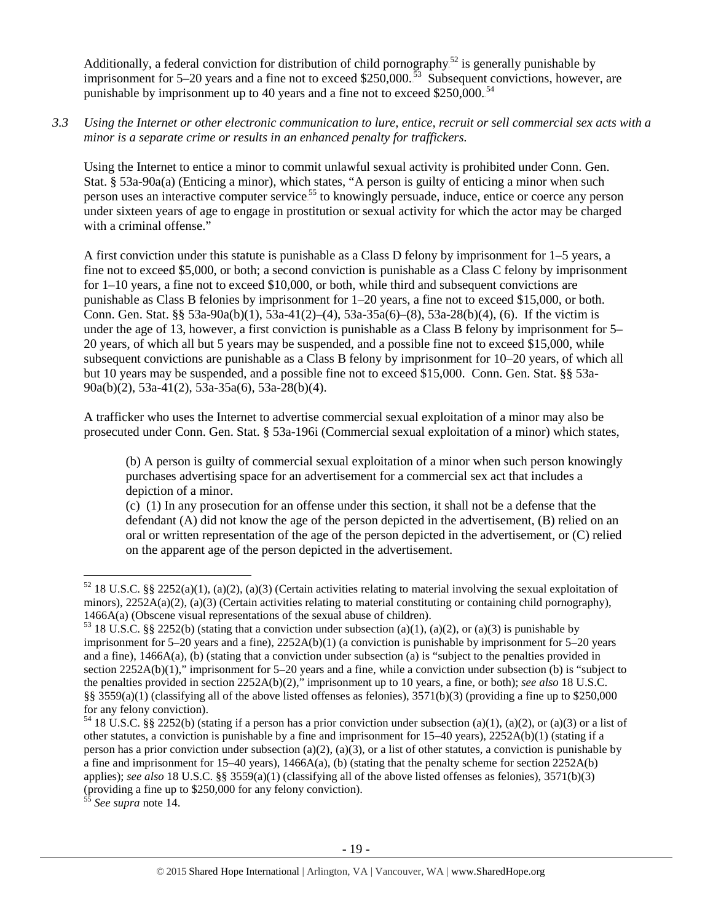Additionally, a federal conviction for distribution of child pornography[52] is generally punishable by imprisonment for 5–20 years and a fine not to exceed $250,000.[53] Subsequent convictions, however, are punishable by imprisonment up to 40 years and a fine not to exceed $250,000.[54]

*3.3 Using the Internet or other electronic communication to lure, entice, recruit or sell commercial sex acts with a minor is a separate crime or results in an enhanced penalty for traffickers.*

Using the Internet to entice a minor to commit unlawful sexual activity is prohibited under Conn. Gen. Stat. § 53a-90a(a) (Enticing a minor), which states, "A person is guilty of enticing a minor when such person uses an interactive computer service[55] to knowingly persuade, induce, entice or coerce any person under sixteen years of age to engage in prostitution or sexual activity for which the actor may be charged with a criminal offense."

A first conviction under this statute is punishable as a Class D felony by imprisonment for 1–5 years, a fine not to exceed $5,000, or both; a second conviction is punishable as a Class C felony by imprisonment for 1–10 years, a fine not to exceed $10,000, or both, while third and subsequent convictions are punishable as Class B felonies by imprisonment for 1–20 years, a fine not to exceed $15,000, or both. Conn. Gen. Stat. §§ 53a-90a(b)(1), 53a-41(2)–(4), 53a-35a(6)–(8), 53a-28(b)(4), (6). If the victim is under the age of 13, however, a first conviction is punishable as a Class B felony by imprisonment for 5–20 years, of which all but 5 years may be suspended, and a possible fine not to exceed $15,000, while subsequent convictions are punishable as a Class B felony by imprisonment for 10–20 years, of which all but 10 years may be suspended, and a possible fine not to exceed $15,000. Conn. Gen. Stat. §§ 53a-90a(b)(2), 53a-41(2), 53a-35a(6), 53a-28(b)(4).

A trafficker who uses the Internet to advertise commercial sexual exploitation of a minor may also be prosecuted under Conn. Gen. Stat. § 53a-196i (Commercial sexual exploitation of a minor) which states,

> (b) A person is guilty of commercial sexual exploitation of a minor when such person knowingly purchases advertising space for an advertisement for a commercial sex act that includes a depiction of a minor.
>
> (c) (1) In any prosecution for an offense under this section, it shall not be a defense that the defendant (A) did not know the age of the person depicted in the advertisement, (B) relied on an oral or written representation of the age of the person depicted in the advertisement, or (C) relied on the apparent age of the person depicted in the advertisement.

---

[52] 18 U.S.C. §§ 2252(a)(1), (a)(2), (a)(3) (Certain activities relating to material involving the sexual exploitation of minors), 2252A(a)(2), (a)(3) (Certain activities relating to material constituting or containing child pornography), 1466A(a) (Obscene visual representations of the sexual abuse of children).

[53] 18 U.S.C. §§ 2252(b) (stating that a conviction under subsection (a)(1), (a)(2), or (a)(3) is punishable by imprisonment for 5–20 years and a fine), 2252A(b)(1) (a conviction is punishable by imprisonment for 5–20 years and a fine), 1466A(a), (b) (stating that a conviction under subsection (a) is "subject to the penalties provided in section 2252A(b)(1)," imprisonment for 5–20 years and a fine, while a conviction under subsection (b) is "subject to the penalties provided in section 2252A(b)(2)," imprisonment up to 10 years, a fine, or both); *see also* 18 U.S.C. §§ 3559(a)(1) (classifying all of the above listed offenses as felonies), 3571(b)(3) (providing a fine up to $250,000 for any felony conviction).

[54] 18 U.S.C. §§ 2252(b) (stating if a person has a prior conviction under subsection (a)(1), (a)(2), or (a)(3) or a list of other statutes, a conviction is punishable by a fine and imprisonment for 15–40 years), 2252A(b)(1) (stating if a person has a prior conviction under subsection (a)(2), (a)(3), or a list of other statutes, a conviction is punishable by a fine and imprisonment for 15–40 years), 1466A(a), (b) (stating that the penalty scheme for section 2252A(b) applies); *see also* 18 U.S.C. §§ 3559(a)(1) (classifying all of the above listed offenses as felonies), 3571(b)(3) (providing a fine up to $250,000 for any felony conviction).

[55] *See supra* note 14.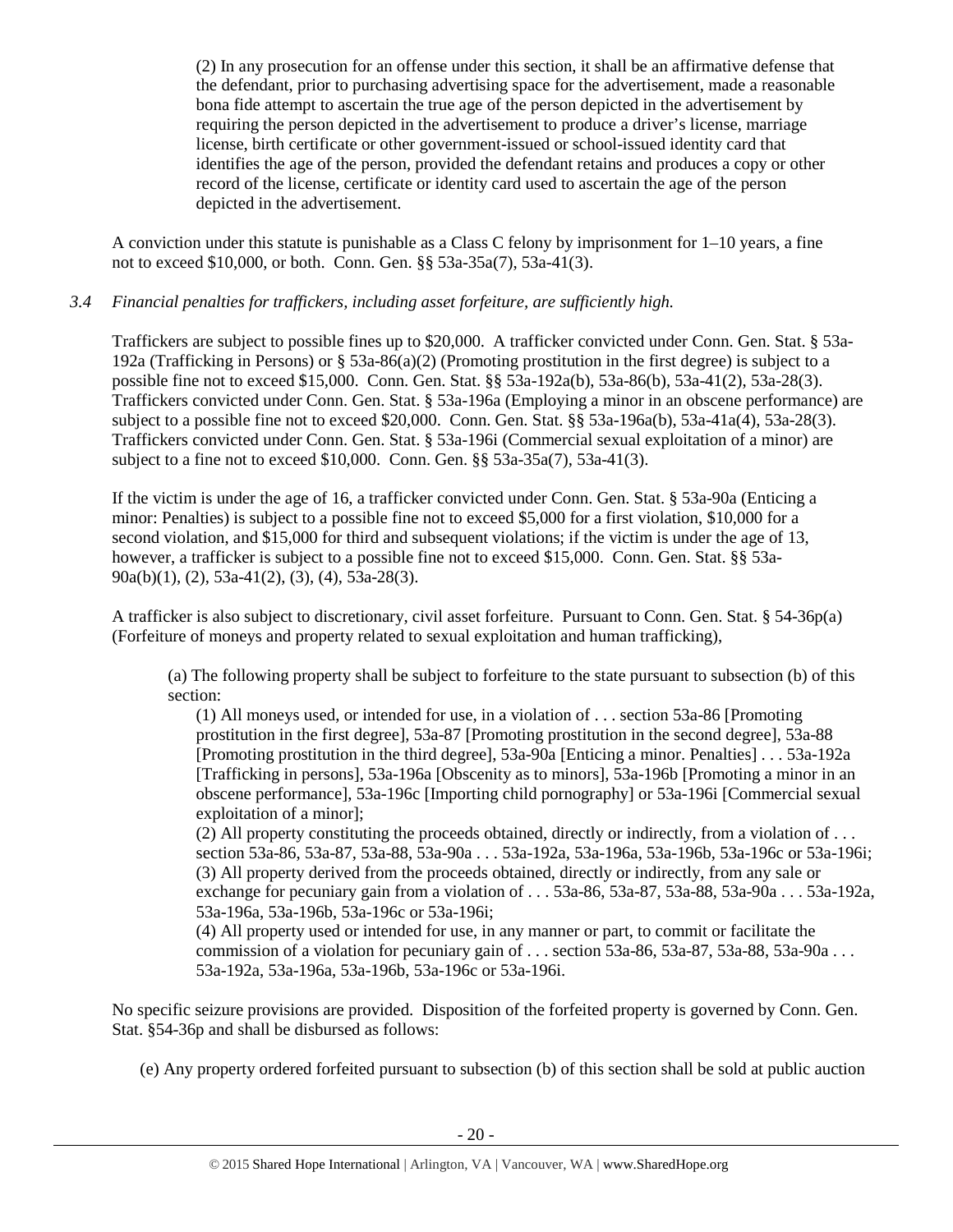(2) In any prosecution for an offense under this section, it shall be an affirmative defense that the defendant, prior to purchasing advertising space for the advertisement, made a reasonable bona fide attempt to ascertain the true age of the person depicted in the advertisement by requiring the person depicted in the advertisement to produce a driver's license, marriage license, birth certificate or other government-issued or school-issued identity card that identifies the age of the person, provided the defendant retains and produces a copy or other record of the license, certificate or identity card used to ascertain the age of the person depicted in the advertisement.

A conviction under this statute is punishable as a Class C felony by imprisonment for 1–10 years, a fine not to exceed $10,000, or both. Conn. Gen. §§ 53a-35a(7), 53a-41(3).

*3.4 Financial penalties for traffickers, including asset forfeiture, are sufficiently high.*

Traffickers are subject to possible fines up to $20,000. A trafficker convicted under Conn. Gen. Stat. § 53a-192a (Trafficking in Persons) or § 53a-86(a)(2) (Promoting prostitution in the first degree) is subject to a possible fine not to exceed $15,000. Conn. Gen. Stat. §§ 53a-192a(b), 53a-86(b), 53a-41(2), 53a-28(3). Traffickers convicted under Conn. Gen. Stat. § 53a-196a (Employing a minor in an obscene performance) are subject to a possible fine not to exceed $20,000. Conn. Gen. Stat. §§ 53a-196a(b), 53a-41a(4), 53a-28(3). Traffickers convicted under Conn. Gen. Stat. § 53a-196i (Commercial sexual exploitation of a minor) are subject to a fine not to exceed $10,000. Conn. Gen. §§ 53a-35a(7), 53a-41(3).

If the victim is under the age of 16, a trafficker convicted under Conn. Gen. Stat. § 53a-90a (Enticing a minor: Penalties) is subject to a possible fine not to exceed $5,000 for a first violation, $10,000 for a second violation, and $15,000 for third and subsequent violations; if the victim is under the age of 13, however, a trafficker is subject to a possible fine not to exceed $15,000. Conn. Gen. Stat. §§ 53a-90a(b)(1), (2), 53a-41(2), (3), (4), 53a-28(3).

A trafficker is also subject to discretionary, civil asset forfeiture. Pursuant to Conn. Gen. Stat. § 54-36p(a) (Forfeiture of moneys and property related to sexual exploitation and human trafficking),

> (a) The following property shall be subject to forfeiture to the state pursuant to subsection (b) of this section:
>
> (1) All moneys used, or intended for use, in a violation of . . . section 53a-86 [Promoting prostitution in the first degree], 53a-87 [Promoting prostitution in the second degree], 53a-88 [Promoting prostitution in the third degree], 53a-90a [Enticing a minor. Penalties] . . . 53a-192a [Trafficking in persons], 53a-196a [Obscenity as to minors], 53a-196b [Promoting a minor in an obscene performance], 53a-196c [Importing child pornography] or 53a-196i [Commercial sexual exploitation of a minor];
>
> (2) All property constituting the proceeds obtained, directly or indirectly, from a violation of . . . section 53a-86, 53a-87, 53a-88, 53a-90a . . . 53a-192a, 53a-196a, 53a-196b, 53a-196c or 53a-196i;
>
> (3) All property derived from the proceeds obtained, directly or indirectly, from any sale or exchange for pecuniary gain from a violation of . . . 53a-86, 53a-87, 53a-88, 53a-90a . . . 53a-192a, 53a-196a, 53a-196b, 53a-196c or 53a-196i;
>
> (4) All property used or intended for use, in any manner or part, to commit or facilitate the commission of a violation for pecuniary gain of . . . section 53a-86, 53a-87, 53a-88, 53a-90a . . . 53a-192a, 53a-196a, 53a-196b, 53a-196c or 53a-196i.

No specific seizure provisions are provided. Disposition of the forfeited property is governed by Conn. Gen. Stat. §54-36p and shall be disbursed as follows:

> (e) Any property ordered forfeited pursuant to subsection (b) of this section shall be sold at public auction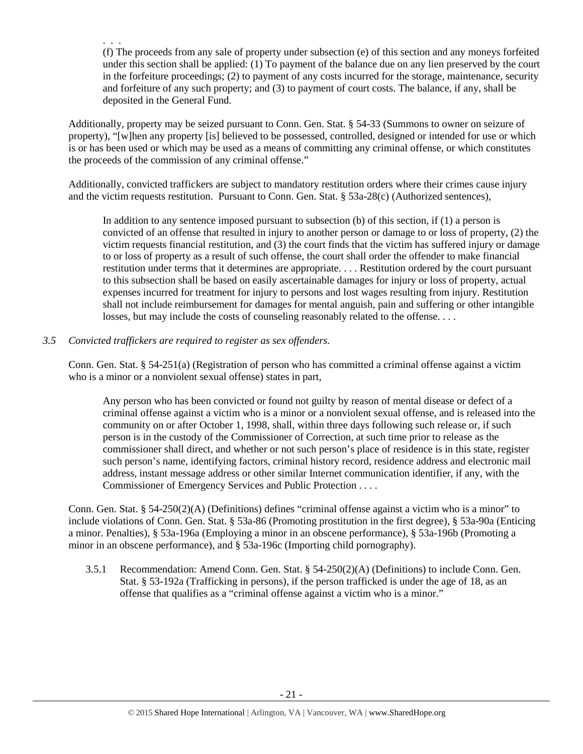> . . .
>
> (f) The proceeds from any sale of property under subsection (e) of this section and any moneys forfeited under this section shall be applied: (1) To payment of the balance due on any lien preserved by the court in the forfeiture proceedings; (2) to payment of any costs incurred for the storage, maintenance, security and forfeiture of any such property; and (3) to payment of court costs. The balance, if any, shall be deposited in the General Fund.

Additionally, property may be seized pursuant to Conn. Gen. Stat. § 54-33 (Summons to owner on seizure of property), "[w]hen any property [is] believed to be possessed, controlled, designed or intended for use or which is or has been used or which may be used as a means of committing any criminal offense, or which constitutes the proceeds of the commission of any criminal offense."

Additionally, convicted traffickers are subject to mandatory restitution orders where their crimes cause injury and the victim requests restitution. Pursuant to Conn. Gen. Stat. § 53a-28(c) (Authorized sentences),

> In addition to any sentence imposed pursuant to subsection (b) of this section, if (1) a person is convicted of an offense that resulted in injury to another person or damage to or loss of property, (2) the victim requests financial restitution, and (3) the court finds that the victim has suffered injury or damage to or loss of property as a result of such offense, the court shall order the offender to make financial restitution under terms that it determines are appropriate. . . . Restitution ordered by the court pursuant to this subsection shall be based on easily ascertainable damages for injury or loss of property, actual expenses incurred for treatment for injury to persons and lost wages resulting from injury. Restitution shall not include reimbursement for damages for mental anguish, pain and suffering or other intangible losses, but may include the costs of counseling reasonably related to the offense. . . .

*3.5 Convicted traffickers are required to register as sex offenders.*

Conn. Gen. Stat. § 54-251(a) (Registration of person who has committed a criminal offense against a victim who is a minor or a nonviolent sexual offense) states in part,

> Any person who has been convicted or found not guilty by reason of mental disease or defect of a criminal offense against a victim who is a minor or a nonviolent sexual offense, and is released into the community on or after October 1, 1998, shall, within three days following such release or, if such person is in the custody of the Commissioner of Correction, at such time prior to release as the commissioner shall direct, and whether or not such person's place of residence is in this state, register such person's name, identifying factors, criminal history record, residence address and electronic mail address, instant message address or other similar Internet communication identifier, if any, with the Commissioner of Emergency Services and Public Protection . . . .

Conn. Gen. Stat. § 54-250(2)(A) (Definitions) defines "criminal offense against a victim who is a minor" to include violations of Conn. Gen. Stat. § 53a-86 (Promoting prostitution in the first degree), § 53a-90a (Enticing a minor. Penalties), § 53a-196a (Employing a minor in an obscene performance), § 53a-196b (Promoting a minor in an obscene performance), and § 53a-196c (Importing child pornography).

3.5.1 Recommendation: Amend Conn. Gen. Stat. § 54-250(2)(A) (Definitions) to include Conn. Gen. Stat. § 53-192a (Trafficking in persons), if the person trafficked is under the age of 18, as an offense that qualifies as a "criminal offense against a victim who is a minor."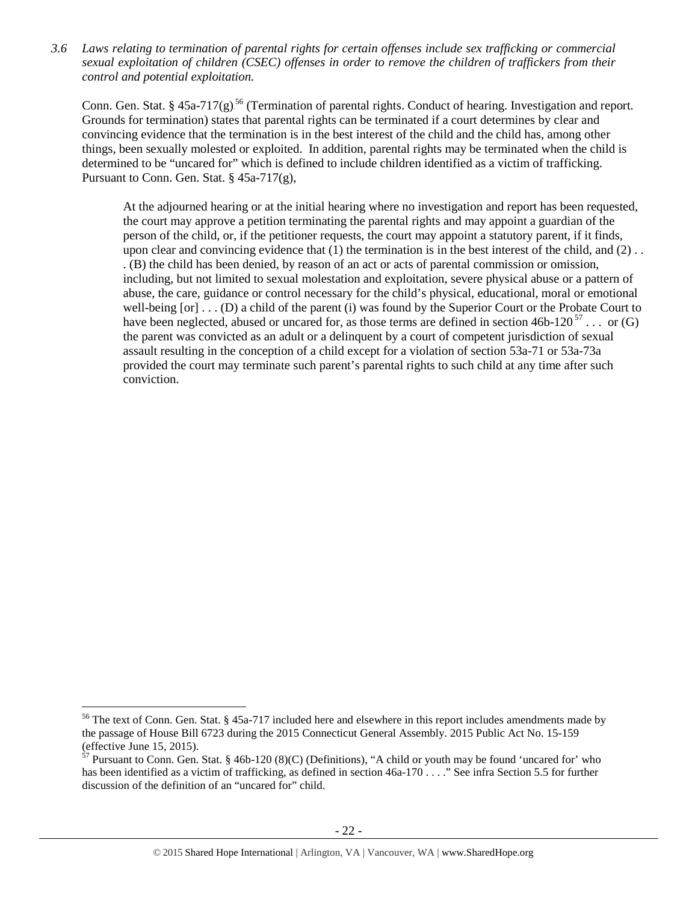*3.6 Laws relating to termination of parental rights for certain offenses include sex trafficking or commercial sexual exploitation of children (CSEC) offenses in order to remove the children of traffickers from their control and potential exploitation.*

Conn. Gen. Stat. § 45a-717(g)[56] (Termination of parental rights. Conduct of hearing. Investigation and report. Grounds for termination) states that parental rights can be terminated if a court determines by clear and convincing evidence that the termination is in the best interest of the child and the child has, among other things, been sexually molested or exploited. In addition, parental rights may be terminated when the child is determined to be "uncared for" which is defined to include children identified as a victim of trafficking. Pursuant to Conn. Gen. Stat. § 45a-717(g),

> At the adjourned hearing or at the initial hearing where no investigation and report has been requested, the court may approve a petition terminating the parental rights and may appoint a guardian of the person of the child, or, if the petitioner requests, the court may appoint a statutory parent, if it finds, upon clear and convincing evidence that (1) the termination is in the best interest of the child, and (2) . . . (B) the child has been denied, by reason of an act or acts of parental commission or omission, including, but not limited to sexual molestation and exploitation, severe physical abuse or a pattern of abuse, the care, guidance or control necessary for the child's physical, educational, moral or emotional well-being [or] . . . (D) a child of the parent (i) was found by the Superior Court or the Probate Court to have been neglected, abused or uncared for, as those terms are defined in section 46b-120[57] . . . or (G) the parent was convicted as an adult or a delinquent by a court of competent jurisdiction of sexual assault resulting in the conception of a child except for a violation of section 53a-71 or 53a-73a provided the court may terminate such parent's parental rights to such child at any time after such conviction.

---

[56] The text of Conn. Gen. Stat. § 45a-717 included here and elsewhere in this report includes amendments made by the passage of House Bill 6723 during the 2015 Connecticut General Assembly. 2015 Public Act No. 15-159 (effective June 15, 2015).

[57] Pursuant to Conn. Gen. Stat. § 46b-120 (8)(C) (Definitions), "A child or youth may be found 'uncared for' who has been identified as a victim of trafficking, as defined in section 46a-170 . . . ." See infra Section 5.5 for further discussion of the definition of an "uncared for" child.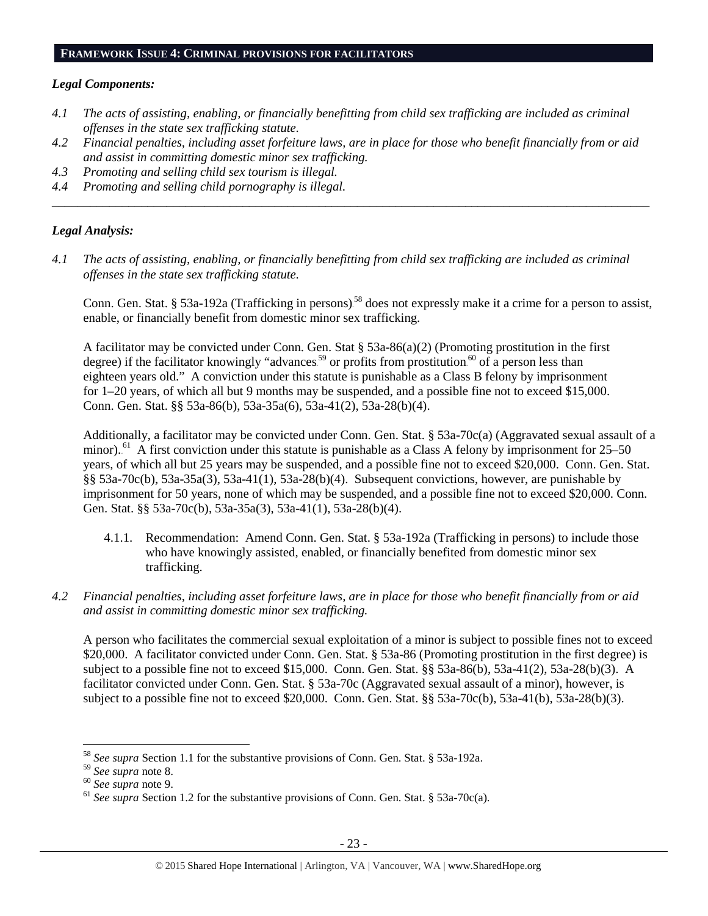## FRAMEWORK ISSUE 4: CRIMINAL PROVISIONS FOR FACILITATORS

***Legal Components:***

*4.1 The acts of assisting, enabling, or financially benefitting from child sex trafficking are included as criminal offenses in the state sex trafficking statute.*

*4.2 Financial penalties, including asset forfeiture laws, are in place for those who benefit financially from or aid and assist in committing domestic minor sex trafficking.*

*4.3 Promoting and selling child sex tourism is illegal.*

*4.4 Promoting and selling child pornography is illegal.*

---

***Legal Analysis:***

*4.1 The acts of assisting, enabling, or financially benefitting from child sex trafficking are included as criminal offenses in the state sex trafficking statute.*

Conn. Gen. Stat. § 53a-192a (Trafficking in persons)[58] does not expressly make it a crime for a person to assist, enable, or financially benefit from domestic minor sex trafficking.

A facilitator may be convicted under Conn. Gen. Stat § 53a-86(a)(2) (Promoting prostitution in the first degree) if the facilitator knowingly "advances[59] or profits from prostitution[60] of a person less than eighteen years old." A conviction under this statute is punishable as a Class B felony by imprisonment for 1–20 years, of which all but 9 months may be suspended, and a possible fine not to exceed $15,000. Conn. Gen. Stat. §§ 53a-86(b), 53a-35a(6), 53a-41(2), 53a-28(b)(4).

Additionally, a facilitator may be convicted under Conn. Gen. Stat. § 53a-70c(a) (Aggravated sexual assault of a minor).[61] A first conviction under this statute is punishable as a Class A felony by imprisonment for 25–50 years, of which all but 25 years may be suspended, and a possible fine not to exceed $20,000. Conn. Gen. Stat. §§ 53a-70c(b), 53a-35a(3), 53a-41(1), 53a-28(b)(4). Subsequent convictions, however, are punishable by imprisonment for 50 years, none of which may be suspended, and a possible fine not to exceed $20,000. Conn. Gen. Stat. §§ 53a-70c(b), 53a-35a(3), 53a-41(1), 53a-28(b)(4).

4.1.1. Recommendation: Amend Conn. Gen. Stat. § 53a-192a (Trafficking in persons) to include those who have knowingly assisted, enabled, or financially benefited from domestic minor sex trafficking.

*4.2 Financial penalties, including asset forfeiture laws, are in place for those who benefit financially from or aid and assist in committing domestic minor sex trafficking.*

A person who facilitates the commercial sexual exploitation of a minor is subject to possible fines not to exceed $20,000. A facilitator convicted under Conn. Gen. Stat. § 53a-86 (Promoting prostitution in the first degree) is subject to a possible fine not to exceed $15,000. Conn. Gen. Stat. §§ 53a-86(b), 53a-41(2), 53a-28(b)(3). A facilitator convicted under Conn. Gen. Stat. § 53a-70c (Aggravated sexual assault of a minor), however, is subject to a possible fine not to exceed $20,000. Conn. Gen. Stat. §§ 53a-70c(b), 53a-41(b), 53a-28(b)(3).

---

[58] *See supra* Section 1.1 for the substantive provisions of Conn. Gen. Stat. § 53a-192a.

[59] *See supra* note 8.

[60] *See supra* note 9.

[61] *See supra* Section 1.2 for the substantive provisions of Conn. Gen. Stat. § 53a-70c(a).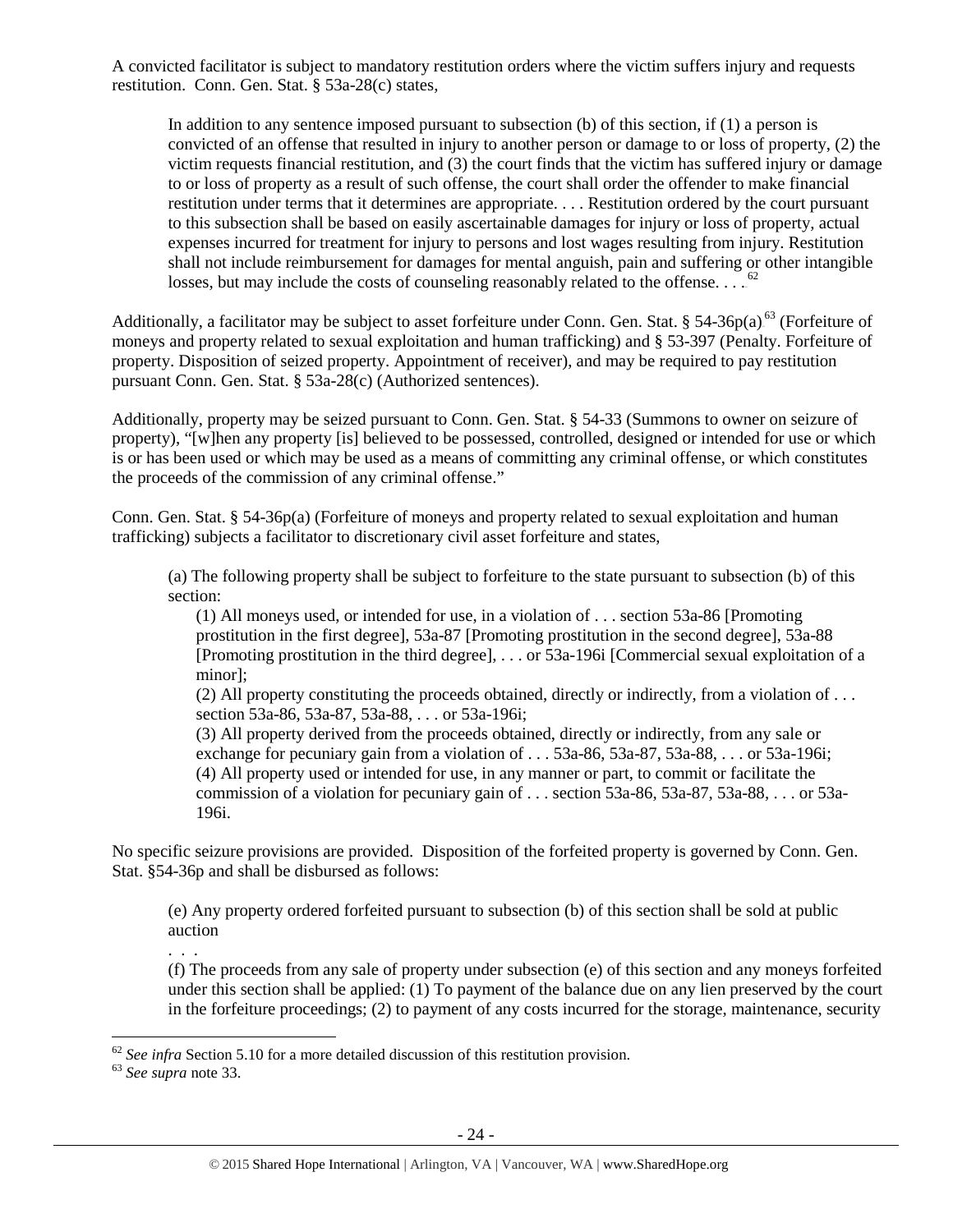A convicted facilitator is subject to mandatory restitution orders where the victim suffers injury and requests restitution. Conn. Gen. Stat. § 53a-28(c) states,

> In addition to any sentence imposed pursuant to subsection (b) of this section, if (1) a person is convicted of an offense that resulted in injury to another person or damage to or loss of property, (2) the victim requests financial restitution, and (3) the court finds that the victim has suffered injury or damage to or loss of property as a result of such offense, the court shall order the offender to make financial restitution under terms that it determines are appropriate. . . . Restitution ordered by the court pursuant to this subsection shall be based on easily ascertainable damages for injury or loss of property, actual expenses incurred for treatment for injury to persons and lost wages resulting from injury. Restitution shall not include reimbursement for damages for mental anguish, pain and suffering or other intangible losses, but may include the costs of counseling reasonably related to the offense. . . .[62]

Additionally, a facilitator may be subject to asset forfeiture under Conn. Gen. Stat. § 54-36p(a)[63] (Forfeiture of moneys and property related to sexual exploitation and human trafficking) and § 53-397 (Penalty. Forfeiture of property. Disposition of seized property. Appointment of receiver), and may be required to pay restitution pursuant Conn. Gen. Stat. § 53a-28(c) (Authorized sentences).

Additionally, property may be seized pursuant to Conn. Gen. Stat. § 54-33 (Summons to owner on seizure of property), "[w]hen any property [is] believed to be possessed, controlled, designed or intended for use or which is or has been used or which may be used as a means of committing any criminal offense, or which constitutes the proceeds of the commission of any criminal offense."

Conn. Gen. Stat. § 54-36p(a) (Forfeiture of moneys and property related to sexual exploitation and human trafficking) subjects a facilitator to discretionary civil asset forfeiture and states,

> (a) The following property shall be subject to forfeiture to the state pursuant to subsection (b) of this section:
>
> (1) All moneys used, or intended for use, in a violation of . . . section 53a-86 [Promoting prostitution in the first degree], 53a-87 [Promoting prostitution in the second degree], 53a-88 [Promoting prostitution in the third degree], . . . or 53a-196i [Commercial sexual exploitation of a minor];
>
> (2) All property constituting the proceeds obtained, directly or indirectly, from a violation of . . . section 53a-86, 53a-87, 53a-88, . . . or 53a-196i;
>
> (3) All property derived from the proceeds obtained, directly or indirectly, from any sale or exchange for pecuniary gain from a violation of . . . 53a-86, 53a-87, 53a-88, . . . or 53a-196i;
>
> (4) All property used or intended for use, in any manner or part, to commit or facilitate the commission of a violation for pecuniary gain of . . . section 53a-86, 53a-87, 53a-88, . . . or 53a-196i.

No specific seizure provisions are provided. Disposition of the forfeited property is governed by Conn. Gen. Stat. §54-36p and shall be disbursed as follows:

> (e) Any property ordered forfeited pursuant to subsection (b) of this section shall be sold at public auction
>
> . . .
>
> (f) The proceeds from any sale of property under subsection (e) of this section and any moneys forfeited under this section shall be applied: (1) To payment of the balance due on any lien preserved by the court in the forfeiture proceedings; (2) to payment of any costs incurred for the storage, maintenance, security

[62] *See infra* Section 5.10 for a more detailed discussion of this restitution provision.

[63] *See supra* note 33.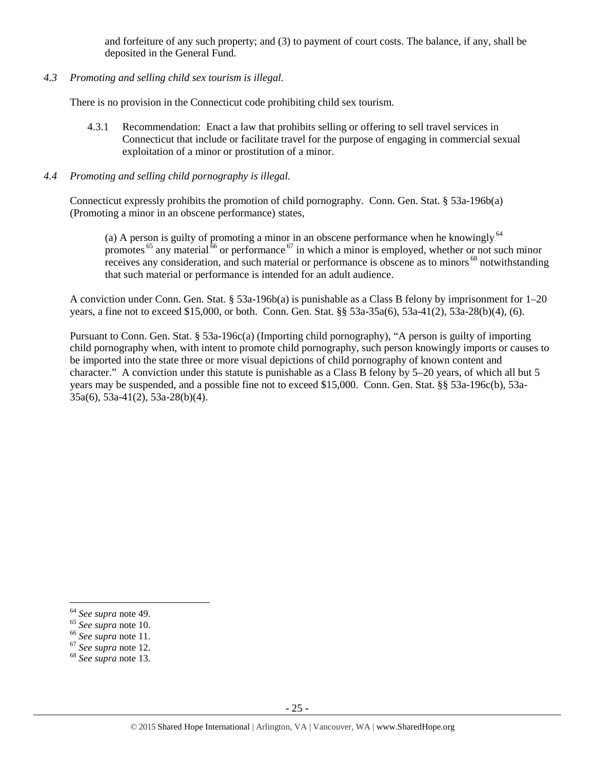and forfeiture of any such property; and (3) to payment of court costs. The balance, if any, shall be deposited in the General Fund.

*4.3 Promoting and selling child sex tourism is illegal.*

There is no provision in the Connecticut code prohibiting child sex tourism.

4.3.1 Recommendation: Enact a law that prohibits selling or offering to sell travel services in Connecticut that include or facilitate travel for the purpose of engaging in commercial sexual exploitation of a minor or prostitution of a minor.

*4.4 Promoting and selling child pornography is illegal.*

Connecticut expressly prohibits the promotion of child pornography. Conn. Gen. Stat. § 53a-196b(a) (Promoting a minor in an obscene performance) states,

> (a) A person is guilty of promoting a minor in an obscene performance when he knowingly[64] promotes[65] any material[66] or performance[67] in which a minor is employed, whether or not such minor receives any consideration, and such material or performance is obscene as to minors[68] notwithstanding that such material or performance is intended for an adult audience.

A conviction under Conn. Gen. Stat. § 53a-196b(a) is punishable as a Class B felony by imprisonment for 1–20 years, a fine not to exceed $15,000, or both. Conn. Gen. Stat. §§ 53a-35a(6), 53a-41(2), 53a-28(b)(4), (6).

Pursuant to Conn. Gen. Stat. § 53a-196c(a) (Importing child pornography), "A person is guilty of importing child pornography when, with intent to promote child pornography, such person knowingly imports or causes to be imported into the state three or more visual depictions of child pornography of known content and character." A conviction under this statute is punishable as a Class B felony by 5–20 years, of which all but 5 years may be suspended, and a possible fine not to exceed $15,000. Conn. Gen. Stat. §§ 53a-196c(b), 53a-35a(6), 53a-41(2), 53a-28(b)(4).

---

[64] *See supra* note 49.
[65] *See supra* note 10.
[66] *See supra* note 11.
[67] *See supra* note 12.
[68] *See supra* note 13.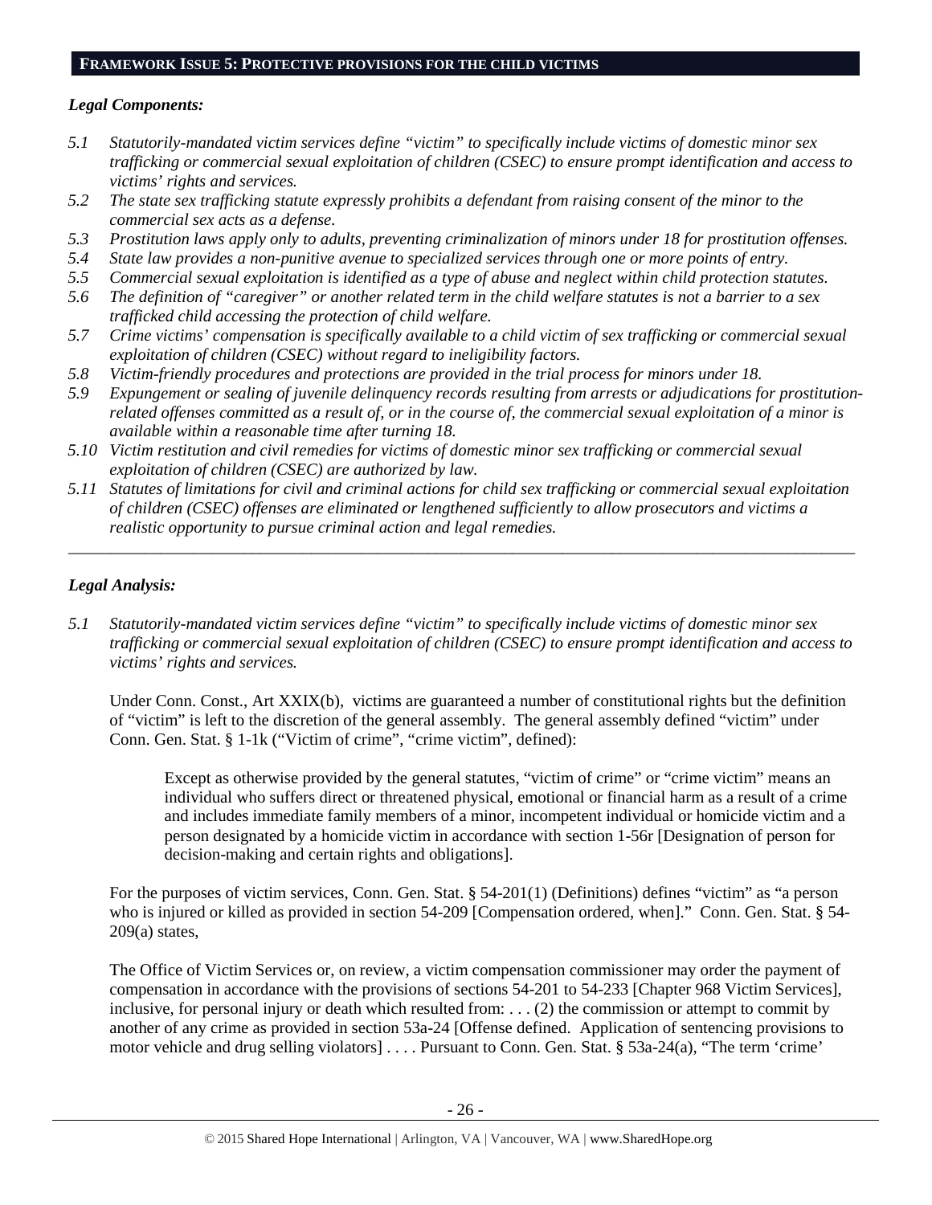## FRAMEWORK ISSUE 5: PROTECTIVE PROVISIONS FOR THE CHILD VICTIMS

### *Legal Components:*

*5.1 Statutorily-mandated victim services define "victim" to specifically include victims of domestic minor sex trafficking or commercial sexual exploitation of children (CSEC) to ensure prompt identification and access to victims' rights and services.*

*5.2 The state sex trafficking statute expressly prohibits a defendant from raising consent of the minor to the commercial sex acts as a defense.*

*5.3 Prostitution laws apply only to adults, preventing criminalization of minors under 18 for prostitution offenses.*

*5.4 State law provides a non-punitive avenue to specialized services through one or more points of entry.*

*5.5 Commercial sexual exploitation is identified as a type of abuse and neglect within child protection statutes.*

*5.6 The definition of "caregiver" or another related term in the child welfare statutes is not a barrier to a sex trafficked child accessing the protection of child welfare.*

*5.7 Crime victims' compensation is specifically available to a child victim of sex trafficking or commercial sexual exploitation of children (CSEC) without regard to ineligibility factors.*

*5.8 Victim-friendly procedures and protections are provided in the trial process for minors under 18.*

*5.9 Expungement or sealing of juvenile delinquency records resulting from arrests or adjudications for prostitution-related offenses committed as a result of, or in the course of, the commercial sexual exploitation of a minor is available within a reasonable time after turning 18.*

*5.10 Victim restitution and civil remedies for victims of domestic minor sex trafficking or commercial sexual exploitation of children (CSEC) are authorized by law.*

*5.11 Statutes of limitations for civil and criminal actions for child sex trafficking or commercial sexual exploitation of children (CSEC) offenses are eliminated or lengthened sufficiently to allow prosecutors and victims a realistic opportunity to pursue criminal action and legal remedies.*

---

### *Legal Analysis:*

*5.1 Statutorily-mandated victim services define "victim" to specifically include victims of domestic minor sex trafficking or commercial sexual exploitation of children (CSEC) to ensure prompt identification and access to victims' rights and services.*

Under Conn. Const., Art XXIX(b), victims are guaranteed a number of constitutional rights but the definition of "victim" is left to the discretion of the general assembly. The general assembly defined "victim" under Conn. Gen. Stat. § 1-1k ("Victim of crime", "crime victim", defined):

> Except as otherwise provided by the general statutes, "victim of crime" or "crime victim" means an individual who suffers direct or threatened physical, emotional or financial harm as a result of a crime and includes immediate family members of a minor, incompetent individual or homicide victim and a person designated by a homicide victim in accordance with section 1-56r [Designation of person for decision-making and certain rights and obligations].

For the purposes of victim services, Conn. Gen. Stat. § 54-201(1) (Definitions) defines "victim" as "a person who is injured or killed as provided in section 54-209 [Compensation ordered, when]." Conn. Gen. Stat. § 54-209(a) states,

The Office of Victim Services or, on review, a victim compensation commissioner may order the payment of compensation in accordance with the provisions of sections 54-201 to 54-233 [Chapter 968 Victim Services], inclusive, for personal injury or death which resulted from: . . . (2) the commission or attempt to commit by another of any crime as provided in section 53a-24 [Offense defined. Application of sentencing provisions to motor vehicle and drug selling violators] . . . . Pursuant to Conn. Gen. Stat. § 53a-24(a), "The term 'crime'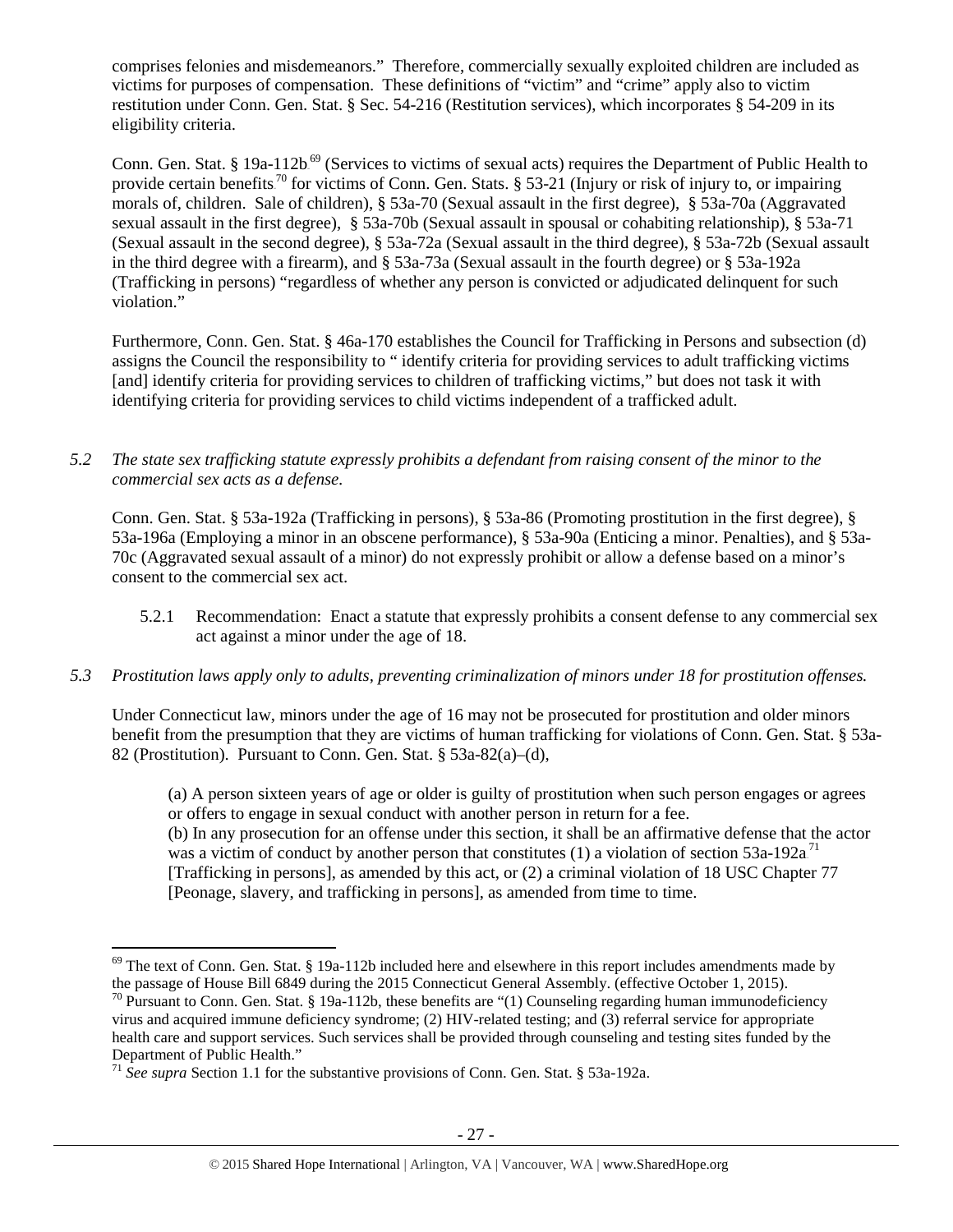comprises felonies and misdemeanors." Therefore, commercially sexually exploited children are included as victims for purposes of compensation. These definitions of "victim" and "crime" apply also to victim restitution under Conn. Gen. Stat. § Sec. 54-216 (Restitution services), which incorporates § 54-209 in its eligibility criteria.

Conn. Gen. Stat. § 19a-112b[69] (Services to victims of sexual acts) requires the Department of Public Health to provide certain benefits[70] for victims of Conn. Gen. Stats. § 53-21 (Injury or risk of injury to, or impairing morals of, children. Sale of children), § 53a-70 (Sexual assault in the first degree), § 53a-70a (Aggravated sexual assault in the first degree), § 53a-70b (Sexual assault in spousal or cohabiting relationship), § 53a-71 (Sexual assault in the second degree), § 53a-72a (Sexual assault in the third degree), § 53a-72b (Sexual assault in the third degree with a firearm), and § 53a-73a (Sexual assault in the fourth degree) or § 53a-192a (Trafficking in persons) "regardless of whether any person is convicted or adjudicated delinquent for such violation."

Furthermore, Conn. Gen. Stat. § 46a-170 establishes the Council for Trafficking in Persons and subsection (d) assigns the Council the responsibility to " identify criteria for providing services to adult trafficking victims [and] identify criteria for providing services to children of trafficking victims," but does not task it with identifying criteria for providing services to child victims independent of a trafficked adult.

*5.2 The state sex trafficking statute expressly prohibits a defendant from raising consent of the minor to the commercial sex acts as a defense.*

Conn. Gen. Stat. § 53a-192a (Trafficking in persons), § 53a-86 (Promoting prostitution in the first degree), § 53a-196a (Employing a minor in an obscene performance), § 53a-90a (Enticing a minor. Penalties), and § 53a-70c (Aggravated sexual assault of a minor) do not expressly prohibit or allow a defense based on a minor's consent to the commercial sex act.

5.2.1 Recommendation: Enact a statute that expressly prohibits a consent defense to any commercial sex act against a minor under the age of 18.

*5.3 Prostitution laws apply only to adults, preventing criminalization of minors under 18 for prostitution offenses.*

Under Connecticut law, minors under the age of 16 may not be prosecuted for prostitution and older minors benefit from the presumption that they are victims of human trafficking for violations of Conn. Gen. Stat. § 53a-82 (Prostitution). Pursuant to Conn. Gen. Stat. § 53a-82(a)–(d),

> (a) A person sixteen years of age or older is guilty of prostitution when such person engages or agrees or offers to engage in sexual conduct with another person in return for a fee.
> (b) In any prosecution for an offense under this section, it shall be an affirmative defense that the actor was a victim of conduct by another person that constitutes (1) a violation of section 53a-192a[71] [Trafficking in persons], as amended by this act, or (2) a criminal violation of 18 USC Chapter 77 [Peonage, slavery, and trafficking in persons], as amended from time to time.

---

[69] The text of Conn. Gen. Stat. § 19a-112b included here and elsewhere in this report includes amendments made by the passage of House Bill 6849 during the 2015 Connecticut General Assembly. (effective October 1, 2015).

[70] Pursuant to Conn. Gen. Stat. § 19a-112b, these benefits are "(1) Counseling regarding human immunodeficiency virus and acquired immune deficiency syndrome; (2) HIV-related testing; and (3) referral service for appropriate health care and support services. Such services shall be provided through counseling and testing sites funded by the Department of Public Health."

[71] *See supra* Section 1.1 for the substantive provisions of Conn. Gen. Stat. § 53a-192a.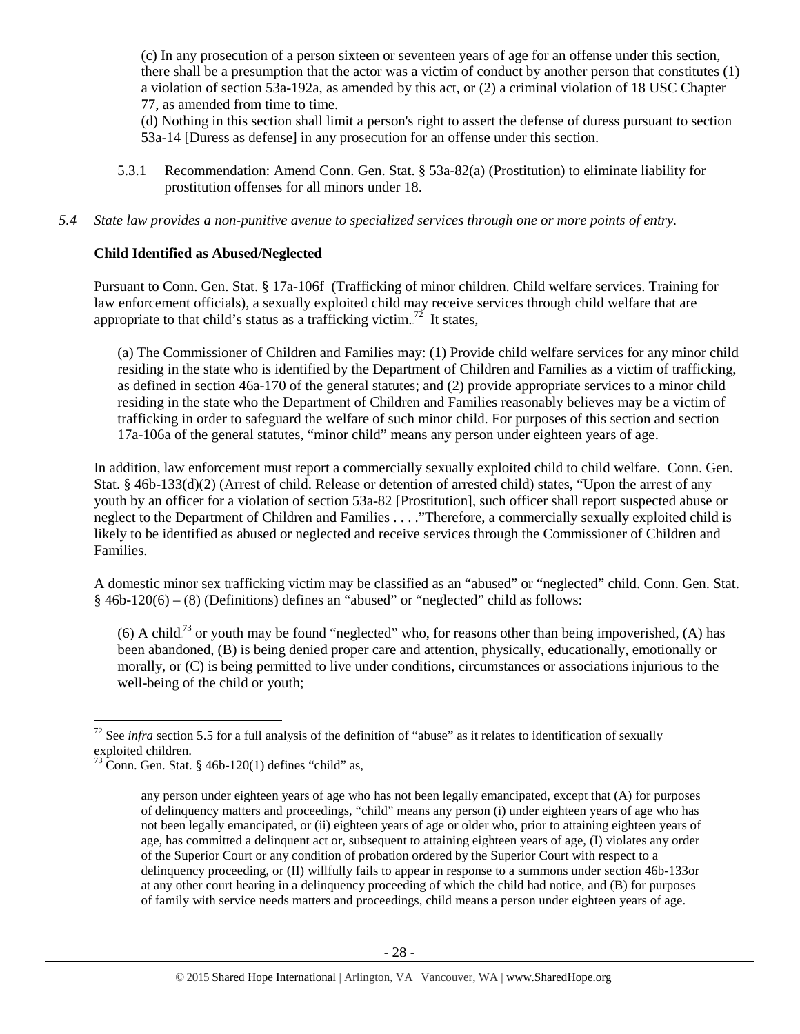(c) In any prosecution of a person sixteen or seventeen years of age for an offense under this section, there shall be a presumption that the actor was a victim of conduct by another person that constitutes (1) a violation of section 53a-192a, as amended by this act, or (2) a criminal violation of 18 USC Chapter 77, as amended from time to time.

(d) Nothing in this section shall limit a person's right to assert the defense of duress pursuant to section 53a-14 [Duress as defense] in any prosecution for an offense under this section.

5.3.1 Recommendation: Amend Conn. Gen. Stat. § 53a-82(a) (Prostitution) to eliminate liability for prostitution offenses for all minors under 18.

*5.4 State law provides a non-punitive avenue to specialized services through one or more points of entry.*

**Child Identified as Abused/Neglected**

Pursuant to Conn. Gen. Stat. § 17a-106f (Trafficking of minor children. Child welfare services. Training for law enforcement officials), a sexually exploited child may receive services through child welfare that are appropriate to that child's status as a trafficking victim.[72] It states,

> (a) The Commissioner of Children and Families may: (1) Provide child welfare services for any minor child residing in the state who is identified by the Department of Children and Families as a victim of trafficking, as defined in section 46a-170 of the general statutes; and (2) provide appropriate services to a minor child residing in the state who the Department of Children and Families reasonably believes may be a victim of trafficking in order to safeguard the welfare of such minor child. For purposes of this section and section 17a-106a of the general statutes, "minor child" means any person under eighteen years of age.

In addition, law enforcement must report a commercially sexually exploited child to child welfare. Conn. Gen. Stat. § 46b-133(d)(2) (Arrest of child. Release or detention of arrested child) states, "Upon the arrest of any youth by an officer for a violation of section 53a-82 [Prostitution], such officer shall report suspected abuse or neglect to the Department of Children and Families . . . ."Therefore, a commercially sexually exploited child is likely to be identified as abused or neglected and receive services through the Commissioner of Children and Families.

A domestic minor sex trafficking victim may be classified as an "abused" or "neglected" child. Conn. Gen. Stat. § 46b-120(6) – (8) (Definitions) defines an "abused" or "neglected" child as follows:

> (6) A child[73] or youth may be found "neglected" who, for reasons other than being impoverished, (A) has been abandoned, (B) is being denied proper care and attention, physically, educationally, emotionally or morally, or (C) is being permitted to live under conditions, circumstances or associations injurious to the well-being of the child or youth;

---

[72] See *infra* section 5.5 for a full analysis of the definition of "abuse" as it relates to identification of sexually exploited children.

[73] Conn. Gen. Stat. § 46b-120(1) defines "child" as,

> any person under eighteen years of age who has not been legally emancipated, except that (A) for purposes of delinquency matters and proceedings, "child" means any person (i) under eighteen years of age who has not been legally emancipated, or (ii) eighteen years of age or older who, prior to attaining eighteen years of age, has committed a delinquent act or, subsequent to attaining eighteen years of age, (I) violates any order of the Superior Court or any condition of probation ordered by the Superior Court with respect to a delinquency proceeding, or (II) willfully fails to appear in response to a summons under section 46b-133or at any other court hearing in a delinquency proceeding of which the child had notice, and (B) for purposes of family with service needs matters and proceedings, child means a person under eighteen years of age.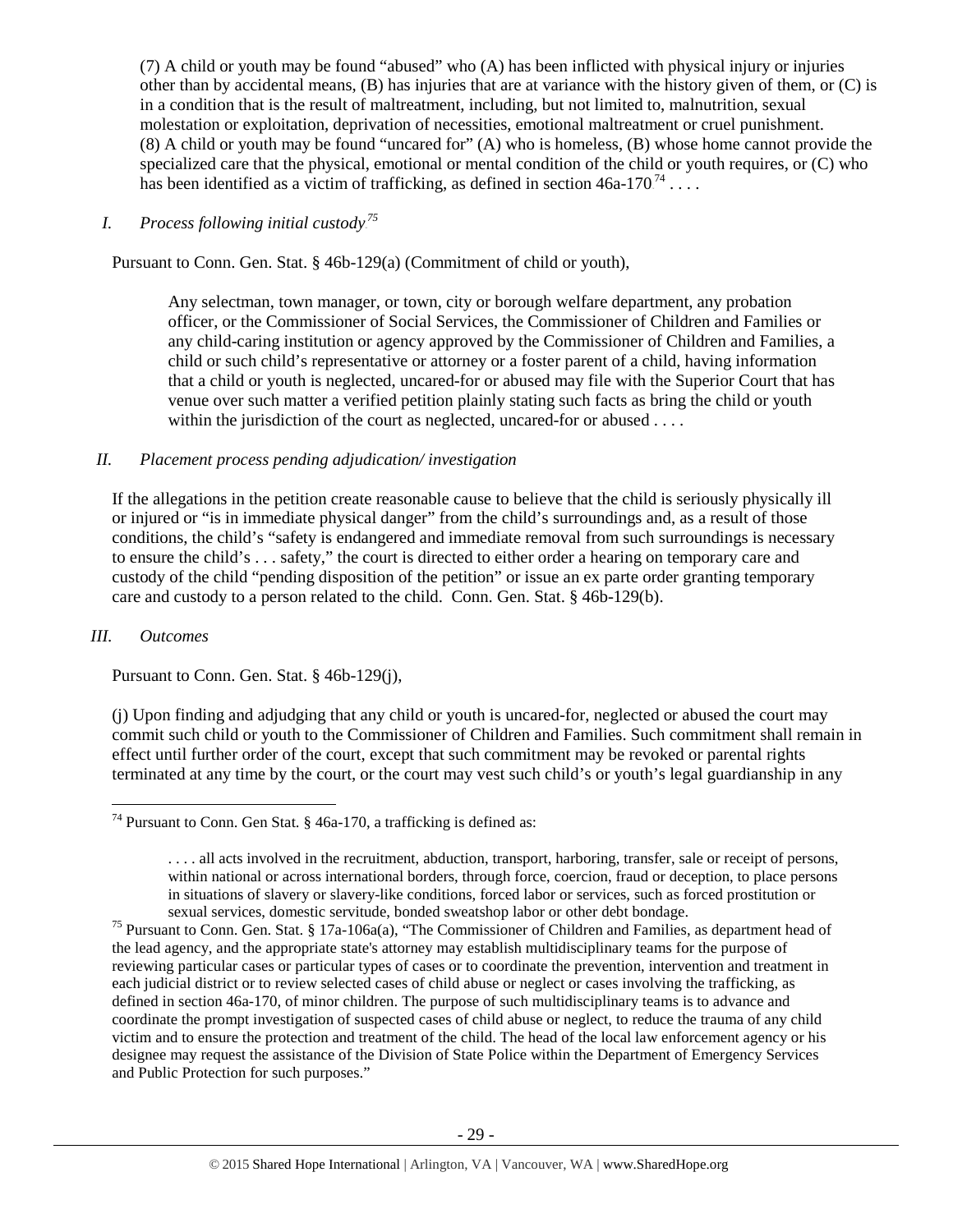(7) A child or youth may be found "abused" who (A) has been inflicted with physical injury or injuries other than by accidental means, (B) has injuries that are at variance with the history given of them, or (C) is in a condition that is the result of maltreatment, including, but not limited to, malnutrition, sexual molestation or exploitation, deprivation of necessities, emotional maltreatment or cruel punishment.
(8) A child or youth may be found "uncared for" (A) who is homeless, (B) whose home cannot provide the specialized care that the physical, emotional or mental condition of the child or youth requires, or (C) who has been identified as a victim of trafficking, as defined in section 46a-170[74] . . . .

*I. Process following initial custody*[75]

Pursuant to Conn. Gen. Stat. § 46b-129(a) (Commitment of child or youth),

> Any selectman, town manager, or town, city or borough welfare department, any probation officer, or the Commissioner of Social Services, the Commissioner of Children and Families or any child-caring institution or agency approved by the Commissioner of Children and Families, a child or such child's representative or attorney or a foster parent of a child, having information that a child or youth is neglected, uncared-for or abused may file with the Superior Court that has venue over such matter a verified petition plainly stating such facts as bring the child or youth within the jurisdiction of the court as neglected, uncared-for or abused . . . .

*II. Placement process pending adjudication/ investigation*

If the allegations in the petition create reasonable cause to believe that the child is seriously physically ill or injured or "is in immediate physical danger" from the child's surroundings and, as a result of those conditions, the child's "safety is endangered and immediate removal from such surroundings is necessary to ensure the child's . . . safety," the court is directed to either order a hearing on temporary care and custody of the child "pending disposition of the petition" or issue an ex parte order granting temporary care and custody to a person related to the child. Conn. Gen. Stat. § 46b-129(b).

*III. Outcomes*

Pursuant to Conn. Gen. Stat. § 46b-129(j),

(j) Upon finding and adjudging that any child or youth is uncared-for, neglected or abused the court may commit such child or youth to the Commissioner of Children and Families. Such commitment shall remain in effect until further order of the court, except that such commitment may be revoked or parental rights terminated at any time by the court, or the court may vest such child's or youth's legal guardianship in any

---

[74] Pursuant to Conn. Gen Stat. § 46a-170, a trafficking is defined as:

> . . . . all acts involved in the recruitment, abduction, transport, harboring, transfer, sale or receipt of persons, within national or across international borders, through force, coercion, fraud or deception, to place persons in situations of slavery or slavery-like conditions, forced labor or services, such as forced prostitution or sexual services, domestic servitude, bonded sweatshop labor or other debt bondage.

[75] Pursuant to Conn. Gen. Stat. § 17a-106a(a), "The Commissioner of Children and Families, as department head of the lead agency, and the appropriate state's attorney may establish multidisciplinary teams for the purpose of reviewing particular cases or particular types of cases or to coordinate the prevention, intervention and treatment in each judicial district or to review selected cases of child abuse or neglect or cases involving the trafficking, as defined in section 46a-170, of minor children. The purpose of such multidisciplinary teams is to advance and coordinate the prompt investigation of suspected cases of child abuse or neglect, to reduce the trauma of any child victim and to ensure the protection and treatment of the child. The head of the local law enforcement agency or his designee may request the assistance of the Division of State Police within the Department of Emergency Services and Public Protection for such purposes."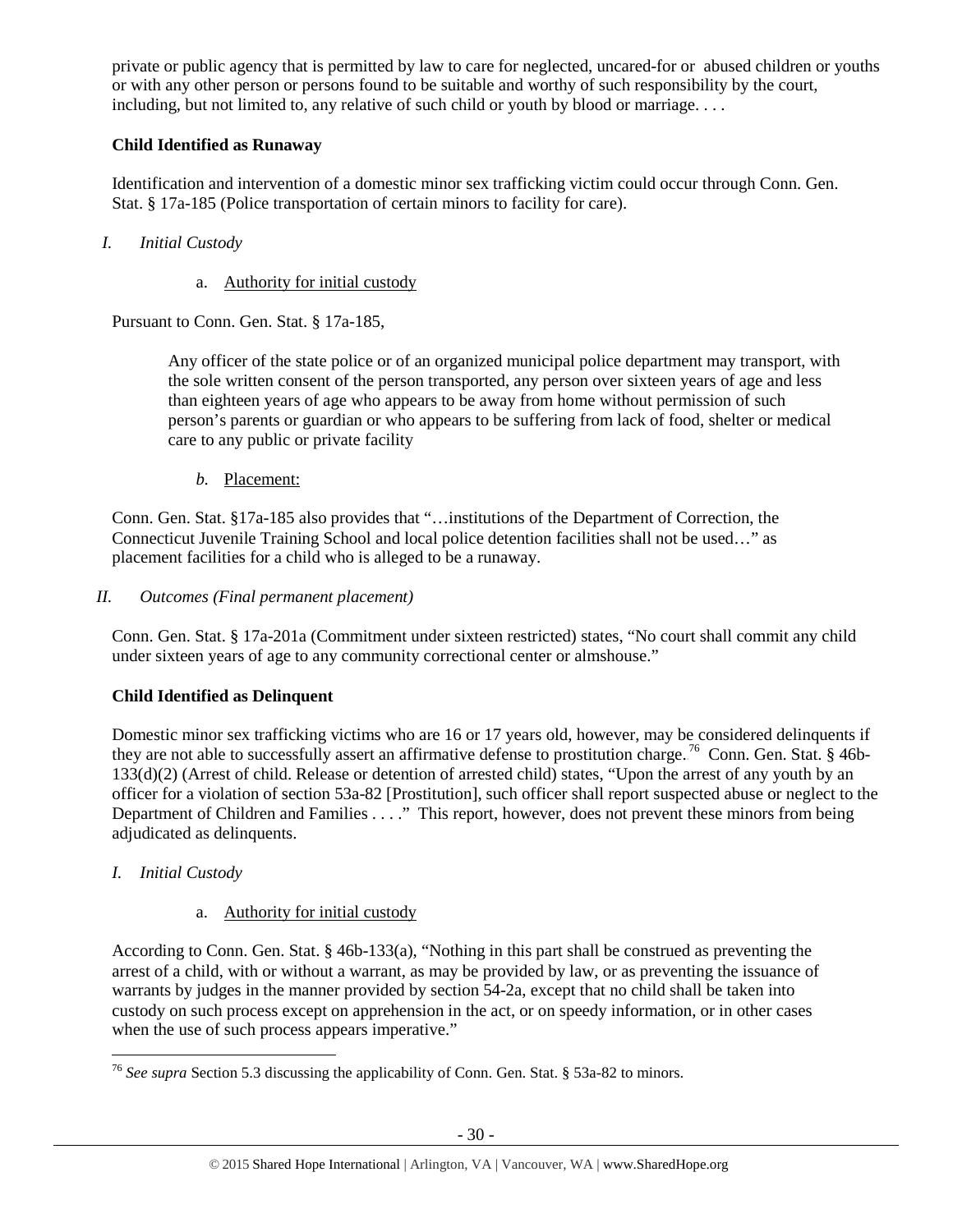private or public agency that is permitted by law to care for neglected, uncared-for or abused children or youths or with any other person or persons found to be suitable and worthy of such responsibility by the court, including, but not limited to, any relative of such child or youth by blood or marriage. . . .

**Child Identified as Runaway**

Identification and intervention of a domestic minor sex trafficking victim could occur through Conn. Gen. Stat. § 17a-185 (Police transportation of certain minors to facility for care).

*I. Initial Custody*

a. Authority for initial custody

Pursuant to Conn. Gen. Stat. § 17a-185,

> Any officer of the state police or of an organized municipal police department may transport, with the sole written consent of the person transported, any person over sixteen years of age and less than eighteen years of age who appears to be away from home without permission of such person's parents or guardian or who appears to be suffering from lack of food, shelter or medical care to any public or private facility

*b.* Placement:

Conn. Gen. Stat. §17a-185 also provides that "…institutions of the Department of Correction, the Connecticut Juvenile Training School and local police detention facilities shall not be used…" as placement facilities for a child who is alleged to be a runaway.

*II. Outcomes (Final permanent placement)*

Conn. Gen. Stat. § 17a-201a (Commitment under sixteen restricted) states, "No court shall commit any child under sixteen years of age to any community correctional center or almshouse."

**Child Identified as Delinquent**

Domestic minor sex trafficking victims who are 16 or 17 years old, however, may be considered delinquents if they are not able to successfully assert an affirmative defense to prostitution charge.[76] Conn. Gen. Stat. § 46b-133(d)(2) (Arrest of child. Release or detention of arrested child) states, "Upon the arrest of any youth by an officer for a violation of section 53a-82 [Prostitution], such officer shall report suspected abuse or neglect to the Department of Children and Families . . . ." This report, however, does not prevent these minors from being adjudicated as delinquents.

*I. Initial Custody*

a. Authority for initial custody

According to Conn. Gen. Stat. § 46b-133(a), "Nothing in this part shall be construed as preventing the arrest of a child, with or without a warrant, as may be provided by law, or as preventing the issuance of warrants by judges in the manner provided by section 54-2a, except that no child shall be taken into custody on such process except on apprehension in the act, or on speedy information, or in other cases when the use of such process appears imperative."

[76] *See supra* Section 5.3 discussing the applicability of Conn. Gen. Stat. § 53a-82 to minors.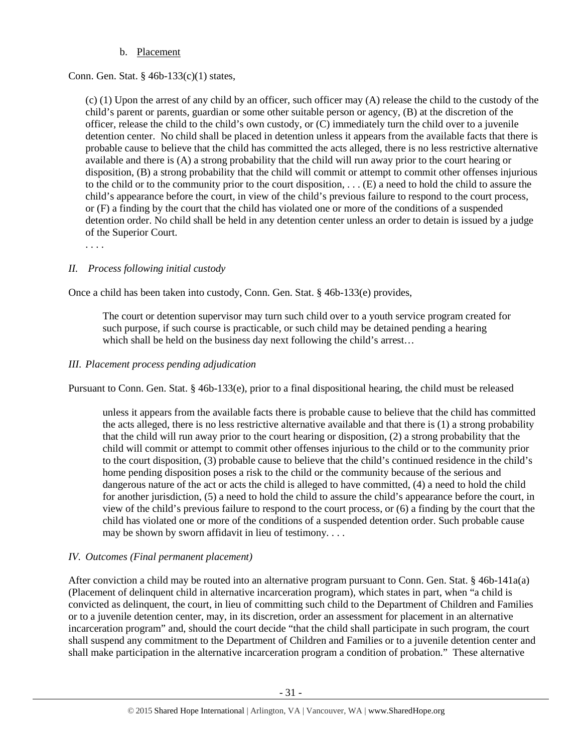b. Placement

Conn. Gen. Stat. § 46b-133(c)(1) states,

> (c) (1) Upon the arrest of any child by an officer, such officer may (A) release the child to the custody of the child's parent or parents, guardian or some other suitable person or agency, (B) at the discretion of the officer, release the child to the child's own custody, or (C) immediately turn the child over to a juvenile detention center. No child shall be placed in detention unless it appears from the available facts that there is probable cause to believe that the child has committed the acts alleged, there is no less restrictive alternative available and there is (A) a strong probability that the child will run away prior to the court hearing or disposition, (B) a strong probability that the child will commit or attempt to commit other offenses injurious to the child or to the community prior to the court disposition, . . . (E) a need to hold the child to assure the child's appearance before the court, in view of the child's previous failure to respond to the court process, or (F) a finding by the court that the child has violated one or more of the conditions of a suspended detention order. No child shall be held in any detention center unless an order to detain is issued by a judge of the Superior Court.
>
> . . . .

*II. Process following initial custody*

Once a child has been taken into custody, Conn. Gen. Stat. § 46b-133(e) provides,

> The court or detention supervisor may turn such child over to a youth service program created for such purpose, if such course is practicable, or such child may be detained pending a hearing which shall be held on the business day next following the child's arrest…

*III. Placement process pending adjudication*

Pursuant to Conn. Gen. Stat. § 46b-133(e), prior to a final dispositional hearing, the child must be released

> unless it appears from the available facts there is probable cause to believe that the child has committed the acts alleged, there is no less restrictive alternative available and that there is (1) a strong probability that the child will run away prior to the court hearing or disposition, (2) a strong probability that the child will commit or attempt to commit other offenses injurious to the child or to the community prior to the court disposition, (3) probable cause to believe that the child's continued residence in the child's home pending disposition poses a risk to the child or the community because of the serious and dangerous nature of the act or acts the child is alleged to have committed, (4) a need to hold the child for another jurisdiction, (5) a need to hold the child to assure the child's appearance before the court, in view of the child's previous failure to respond to the court process, or (6) a finding by the court that the child has violated one or more of the conditions of a suspended detention order. Such probable cause may be shown by sworn affidavit in lieu of testimony. . . .

*IV. Outcomes (Final permanent placement)*

After conviction a child may be routed into an alternative program pursuant to Conn. Gen. Stat. § 46b-141a(a) (Placement of delinquent child in alternative incarceration program), which states in part, when "a child is convicted as delinquent, the court, in lieu of committing such child to the Department of Children and Families or to a juvenile detention center, may, in its discretion, order an assessment for placement in an alternative incarceration program" and, should the court decide "that the child shall participate in such program, the court shall suspend any commitment to the Department of Children and Families or to a juvenile detention center and shall make participation in the alternative incarceration program a condition of probation." These alternative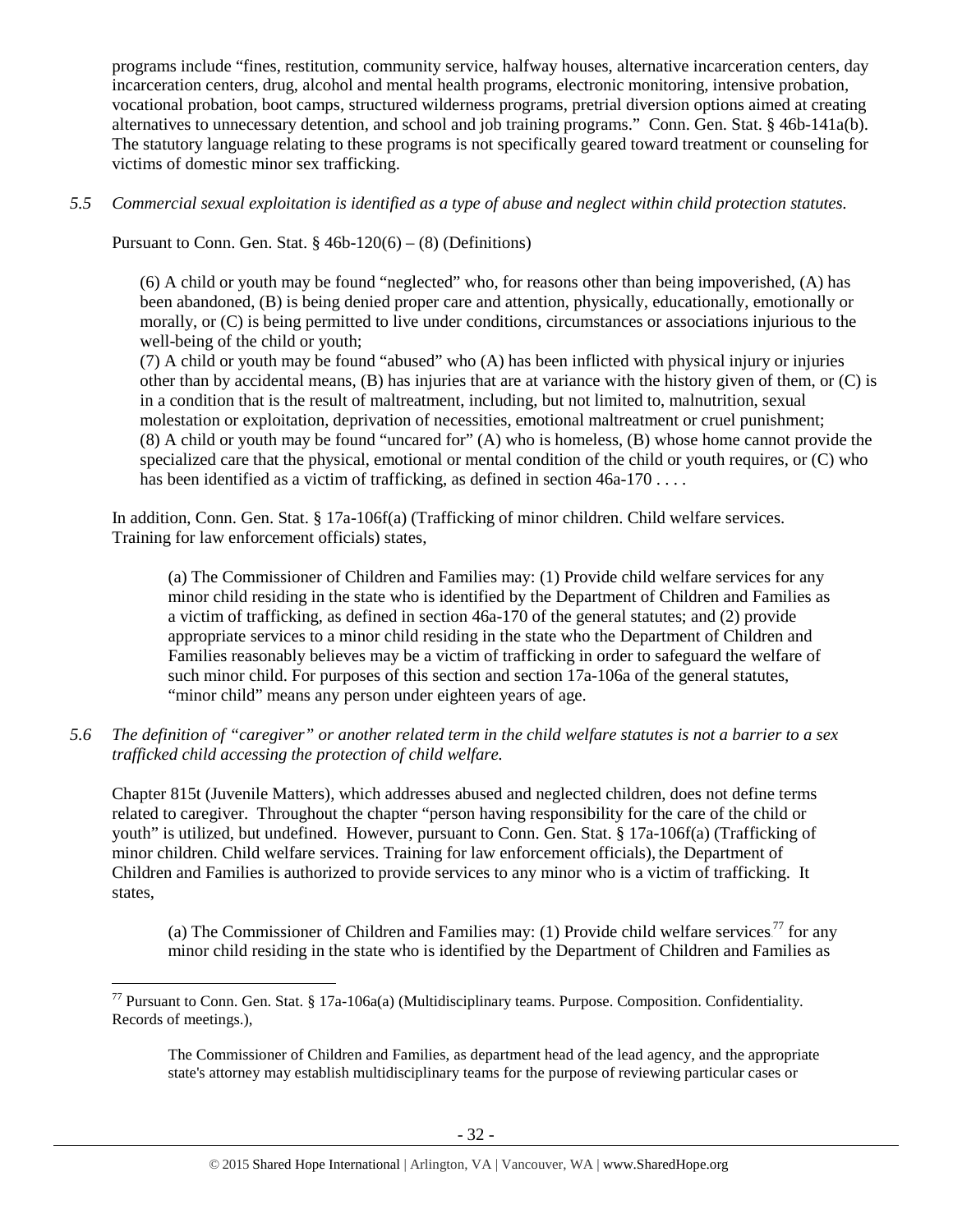programs include "fines, restitution, community service, halfway houses, alternative incarceration centers, day incarceration centers, drug, alcohol and mental health programs, electronic monitoring, intensive probation, vocational probation, boot camps, structured wilderness programs, pretrial diversion options aimed at creating alternatives to unnecessary detention, and school and job training programs." Conn. Gen. Stat. § 46b-141a(b). The statutory language relating to these programs is not specifically geared toward treatment or counseling for victims of domestic minor sex trafficking.

*5.5 Commercial sexual exploitation is identified as a type of abuse and neglect within child protection statutes.*

Pursuant to Conn. Gen. Stat. § 46b-120(6) – (8) (Definitions)

> (6) A child or youth may be found "neglected" who, for reasons other than being impoverished, (A) has been abandoned, (B) is being denied proper care and attention, physically, educationally, emotionally or morally, or (C) is being permitted to live under conditions, circumstances or associations injurious to the well-being of the child or youth;
> (7) A child or youth may be found "abused" who (A) has been inflicted with physical injury or injuries other than by accidental means, (B) has injuries that are at variance with the history given of them, or (C) is in a condition that is the result of maltreatment, including, but not limited to, malnutrition, sexual molestation or exploitation, deprivation of necessities, emotional maltreatment or cruel punishment;
> (8) A child or youth may be found "uncared for" (A) who is homeless, (B) whose home cannot provide the specialized care that the physical, emotional or mental condition of the child or youth requires, or (C) who has been identified as a victim of trafficking, as defined in section 46a-170 . . . .

In addition, Conn. Gen. Stat. § 17a-106f(a) (Trafficking of minor children. Child welfare services. Training for law enforcement officials) states,

> (a) The Commissioner of Children and Families may: (1) Provide child welfare services for any minor child residing in the state who is identified by the Department of Children and Families as a victim of trafficking, as defined in section 46a-170 of the general statutes; and (2) provide appropriate services to a minor child residing in the state who the Department of Children and Families reasonably believes may be a victim of trafficking in order to safeguard the welfare of such minor child. For purposes of this section and section 17a-106a of the general statutes, "minor child" means any person under eighteen years of age.

*5.6 The definition of "caregiver" or another related term in the child welfare statutes is not a barrier to a sex trafficked child accessing the protection of child welfare.*

Chapter 815t (Juvenile Matters), which addresses abused and neglected children, does not define terms related to caregiver. Throughout the chapter "person having responsibility for the care of the child or youth" is utilized, but undefined. However, pursuant to Conn. Gen. Stat. § 17a-106f(a) (Trafficking of minor children. Child welfare services. Training for law enforcement officials), the Department of Children and Families is authorized to provide services to any minor who is a victim of trafficking. It states,

> (a) The Commissioner of Children and Families may: (1) Provide child welfare services[77] for any minor child residing in the state who is identified by the Department of Children and Families as

---

[77] Pursuant to Conn. Gen. Stat. § 17a-106a(a) (Multidisciplinary teams. Purpose. Composition. Confidentiality. Records of meetings.),

> The Commissioner of Children and Families, as department head of the lead agency, and the appropriate state's attorney may establish multidisciplinary teams for the purpose of reviewing particular cases or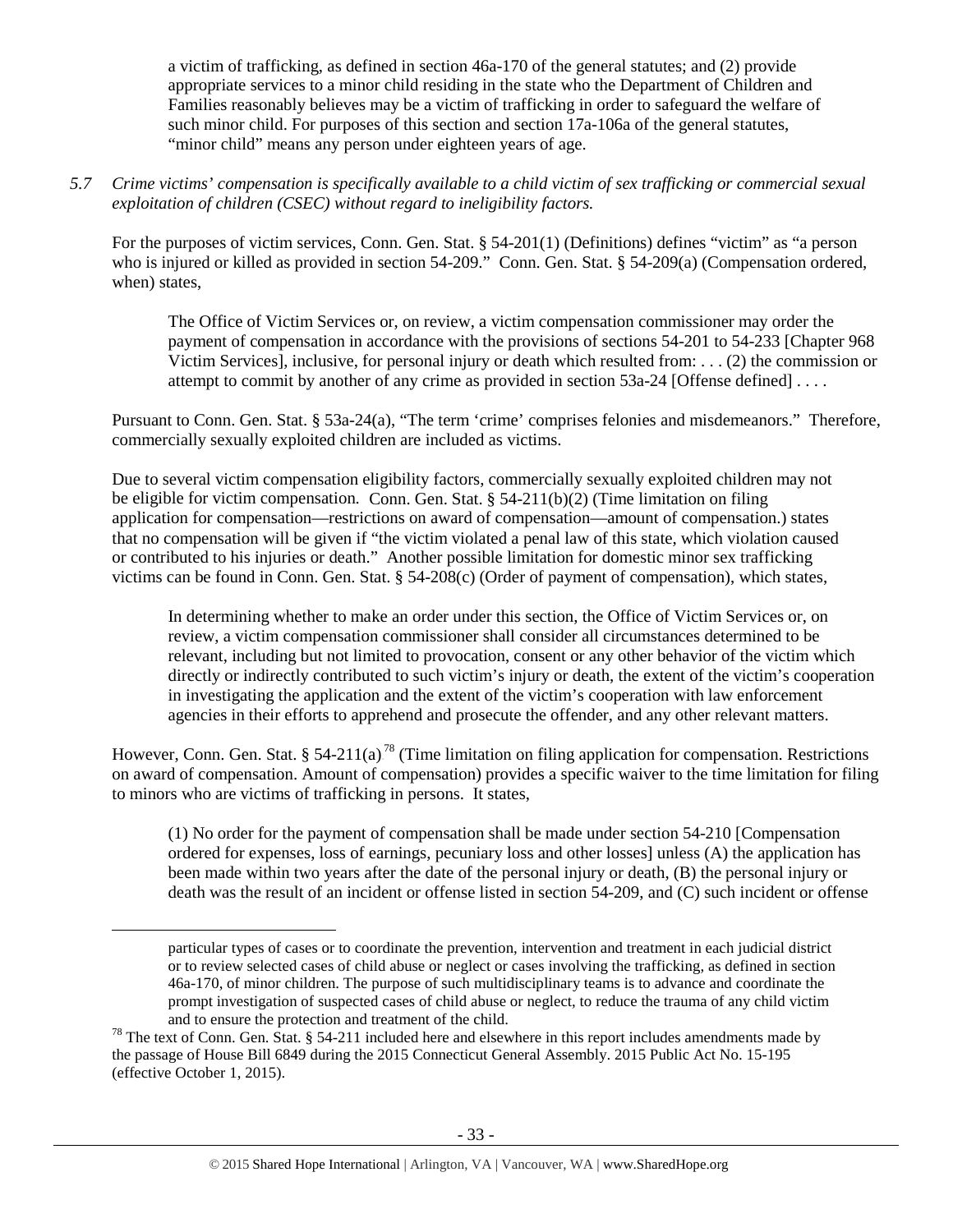a victim of trafficking, as defined in section 46a-170 of the general statutes; and (2) provide appropriate services to a minor child residing in the state who the Department of Children and Families reasonably believes may be a victim of trafficking in order to safeguard the welfare of such minor child. For purposes of this section and section 17a-106a of the general statutes, "minor child" means any person under eighteen years of age.

*5.7 Crime victims' compensation is specifically available to a child victim of sex trafficking or commercial sexual exploitation of children (CSEC) without regard to ineligibility factors.*

For the purposes of victim services, Conn. Gen. Stat. § 54-201(1) (Definitions) defines "victim" as "a person who is injured or killed as provided in section 54-209." Conn. Gen. Stat. § 54-209(a) (Compensation ordered, when) states,

> The Office of Victim Services or, on review, a victim compensation commissioner may order the payment of compensation in accordance with the provisions of sections 54-201 to 54-233 [Chapter 968 Victim Services], inclusive, for personal injury or death which resulted from: . . . (2) the commission or attempt to commit by another of any crime as provided in section 53a-24 [Offense defined] . . . .

Pursuant to Conn. Gen. Stat. § 53a-24(a), "The term 'crime' comprises felonies and misdemeanors." Therefore, commercially sexually exploited children are included as victims.

Due to several victim compensation eligibility factors, commercially sexually exploited children may not be eligible for victim compensation. Conn. Gen. Stat. § 54-211(b)(2) (Time limitation on filing application for compensation—restrictions on award of compensation—amount of compensation.) states that no compensation will be given if "the victim violated a penal law of this state, which violation caused or contributed to his injuries or death." Another possible limitation for domestic minor sex trafficking victims can be found in Conn. Gen. Stat. § 54-208(c) (Order of payment of compensation), which states,

> In determining whether to make an order under this section, the Office of Victim Services or, on review, a victim compensation commissioner shall consider all circumstances determined to be relevant, including but not limited to provocation, consent or any other behavior of the victim which directly or indirectly contributed to such victim's injury or death, the extent of the victim's cooperation in investigating the application and the extent of the victim's cooperation with law enforcement agencies in their efforts to apprehend and prosecute the offender, and any other relevant matters.

However, Conn. Gen. Stat. § 54-211(a)[78] (Time limitation on filing application for compensation. Restrictions on award of compensation. Amount of compensation) provides a specific waiver to the time limitation for filing to minors who are victims of trafficking in persons. It states,

> (1) No order for the payment of compensation shall be made under section 54-210 [Compensation ordered for expenses, loss of earnings, pecuniary loss and other losses] unless (A) the application has been made within two years after the date of the personal injury or death, (B) the personal injury or death was the result of an incident or offense listed in section 54-209, and (C) such incident or offense

---

particular types of cases or to coordinate the prevention, intervention and treatment in each judicial district or to review selected cases of child abuse or neglect or cases involving the trafficking, as defined in section 46a-170, of minor children. The purpose of such multidisciplinary teams is to advance and coordinate the prompt investigation of suspected cases of child abuse or neglect, to reduce the trauma of any child victim and to ensure the protection and treatment of the child.

[78] The text of Conn. Gen. Stat. § 54-211 included here and elsewhere in this report includes amendments made by the passage of House Bill 6849 during the 2015 Connecticut General Assembly. 2015 Public Act No. 15-195 (effective October 1, 2015).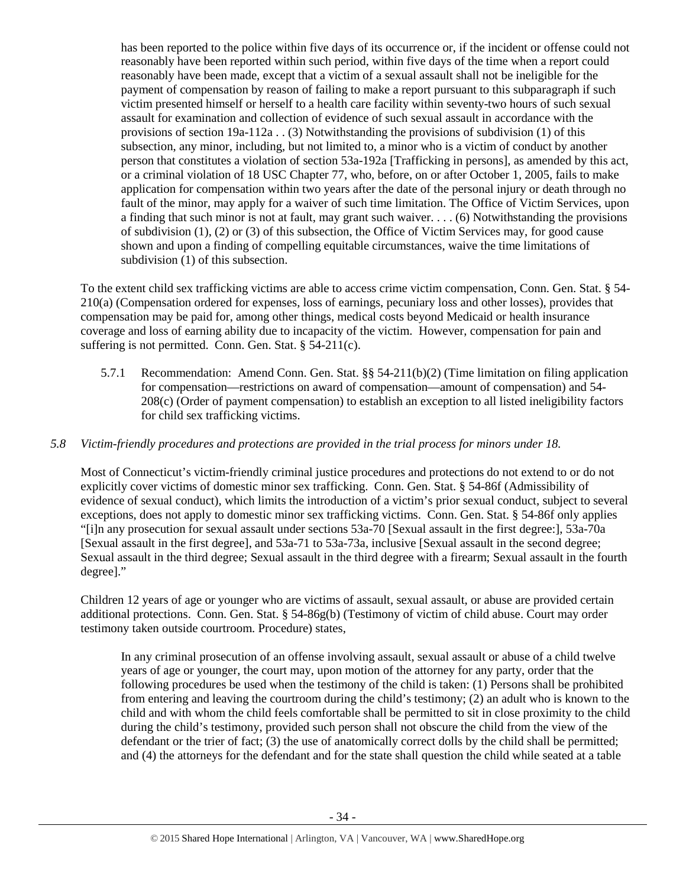has been reported to the police within five days of its occurrence or, if the incident or offense could not reasonably have been reported within such period, within five days of the time when a report could reasonably have been made, except that a victim of a sexual assault shall not be ineligible for the payment of compensation by reason of failing to make a report pursuant to this subparagraph if such victim presented himself or herself to a health care facility within seventy-two hours of such sexual assault for examination and collection of evidence of such sexual assault in accordance with the provisions of section 19a-112a . . (3) Notwithstanding the provisions of subdivision (1) of this subsection, any minor, including, but not limited to, a minor who is a victim of conduct by another person that constitutes a violation of section 53a-192a [Trafficking in persons], as amended by this act, or a criminal violation of 18 USC Chapter 77, who, before, on or after October 1, 2005, fails to make application for compensation within two years after the date of the personal injury or death through no fault of the minor, may apply for a waiver of such time limitation. The Office of Victim Services, upon a finding that such minor is not at fault, may grant such waiver. . . . (6) Notwithstanding the provisions of subdivision (1), (2) or (3) of this subsection, the Office of Victim Services may, for good cause shown and upon a finding of compelling equitable circumstances, waive the time limitations of subdivision (1) of this subsection.

To the extent child sex trafficking victims are able to access crime victim compensation, Conn. Gen. Stat. § 54-210(a) (Compensation ordered for expenses, loss of earnings, pecuniary loss and other losses), provides that compensation may be paid for, among other things, medical costs beyond Medicaid or health insurance coverage and loss of earning ability due to incapacity of the victim. However, compensation for pain and suffering is not permitted. Conn. Gen. Stat. § 54-211(c).

5.7.1 Recommendation: Amend Conn. Gen. Stat. §§ 54-211(b)(2) (Time limitation on filing application for compensation—restrictions on award of compensation—amount of compensation) and 54-208(c) (Order of payment compensation) to establish an exception to all listed ineligibility factors for child sex trafficking victims.

*5.8 Victim-friendly procedures and protections are provided in the trial process for minors under 18.*

Most of Connecticut's victim-friendly criminal justice procedures and protections do not extend to or do not explicitly cover victims of domestic minor sex trafficking. Conn. Gen. Stat. § 54-86f (Admissibility of evidence of sexual conduct), which limits the introduction of a victim's prior sexual conduct, subject to several exceptions, does not apply to domestic minor sex trafficking victims. Conn. Gen. Stat. § 54-86f only applies "[i]n any prosecution for sexual assault under sections 53a-70 [Sexual assault in the first degree:], 53a-70a [Sexual assault in the first degree], and 53a-71 to 53a-73a, inclusive [Sexual assault in the second degree; Sexual assault in the third degree; Sexual assault in the third degree with a firearm; Sexual assault in the fourth degree]."

Children 12 years of age or younger who are victims of assault, sexual assault, or abuse are provided certain additional protections. Conn. Gen. Stat. § 54-86g(b) (Testimony of victim of child abuse. Court may order testimony taken outside courtroom. Procedure) states,

> In any criminal prosecution of an offense involving assault, sexual assault or abuse of a child twelve years of age or younger, the court may, upon motion of the attorney for any party, order that the following procedures be used when the testimony of the child is taken: (1) Persons shall be prohibited from entering and leaving the courtroom during the child's testimony; (2) an adult who is known to the child and with whom the child feels comfortable shall be permitted to sit in close proximity to the child during the child's testimony, provided such person shall not obscure the child from the view of the defendant or the trier of fact; (3) the use of anatomically correct dolls by the child shall be permitted; and (4) the attorneys for the defendant and for the state shall question the child while seated at a table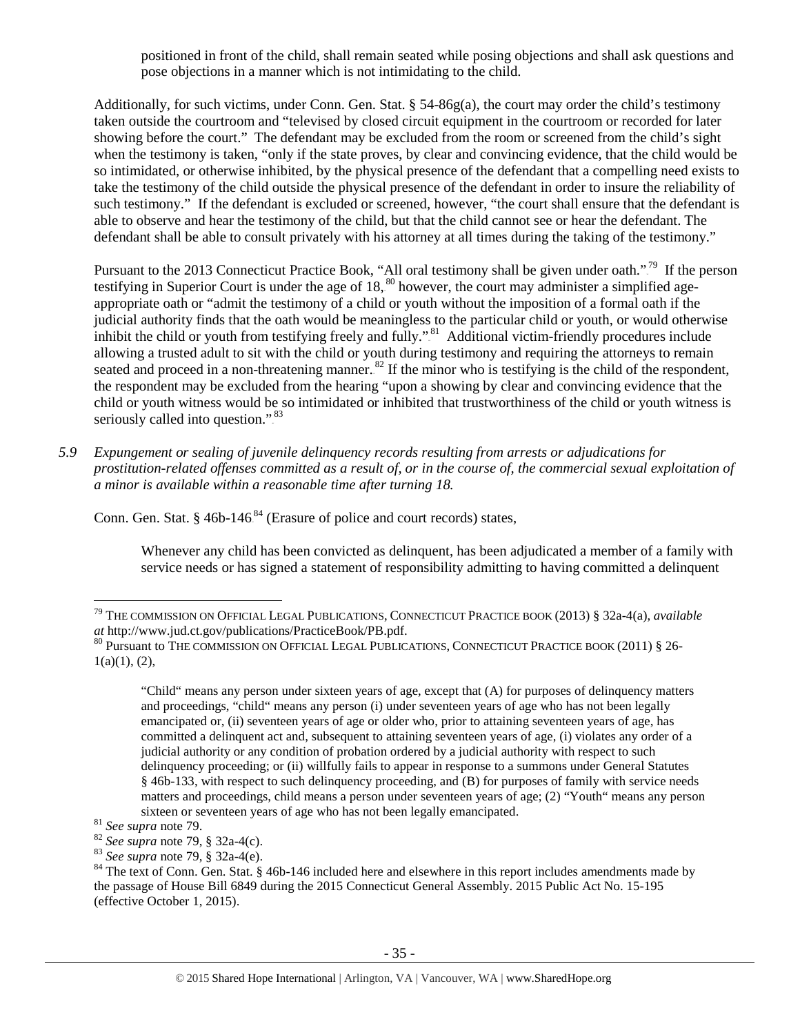positioned in front of the child, shall remain seated while posing objections and shall ask questions and pose objections in a manner which is not intimidating to the child.

Additionally, for such victims, under Conn. Gen. Stat. § 54-86g(a), the court may order the child's testimony taken outside the courtroom and "televised by closed circuit equipment in the courtroom or recorded for later showing before the court." The defendant may be excluded from the room or screened from the child's sight when the testimony is taken, "only if the state proves, by clear and convincing evidence, that the child would be so intimidated, or otherwise inhibited, by the physical presence of the defendant that a compelling need exists to take the testimony of the child outside the physical presence of the defendant in order to insure the reliability of such testimony." If the defendant is excluded or screened, however, "the court shall ensure that the defendant is able to observe and hear the testimony of the child, but that the child cannot see or hear the defendant. The defendant shall be able to consult privately with his attorney at all times during the taking of the testimony."

Pursuant to the 2013 Connecticut Practice Book, "All oral testimony shall be given under oath."[79] If the person testifying in Superior Court is under the age of 18,[80] however, the court may administer a simplified age-appropriate oath or "admit the testimony of a child or youth without the imposition of a formal oath if the judicial authority finds that the oath would be meaningless to the particular child or youth, or would otherwise inhibit the child or youth from testifying freely and fully."[81] Additional victim-friendly procedures include allowing a trusted adult to sit with the child or youth during testimony and requiring the attorneys to remain seated and proceed in a non-threatening manner.[82] If the minor who is testifying is the child of the respondent, the respondent may be excluded from the hearing "upon a showing by clear and convincing evidence that the child or youth witness would be so intimidated or inhibited that trustworthiness of the child or youth witness is seriously called into question."[83]

5.9 *Expungement or sealing of juvenile delinquency records resulting from arrests or adjudications for prostitution-related offenses committed as a result of, or in the course of, the commercial sexual exploitation of a minor is available within a reasonable time after turning 18.*

Conn. Gen. Stat. § 46b-146[84] (Erasure of police and court records) states,

> Whenever any child has been convicted as delinquent, has been adjudicated a member of a family with service needs or has signed a statement of responsibility admitting to having committed a delinquent

---

[79] THE COMMISSION ON OFFICIAL LEGAL PUBLICATIONS, CONNECTICUT PRACTICE BOOK (2013) § 32a-4(a), *available at* http://www.jud.ct.gov/publications/PracticeBook/PB.pdf.

[80] Pursuant to THE COMMISSION ON OFFICIAL LEGAL PUBLICATIONS, CONNECTICUT PRACTICE BOOK (2011) § 26-1(a)(1), (2),

> "Child" means any person under sixteen years of age, except that (A) for purposes of delinquency matters and proceedings, "child" means any person (i) under seventeen years of age who has not been legally emancipated or, (ii) seventeen years of age or older who, prior to attaining seventeen years of age, has committed a delinquent act and, subsequent to attaining seventeen years of age, (i) violates any order of a judicial authority or any condition of probation ordered by a judicial authority with respect to such delinquency proceeding; or (ii) willfully fails to appear in response to a summons under General Statutes § 46b-133, with respect to such delinquency proceeding, and (B) for purposes of family with service needs matters and proceedings, child means a person under seventeen years of age; (2) "Youth" means any person sixteen or seventeen years of age who has not been legally emancipated.

[81] *See supra* note 79.

[82] *See supra* note 79, § 32a-4(c).

[83] *See supra* note 79, § 32a-4(e).

[84] The text of Conn. Gen. Stat. § 46b-146 included here and elsewhere in this report includes amendments made by the passage of House Bill 6849 during the 2015 Connecticut General Assembly. 2015 Public Act No. 15-195 (effective October 1, 2015).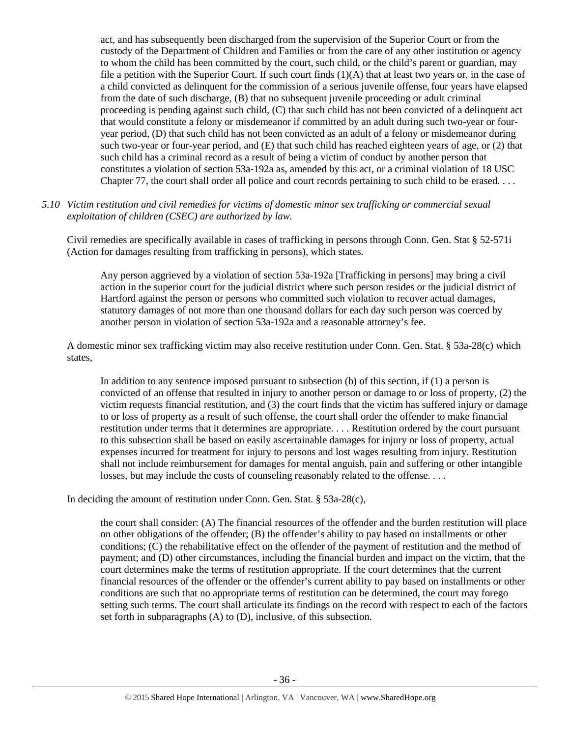> act, and has subsequently been discharged from the supervision of the Superior Court or from the custody of the Department of Children and Families or from the care of any other institution or agency to whom the child has been committed by the court, such child, or the child's parent or guardian, may file a petition with the Superior Court. If such court finds (1)(A) that at least two years or, in the case of a child convicted as delinquent for the commission of a serious juvenile offense, four years have elapsed from the date of such discharge, (B) that no subsequent juvenile proceeding or adult criminal proceeding is pending against such child, (C) that such child has not been convicted of a delinquent act that would constitute a felony or misdemeanor if committed by an adult during such two-year or four-year period, (D) that such child has not been convicted as an adult of a felony or misdemeanor during such two-year or four-year period, and (E) that such child has reached eighteen years of age, or (2) that such child has a criminal record as a result of being a victim of conduct by another person that constitutes a violation of section 53a-192a as, amended by this act, or a criminal violation of 18 USC Chapter 77, the court shall order all police and court records pertaining to such child to be erased. . . .

*5.10 Victim restitution and civil remedies for victims of domestic minor sex trafficking or commercial sexual exploitation of children (CSEC) are authorized by law.*

Civil remedies are specifically available in cases of trafficking in persons through Conn. Gen. Stat § 52-571i (Action for damages resulting from trafficking in persons), which states.

> Any person aggrieved by a violation of section 53a-192a [Trafficking in persons] may bring a civil action in the superior court for the judicial district where such person resides or the judicial district of Hartford against the person or persons who committed such violation to recover actual damages, statutory damages of not more than one thousand dollars for each day such person was coerced by another person in violation of section 53a-192a and a reasonable attorney's fee.

A domestic minor sex trafficking victim may also receive restitution under Conn. Gen. Stat. § 53a-28(c) which states,

> In addition to any sentence imposed pursuant to subsection (b) of this section, if (1) a person is convicted of an offense that resulted in injury to another person or damage to or loss of property, (2) the victim requests financial restitution, and (3) the court finds that the victim has suffered injury or damage to or loss of property as a result of such offense, the court shall order the offender to make financial restitution under terms that it determines are appropriate. . . . Restitution ordered by the court pursuant to this subsection shall be based on easily ascertainable damages for injury or loss of property, actual expenses incurred for treatment for injury to persons and lost wages resulting from injury. Restitution shall not include reimbursement for damages for mental anguish, pain and suffering or other intangible losses, but may include the costs of counseling reasonably related to the offense. . . .

In deciding the amount of restitution under Conn. Gen. Stat. § 53a-28(c),

> the court shall consider: (A) The financial resources of the offender and the burden restitution will place on other obligations of the offender; (B) the offender's ability to pay based on installments or other conditions; (C) the rehabilitative effect on the offender of the payment of restitution and the method of payment; and (D) other circumstances, including the financial burden and impact on the victim, that the court determines make the terms of restitution appropriate. If the court determines that the current financial resources of the offender or the offender's current ability to pay based on installments or other conditions are such that no appropriate terms of restitution can be determined, the court may forego setting such terms. The court shall articulate its findings on the record with respect to each of the factors set forth in subparagraphs (A) to (D), inclusive, of this subsection.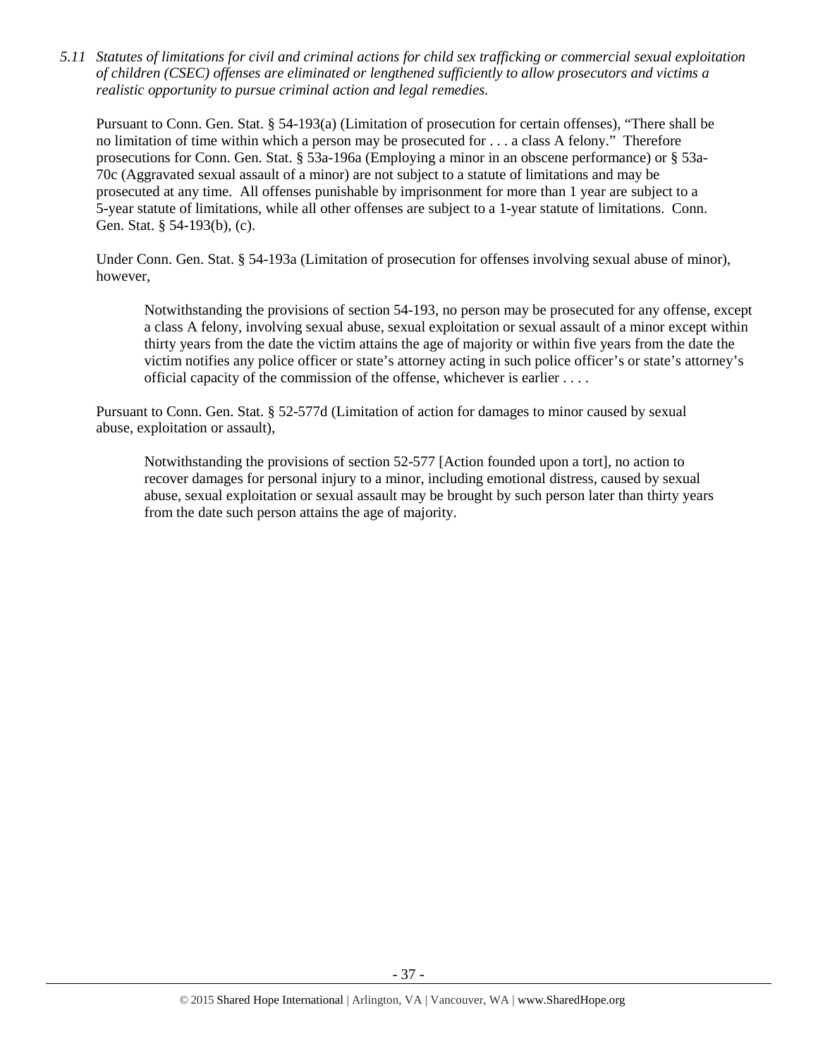*5.11 Statutes of limitations for civil and criminal actions for child sex trafficking or commercial sexual exploitation of children (CSEC) offenses are eliminated or lengthened sufficiently to allow prosecutors and victims a realistic opportunity to pursue criminal action and legal remedies.*

Pursuant to Conn. Gen. Stat. § 54-193(a) (Limitation of prosecution for certain offenses), "There shall be no limitation of time within which a person may be prosecuted for . . . a class A felony." Therefore prosecutions for Conn. Gen. Stat. § 53a-196a (Employing a minor in an obscene performance) or § 53a-70c (Aggravated sexual assault of a minor) are not subject to a statute of limitations and may be prosecuted at any time. All offenses punishable by imprisonment for more than 1 year are subject to a 5-year statute of limitations, while all other offenses are subject to a 1-year statute of limitations. Conn. Gen. Stat. § 54-193(b), (c).

Under Conn. Gen. Stat. § 54-193a (Limitation of prosecution for offenses involving sexual abuse of minor), however,

> Notwithstanding the provisions of section 54-193, no person may be prosecuted for any offense, except a class A felony, involving sexual abuse, sexual exploitation or sexual assault of a minor except within thirty years from the date the victim attains the age of majority or within five years from the date the victim notifies any police officer or state's attorney acting in such police officer's or state's attorney's official capacity of the commission of the offense, whichever is earlier . . . .

Pursuant to Conn. Gen. Stat. § 52-577d (Limitation of action for damages to minor caused by sexual abuse, exploitation or assault),

> Notwithstanding the provisions of section 52-577 [Action founded upon a tort], no action to recover damages for personal injury to a minor, including emotional distress, caused by sexual abuse, sexual exploitation or sexual assault may be brought by such person later than thirty years from the date such person attains the age of majority.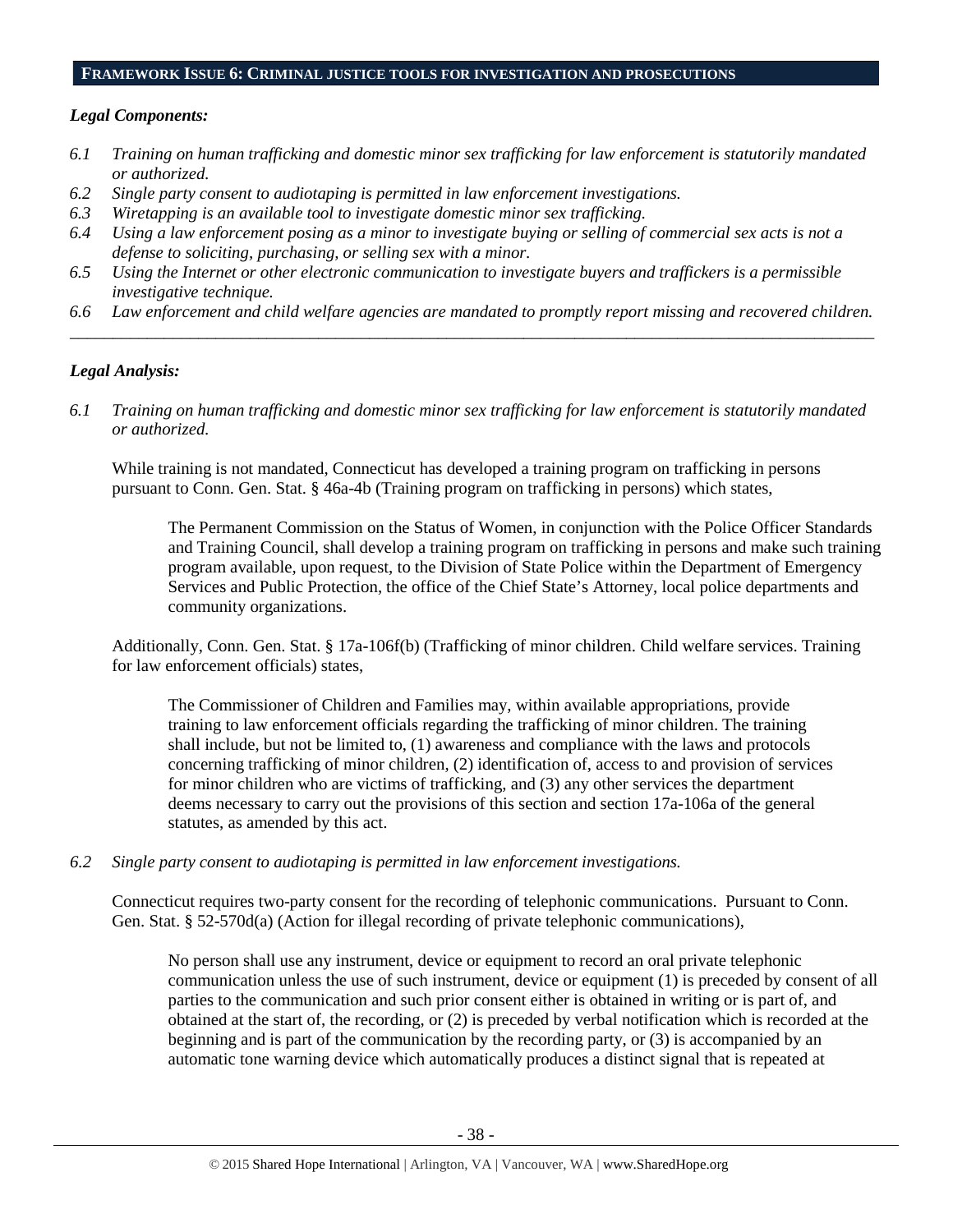## FRAMEWORK ISSUE 6: CRIMINAL JUSTICE TOOLS FOR INVESTIGATION AND PROSECUTIONS

***Legal Components:***

*6.1 Training on human trafficking and domestic minor sex trafficking for law enforcement is statutorily mandated or authorized.*

*6.2 Single party consent to audiotaping is permitted in law enforcement investigations.*

*6.3 Wiretapping is an available tool to investigate domestic minor sex trafficking.*

*6.4 Using a law enforcement posing as a minor to investigate buying or selling of commercial sex acts is not a defense to soliciting, purchasing, or selling sex with a minor.*

*6.5 Using the Internet or other electronic communication to investigate buyers and traffickers is a permissible investigative technique.*

*6.6 Law enforcement and child welfare agencies are mandated to promptly report missing and recovered children.*

---

***Legal Analysis:***

*6.1 Training on human trafficking and domestic minor sex trafficking for law enforcement is statutorily mandated or authorized.*

While training is not mandated, Connecticut has developed a training program on trafficking in persons pursuant to Conn. Gen. Stat. § 46a-4b (Training program on trafficking in persons) which states,

> The Permanent Commission on the Status of Women, in conjunction with the Police Officer Standards and Training Council, shall develop a training program on trafficking in persons and make such training program available, upon request, to the Division of State Police within the Department of Emergency Services and Public Protection, the office of the Chief State's Attorney, local police departments and community organizations.

Additionally, Conn. Gen. Stat. § 17a-106f(b) (Trafficking of minor children. Child welfare services. Training for law enforcement officials) states,

> The Commissioner of Children and Families may, within available appropriations, provide training to law enforcement officials regarding the trafficking of minor children. The training shall include, but not be limited to, (1) awareness and compliance with the laws and protocols concerning trafficking of minor children, (2) identification of, access to and provision of services for minor children who are victims of trafficking, and (3) any other services the department deems necessary to carry out the provisions of this section and section 17a-106a of the general statutes, as amended by this act.

*6.2 Single party consent to audiotaping is permitted in law enforcement investigations.*

Connecticut requires two-party consent for the recording of telephonic communications. Pursuant to Conn. Gen. Stat. § 52-570d(a) (Action for illegal recording of private telephonic communications),

> No person shall use any instrument, device or equipment to record an oral private telephonic communication unless the use of such instrument, device or equipment (1) is preceded by consent of all parties to the communication and such prior consent either is obtained in writing or is part of, and obtained at the start of, the recording, or (2) is preceded by verbal notification which is recorded at the beginning and is part of the communication by the recording party, or (3) is accompanied by an automatic tone warning device which automatically produces a distinct signal that is repeated at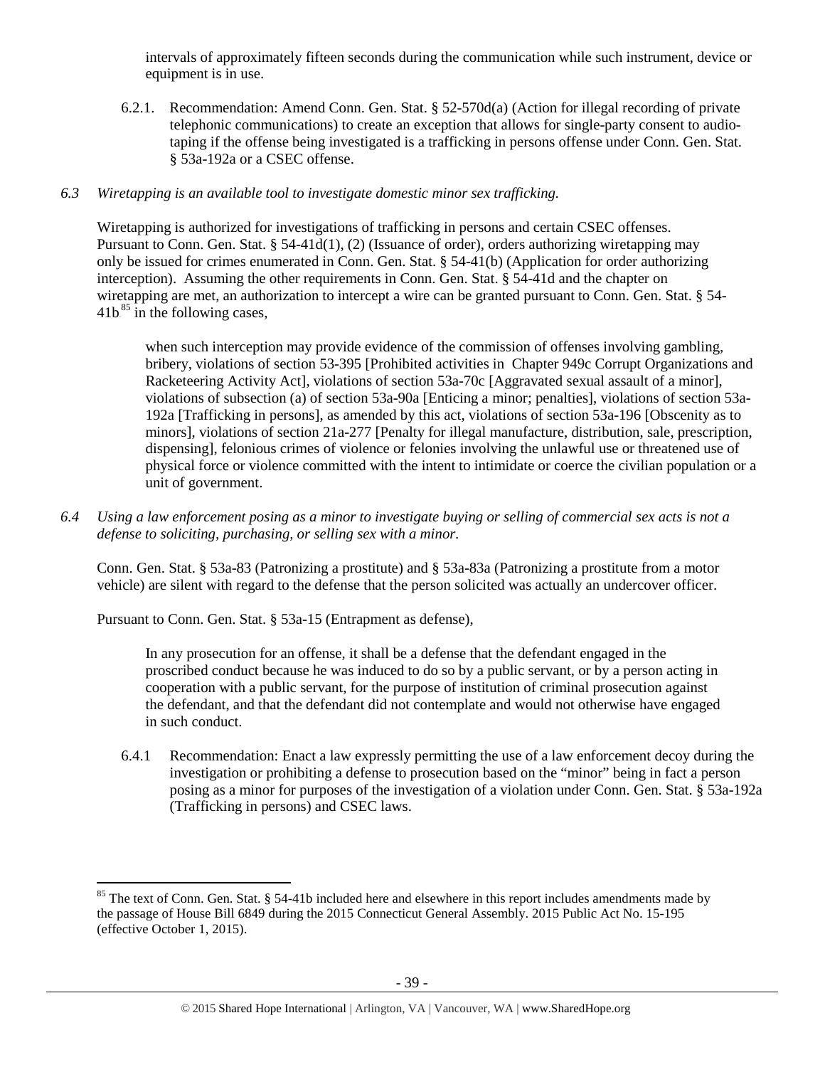intervals of approximately fifteen seconds during the communication while such instrument, device or equipment is in use.

6.2.1. Recommendation: Amend Conn. Gen. Stat. § 52-570d(a) (Action for illegal recording of private telephonic communications) to create an exception that allows for single-party consent to audio-taping if the offense being investigated is a trafficking in persons offense under Conn. Gen. Stat. § 53a-192a or a CSEC offense.

*6.3 Wiretapping is an available tool to investigate domestic minor sex trafficking.*

Wiretapping is authorized for investigations of trafficking in persons and certain CSEC offenses. Pursuant to Conn. Gen. Stat. § 54-41d(1), (2) (Issuance of order), orders authorizing wiretapping may only be issued for crimes enumerated in Conn. Gen. Stat. § 54-41(b) (Application for order authorizing interception). Assuming the other requirements in Conn. Gen. Stat. § 54-41d and the chapter on wiretapping are met, an authorization to intercept a wire can be granted pursuant to Conn. Gen. Stat. § 54-41b[85] in the following cases,

> when such interception may provide evidence of the commission of offenses involving gambling, bribery, violations of section 53-395 [Prohibited activities in Chapter 949c Corrupt Organizations and Racketeering Activity Act], violations of section 53a-70c [Aggravated sexual assault of a minor], violations of subsection (a) of section 53a-90a [Enticing a minor; penalties], violations of section 53a-192a [Trafficking in persons], as amended by this act, violations of section 53a-196 [Obscenity as to minors], violations of section 21a-277 [Penalty for illegal manufacture, distribution, sale, prescription, dispensing], felonious crimes of violence or felonies involving the unlawful use or threatened use of physical force or violence committed with the intent to intimidate or coerce the civilian population or a unit of government.

*6.4 Using a law enforcement posing as a minor to investigate buying or selling of commercial sex acts is not a defense to soliciting, purchasing, or selling sex with a minor.*

Conn. Gen. Stat. § 53a-83 (Patronizing a prostitute) and § 53a-83a (Patronizing a prostitute from a motor vehicle) are silent with regard to the defense that the person solicited was actually an undercover officer.

Pursuant to Conn. Gen. Stat. § 53a-15 (Entrapment as defense),

> In any prosecution for an offense, it shall be a defense that the defendant engaged in the proscribed conduct because he was induced to do so by a public servant, or by a person acting in cooperation with a public servant, for the purpose of institution of criminal prosecution against the defendant, and that the defendant did not contemplate and would not otherwise have engaged in such conduct.

6.4.1 Recommendation: Enact a law expressly permitting the use of a law enforcement decoy during the investigation or prohibiting a defense to prosecution based on the "minor" being in fact a person posing as a minor for purposes of the investigation of a violation under Conn. Gen. Stat. § 53a-192a (Trafficking in persons) and CSEC laws.

---

[85] The text of Conn. Gen. Stat. § 54-41b included here and elsewhere in this report includes amendments made by the passage of House Bill 6849 during the 2015 Connecticut General Assembly. 2015 Public Act No. 15-195 (effective October 1, 2015).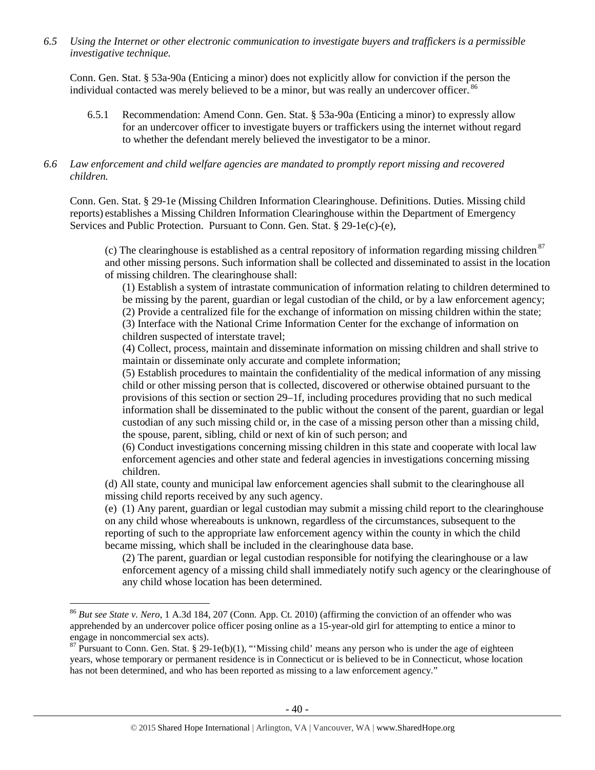*6.5 Using the Internet or other electronic communication to investigate buyers and traffickers is a permissible investigative technique.*

Conn. Gen. Stat. § 53a-90a (Enticing a minor) does not explicitly allow for conviction if the person the individual contacted was merely believed to be a minor, but was really an undercover officer.[86]

6.5.1 Recommendation: Amend Conn. Gen. Stat. § 53a-90a (Enticing a minor) to expressly allow for an undercover officer to investigate buyers or traffickers using the internet without regard to whether the defendant merely believed the investigator to be a minor.

*6.6 Law enforcement and child welfare agencies are mandated to promptly report missing and recovered children.*

Conn. Gen. Stat. § 29-1e (Missing Children Information Clearinghouse. Definitions. Duties. Missing child reports) establishes a Missing Children Information Clearinghouse within the Department of Emergency Services and Public Protection. Pursuant to Conn. Gen. Stat. § 29-1e(c)-(e),

> (c) The clearinghouse is established as a central repository of information regarding missing children[87] and other missing persons. Such information shall be collected and disseminated to assist in the location of missing children. The clearinghouse shall:
>
> (1) Establish a system of intrastate communication of information relating to children determined to be missing by the parent, guardian or legal custodian of the child, or by a law enforcement agency;
>
> (2) Provide a centralized file for the exchange of information on missing children within the state;
>
> (3) Interface with the National Crime Information Center for the exchange of information on children suspected of interstate travel;
>
> (4) Collect, process, maintain and disseminate information on missing children and shall strive to maintain or disseminate only accurate and complete information;
>
> (5) Establish procedures to maintain the confidentiality of the medical information of any missing child or other missing person that is collected, discovered or otherwise obtained pursuant to the provisions of this section or section 29–1f, including procedures providing that no such medical information shall be disseminated to the public without the consent of the parent, guardian or legal custodian of any such missing child or, in the case of a missing person other than a missing child, the spouse, parent, sibling, child or next of kin of such person; and
>
> (6) Conduct investigations concerning missing children in this state and cooperate with local law enforcement agencies and other state and federal agencies in investigations concerning missing children.
>
> (d) All state, county and municipal law enforcement agencies shall submit to the clearinghouse all missing child reports received by any such agency.
>
> (e) (1) Any parent, guardian or legal custodian may submit a missing child report to the clearinghouse on any child whose whereabouts is unknown, regardless of the circumstances, subsequent to the reporting of such to the appropriate law enforcement agency within the county in which the child became missing, which shall be included in the clearinghouse data base.
>
> (2) The parent, guardian or legal custodian responsible for notifying the clearinghouse or a law enforcement agency of a missing child shall immediately notify such agency or the clearinghouse of any child whose location has been determined.

---

[86] *But see State v. Nero*, 1 A.3d 184, 207 (Conn. App. Ct. 2010) (affirming the conviction of an offender who was apprehended by an undercover police officer posing online as a 15-year-old girl for attempting to entice a minor to engage in noncommercial sex acts).

[87] Pursuant to Conn. Gen. Stat. § 29-1e(b)(1), "'Missing child' means any person who is under the age of eighteen years, whose temporary or permanent residence is in Connecticut or is believed to be in Connecticut, whose location has not been determined, and who has been reported as missing to a law enforcement agency."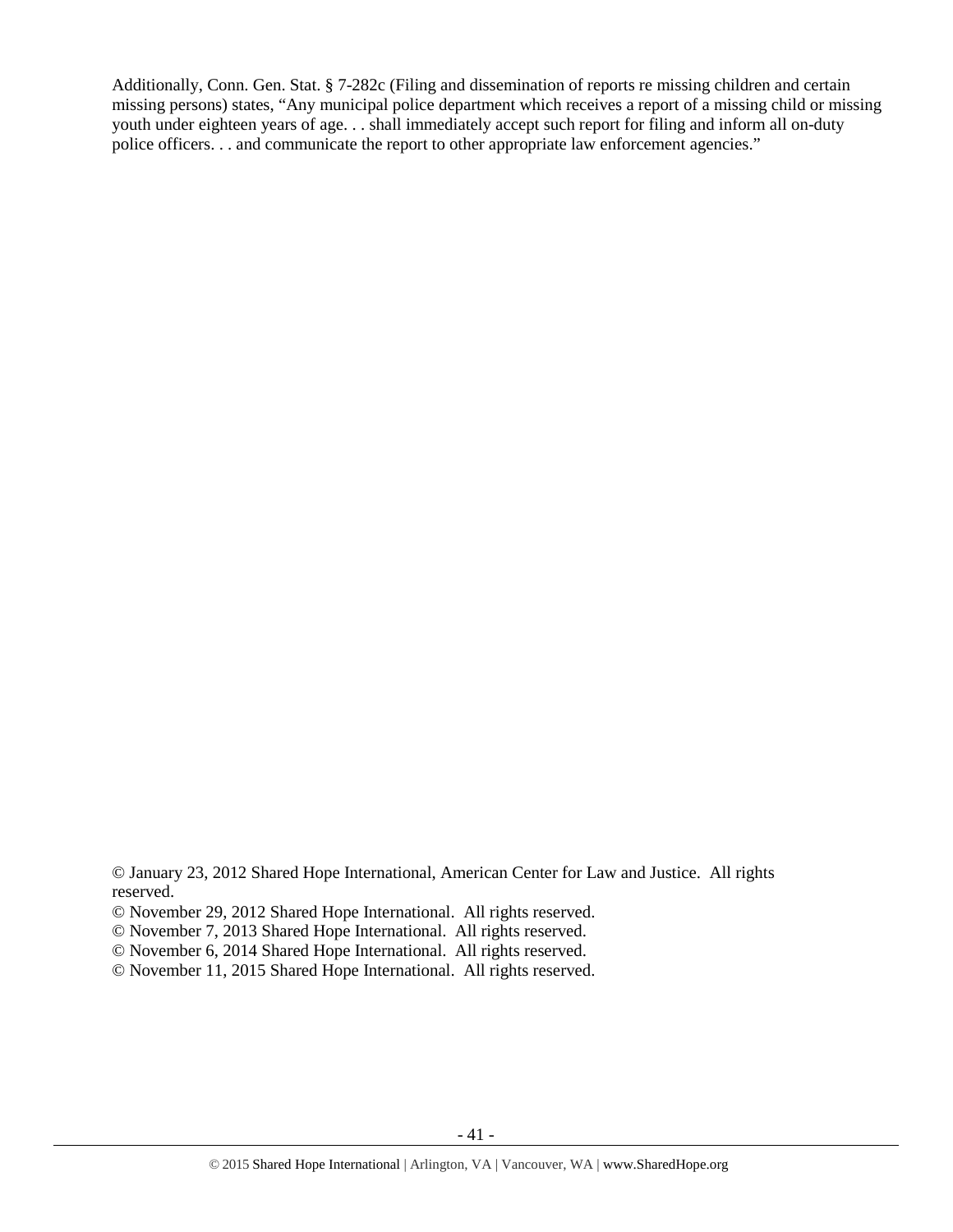Additionally, Conn. Gen. Stat. § 7-282c (Filing and dissemination of reports re missing children and certain missing persons) states, "Any municipal police department which receives a report of a missing child or missing youth under eighteen years of age. . . shall immediately accept such report for filing and inform all on-duty police officers. . . and communicate the report to other appropriate law enforcement agencies."

© January 23, 2012 Shared Hope International, American Center for Law and Justice. All rights reserved.

© November 29, 2012 Shared Hope International. All rights reserved.

© November 7, 2013 Shared Hope International. All rights reserved.

© November 6, 2014 Shared Hope International. All rights reserved.

© November 11, 2015 Shared Hope International. All rights reserved.